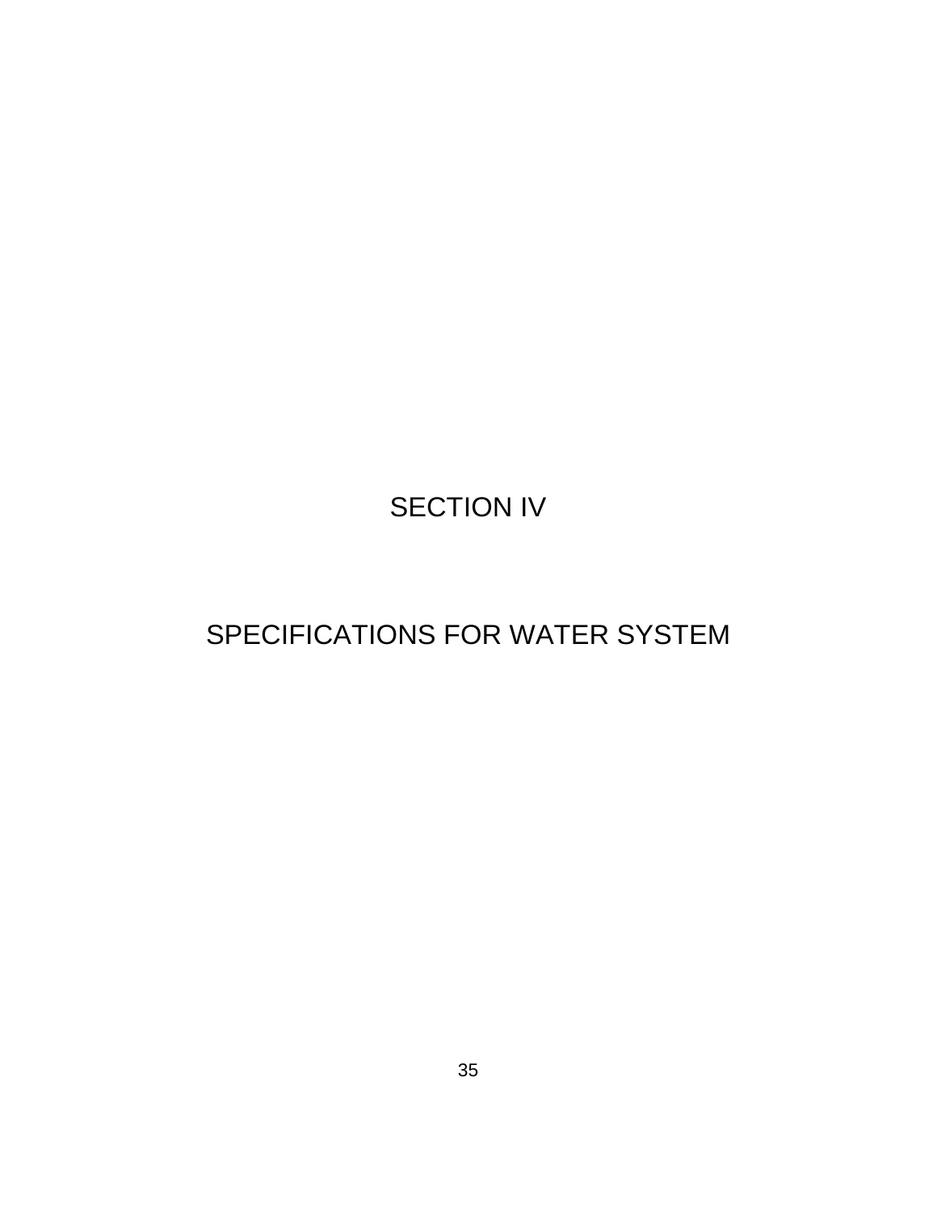# SECTION IV

# SPECIFICATIONS FOR WATER SYSTEM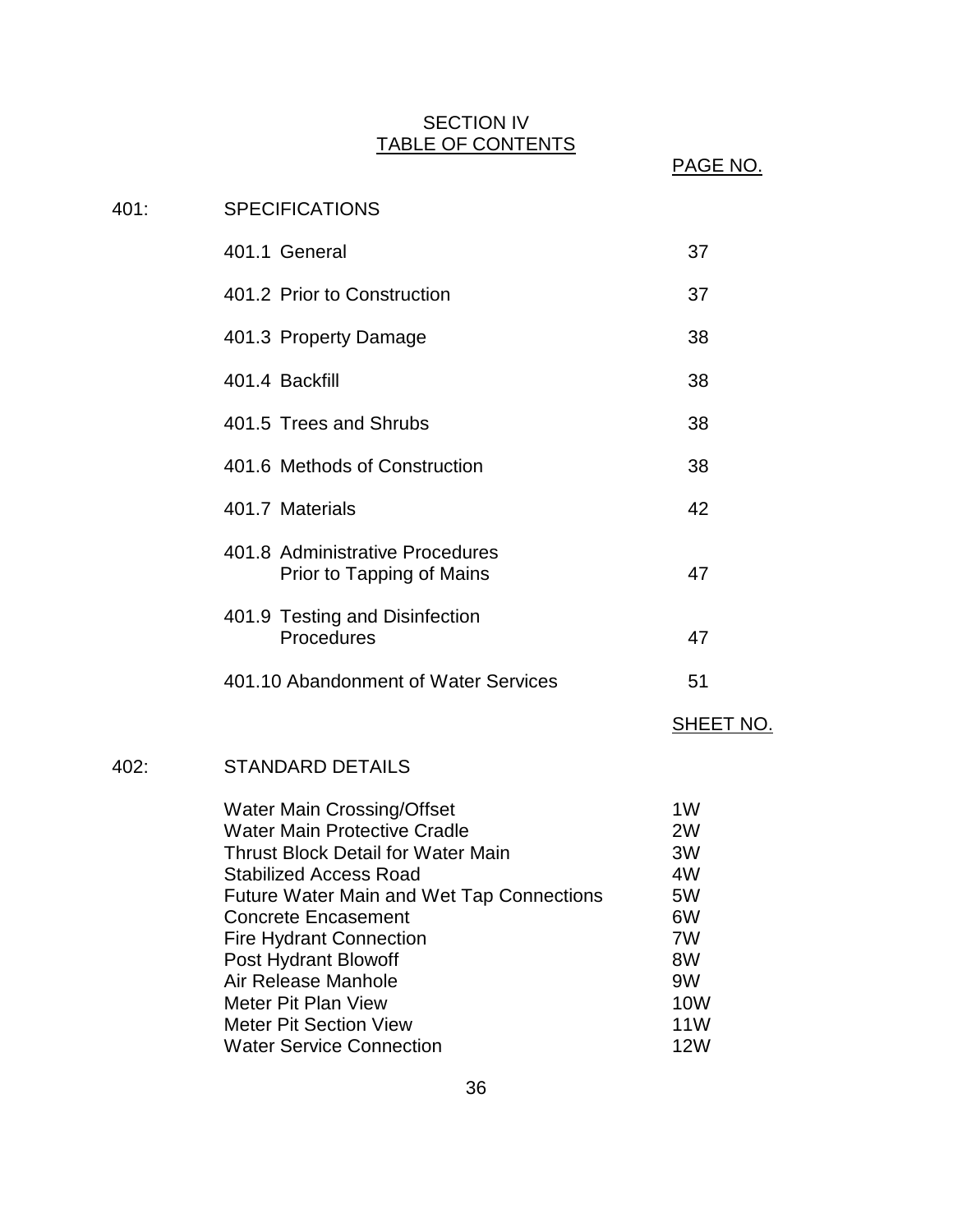# SECTION IV

## TABLE OF CONTENTS

| | | PAGE NO. |
|---|---|---|
| 401: | SPECIFICATIONS | |
| | 401.1 General | 37 |
| | 401.2 Prior to Construction | 37 |
| | 401.3 Property Damage | 38 |
| | 401.4 Backfill | 38 |
| | 401.5 Trees and Shrubs | 38 |
| | 401.6 Methods of Construction | 38 |
| | 401.7 Materials | 42 |
| | 401.8 Administrative Procedures Prior to Tapping of Mains | 47 |
| | 401.9 Testing and Disinfection Procedures | 47 |
| | 401.10 Abandonment of Water Services | 51 |

| | | SHEET NO. |
|---|---|---|
| 402: | STANDARD DETAILS | |
| | Water Main Crossing/Offset | 1W |
| | Water Main Protective Cradle | 2W |
| | Thrust Block Detail for Water Main | 3W |
| | Stabilized Access Road | 4W |
| | Future Water Main and Wet Tap Connections | 5W |
| | Concrete Encasement | 6W |
| | Fire Hydrant Connection | 7W |
| | Post Hydrant Blowoff | 8W |
| | Air Release Manhole | 9W |
| | Meter Pit Plan View | 10W |
| | Meter Pit Section View | 11W |
| | Water Service Connection | 12W |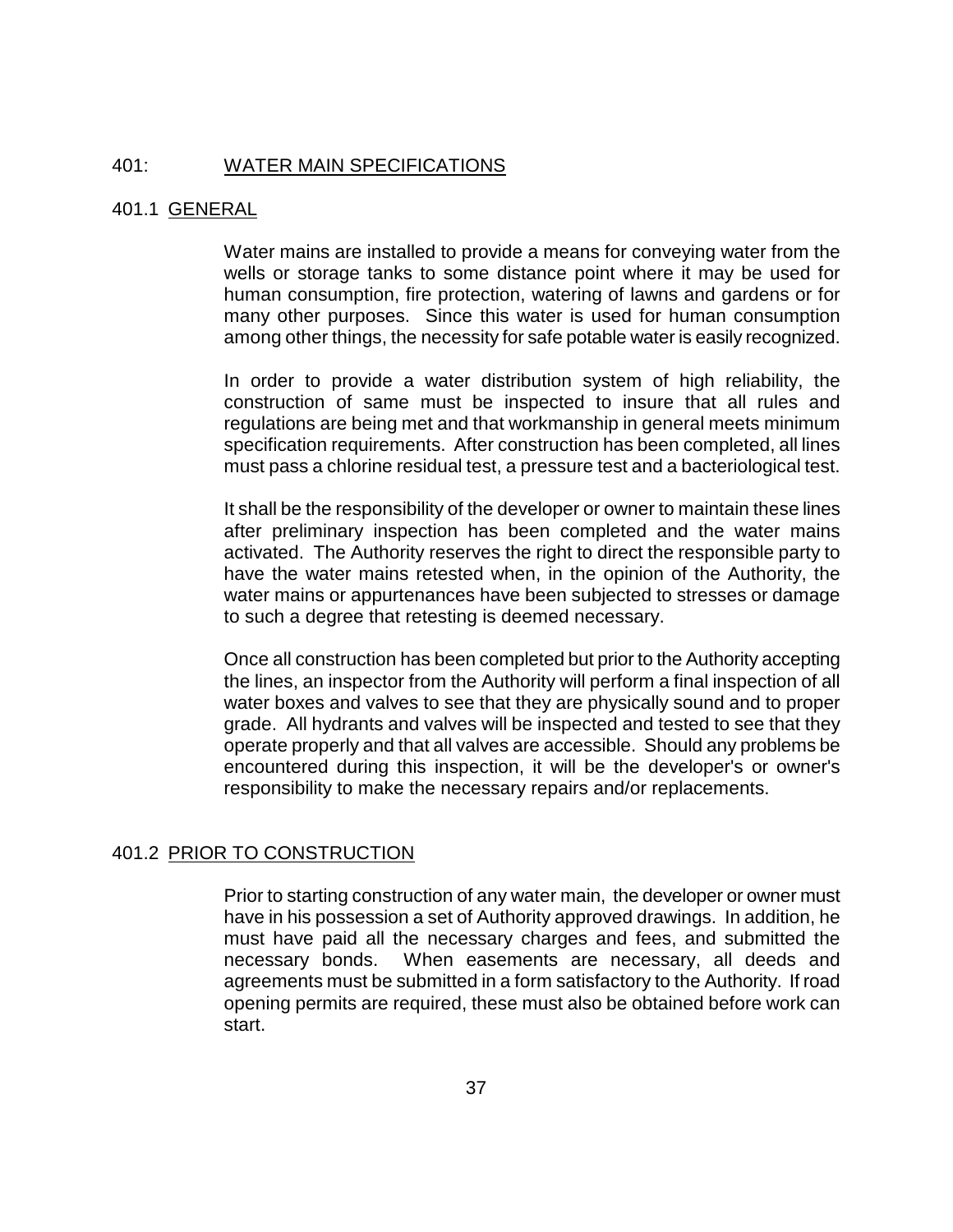# 401: WATER MAIN SPECIFICATIONS

## 401.1 GENERAL

Water mains are installed to provide a means for conveying water from the wells or storage tanks to some distance point where it may be used for human consumption, fire protection, watering of lawns and gardens or for many other purposes. Since this water is used for human consumption among other things, the necessity for safe potable water is easily recognized.

In order to provide a water distribution system of high reliability, the construction of same must be inspected to insure that all rules and regulations are being met and that workmanship in general meets minimum specification requirements. After construction has been completed, all lines must pass a chlorine residual test, a pressure test and a bacteriological test.

It shall be the responsibility of the developer or owner to maintain these lines after preliminary inspection has been completed and the water mains activated. The Authority reserves the right to direct the responsible party to have the water mains retested when, in the opinion of the Authority, the water mains or appurtenances have been subjected to stresses or damage to such a degree that retesting is deemed necessary.

Once all construction has been completed but prior to the Authority accepting the lines, an inspector from the Authority will perform a final inspection of all water boxes and valves to see that they are physically sound and to proper grade. All hydrants and valves will be inspected and tested to see that they operate properly and that all valves are accessible. Should any problems be encountered during this inspection, it will be the developer's or owner's responsibility to make the necessary repairs and/or replacements.

## 401.2 PRIOR TO CONSTRUCTION

Prior to starting construction of any water main, the developer or owner must have in his possession a set of Authority approved drawings. In addition, he must have paid all the necessary charges and fees, and submitted the necessary bonds. When easements are necessary, all deeds and agreements must be submitted in a form satisfactory to the Authority. If road opening permits are required, these must also be obtained before work can start.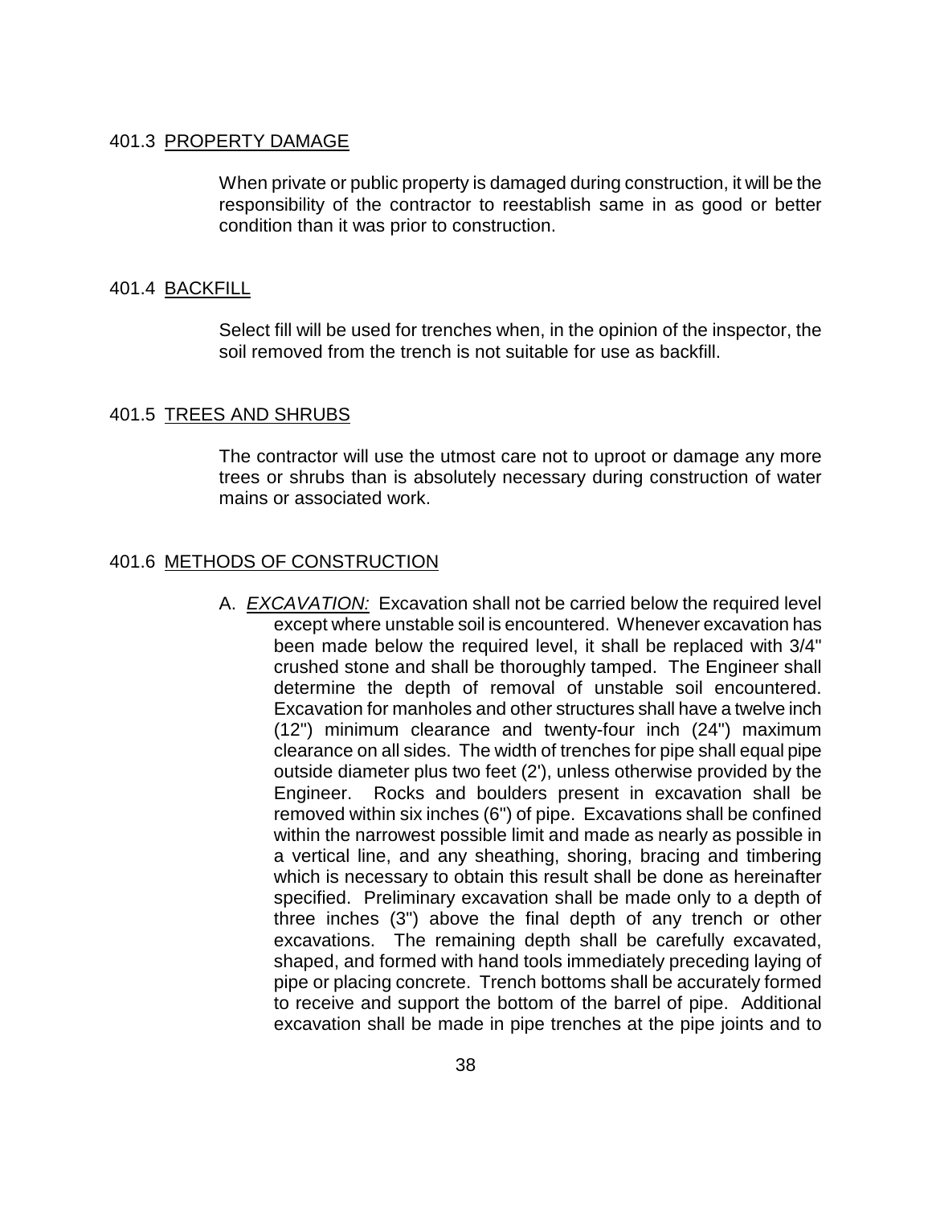### 401.3 PROPERTY DAMAGE

When private or public property is damaged during construction, it will be the responsibility of the contractor to reestablish same in as good or better condition than it was prior to construction.

### 401.4 BACKFILL

Select fill will be used for trenches when, in the opinion of the inspector, the soil removed from the trench is not suitable for use as backfill.

### 401.5 TREES AND SHRUBS

The contractor will use the utmost care not to uproot or damage any more trees or shrubs than is absolutely necessary during construction of water mains or associated work.

### 401.6 METHODS OF CONSTRUCTION

A. ***EXCAVATION:*** Excavation shall not be carried below the required level except where unstable soil is encountered. Whenever excavation has been made below the required level, it shall be replaced with 3/4" crushed stone and shall be thoroughly tamped. The Engineer shall determine the depth of removal of unstable soil encountered. Excavation for manholes and other structures shall have a twelve inch (12") minimum clearance and twenty-four inch (24") maximum clearance on all sides. The width of trenches for pipe shall equal pipe outside diameter plus two feet (2'), unless otherwise provided by the Engineer. Rocks and boulders present in excavation shall be removed within six inches (6") of pipe. Excavations shall be confined within the narrowest possible limit and made as nearly as possible in a vertical line, and any sheathing, shoring, bracing and timbering which is necessary to obtain this result shall be done as hereinafter specified. Preliminary excavation shall be made only to a depth of three inches (3") above the final depth of any trench or other excavations. The remaining depth shall be carefully excavated, shaped, and formed with hand tools immediately preceding laying of pipe or placing concrete. Trench bottoms shall be accurately formed to receive and support the bottom of the barrel of pipe. Additional excavation shall be made in pipe trenches at the pipe joints and to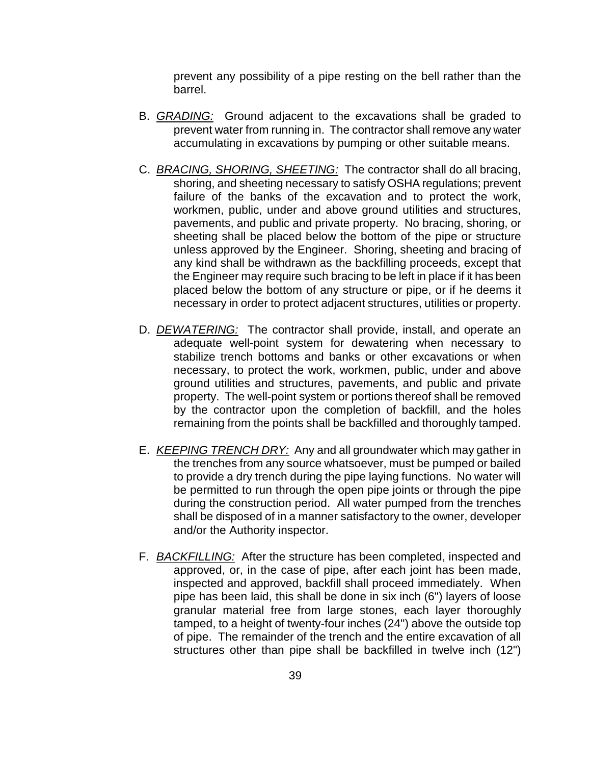prevent any possibility of a pipe resting on the bell rather than the barrel.

B. *GRADING:* Ground adjacent to the excavations shall be graded to prevent water from running in. The contractor shall remove any water accumulating in excavations by pumping or other suitable means.

C. *BRACING, SHORING, SHEETING:* The contractor shall do all bracing, shoring, and sheeting necessary to satisfy OSHA regulations; prevent failure of the banks of the excavation and to protect the work, workmen, public, under and above ground utilities and structures, pavements, and public and private property. No bracing, shoring, or sheeting shall be placed below the bottom of the pipe or structure unless approved by the Engineer. Shoring, sheeting and bracing of any kind shall be withdrawn as the backfilling proceeds, except that the Engineer may require such bracing to be left in place if it has been placed below the bottom of any structure or pipe, or if he deems it necessary in order to protect adjacent structures, utilities or property.

D. *DEWATERING:* The contractor shall provide, install, and operate an adequate well-point system for dewatering when necessary to stabilize trench bottoms and banks or other excavations or when necessary, to protect the work, workmen, public, under and above ground utilities and structures, pavements, and public and private property. The well-point system or portions thereof shall be removed by the contractor upon the completion of backfill, and the holes remaining from the points shall be backfilled and thoroughly tamped.

E. *KEEPING TRENCH DRY:* Any and all groundwater which may gather in the trenches from any source whatsoever, must be pumped or bailed to provide a dry trench during the pipe laying functions. No water will be permitted to run through the open pipe joints or through the pipe during the construction period. All water pumped from the trenches shall be disposed of in a manner satisfactory to the owner, developer and/or the Authority inspector.

F. *BACKFILLING:* After the structure has been completed, inspected and approved, or, in the case of pipe, after each joint has been made, inspected and approved, backfill shall proceed immediately. When pipe has been laid, this shall be done in six inch (6") layers of loose granular material free from large stones, each layer thoroughly tamped, to a height of twenty-four inches (24") above the outside top of pipe. The remainder of the trench and the entire excavation of all structures other than pipe shall be backfilled in twelve inch (12")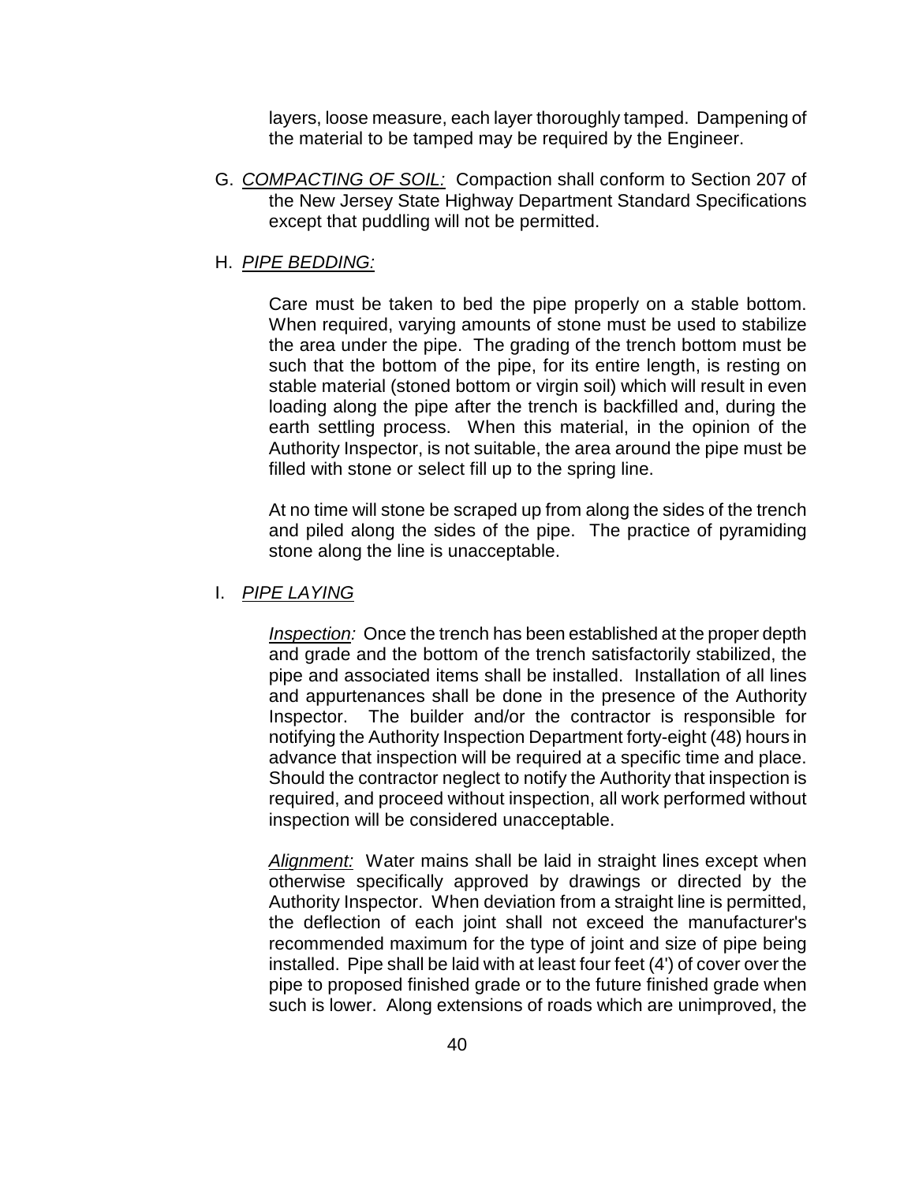layers, loose measure, each layer thoroughly tamped. Dampening of the material to be tamped may be required by the Engineer.

G. *COMPACTING OF SOIL:* Compaction shall conform to Section 207 of the New Jersey State Highway Department Standard Specifications except that puddling will not be permitted.

H. *PIPE BEDDING:*

Care must be taken to bed the pipe properly on a stable bottom. When required, varying amounts of stone must be used to stabilize the area under the pipe. The grading of the trench bottom must be such that the bottom of the pipe, for its entire length, is resting on stable material (stoned bottom or virgin soil) which will result in even loading along the pipe after the trench is backfilled and, during the earth settling process. When this material, in the opinion of the Authority Inspector, is not suitable, the area around the pipe must be filled with stone or select fill up to the spring line.

At no time will stone be scraped up from along the sides of the trench and piled along the sides of the pipe. The practice of pyramiding stone along the line is unacceptable.

I. *PIPE LAYING*

*Inspection:* Once the trench has been established at the proper depth and grade and the bottom of the trench satisfactorily stabilized, the pipe and associated items shall be installed. Installation of all lines and appurtenances shall be done in the presence of the Authority Inspector. The builder and/or the contractor is responsible for notifying the Authority Inspection Department forty-eight (48) hours in advance that inspection will be required at a specific time and place. Should the contractor neglect to notify the Authority that inspection is required, and proceed without inspection, all work performed without inspection will be considered unacceptable.

*Alignment:* Water mains shall be laid in straight lines except when otherwise specifically approved by drawings or directed by the Authority Inspector. When deviation from a straight line is permitted, the deflection of each joint shall not exceed the manufacturer's recommended maximum for the type of joint and size of pipe being installed. Pipe shall be laid with at least four feet (4') of cover over the pipe to proposed finished grade or to the future finished grade when such is lower. Along extensions of roads which are unimproved, the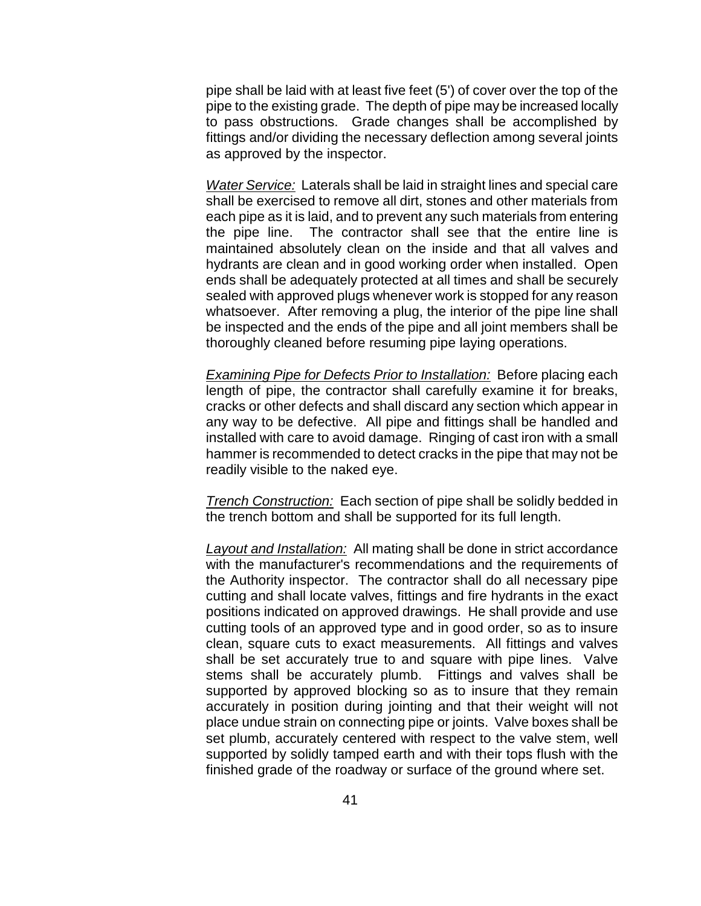pipe shall be laid with at least five feet (5') of cover over the top of the pipe to the existing grade. The depth of pipe may be increased locally to pass obstructions. Grade changes shall be accomplished by fittings and/or dividing the necessary deflection among several joints as approved by the inspector.

*Water Service:* Laterals shall be laid in straight lines and special care shall be exercised to remove all dirt, stones and other materials from each pipe as it is laid, and to prevent any such materials from entering the pipe line. The contractor shall see that the entire line is maintained absolutely clean on the inside and that all valves and hydrants are clean and in good working order when installed. Open ends shall be adequately protected at all times and shall be securely sealed with approved plugs whenever work is stopped for any reason whatsoever. After removing a plug, the interior of the pipe line shall be inspected and the ends of the pipe and all joint members shall be thoroughly cleaned before resuming pipe laying operations.

*Examining Pipe for Defects Prior to Installation:* Before placing each length of pipe, the contractor shall carefully examine it for breaks, cracks or other defects and shall discard any section which appear in any way to be defective. All pipe and fittings shall be handled and installed with care to avoid damage. Ringing of cast iron with a small hammer is recommended to detect cracks in the pipe that may not be readily visible to the naked eye.

*Trench Construction:* Each section of pipe shall be solidly bedded in the trench bottom and shall be supported for its full length.

*Layout and Installation:* All mating shall be done in strict accordance with the manufacturer's recommendations and the requirements of the Authority inspector. The contractor shall do all necessary pipe cutting and shall locate valves, fittings and fire hydrants in the exact positions indicated on approved drawings. He shall provide and use cutting tools of an approved type and in good order, so as to insure clean, square cuts to exact measurements. All fittings and valves shall be set accurately true to and square with pipe lines. Valve stems shall be accurately plumb. Fittings and valves shall be supported by approved blocking so as to insure that they remain accurately in position during jointing and that their weight will not place undue strain on connecting pipe or joints. Valve boxes shall be set plumb, accurately centered with respect to the valve stem, well supported by solidly tamped earth and with their tops flush with the finished grade of the roadway or surface of the ground where set.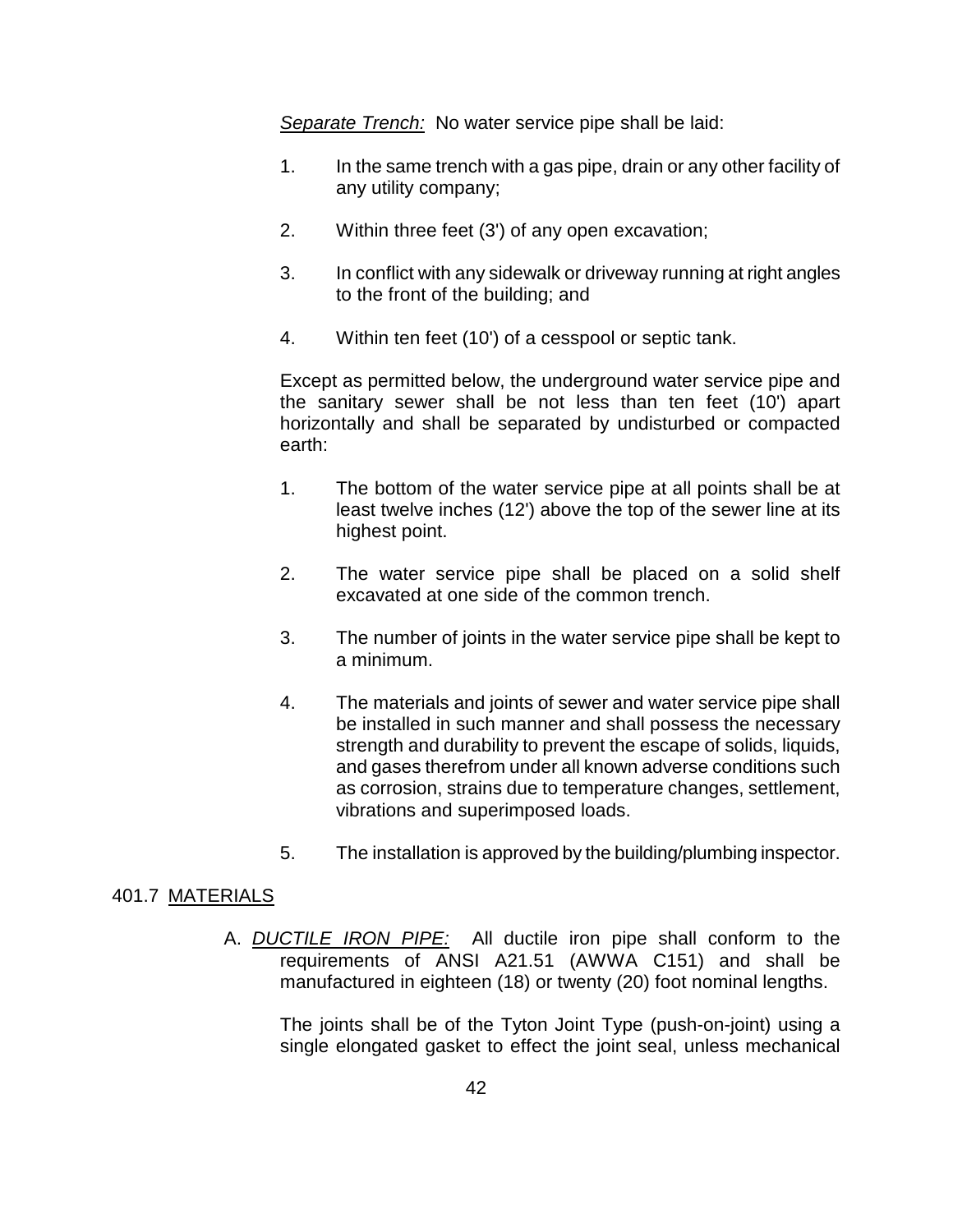*Separate Trench:* No water service pipe shall be laid:

1. In the same trench with a gas pipe, drain or any other facility of any utility company;
2. Within three feet (3') of any open excavation;
3. In conflict with any sidewalk or driveway running at right angles to the front of the building; and
4. Within ten feet (10') of a cesspool or septic tank.

Except as permitted below, the underground water service pipe and the sanitary sewer shall be not less than ten feet (10') apart horizontally and shall be separated by undisturbed or compacted earth:

1. The bottom of the water service pipe at all points shall be at least twelve inches (12') above the top of the sewer line at its highest point.
2. The water service pipe shall be placed on a solid shelf excavated at one side of the common trench.
3. The number of joints in the water service pipe shall be kept to a minimum.
4. The materials and joints of sewer and water service pipe shall be installed in such manner and shall possess the necessary strength and durability to prevent the escape of solids, liquids, and gases therefrom under all known adverse conditions such as corrosion, strains due to temperature changes, settlement, vibrations and superimposed loads.
5. The installation is approved by the building/plumbing inspector.

## 401.7 MATERIALS

A. ***DUCTILE IRON PIPE:*** All ductile iron pipe shall conform to the requirements of ANSI A21.51 (AWWA C151) and shall be manufactured in eighteen (18) or twenty (20) foot nominal lengths.

The joints shall be of the Tyton Joint Type (push-on-joint) using a single elongated gasket to effect the joint seal, unless mechanical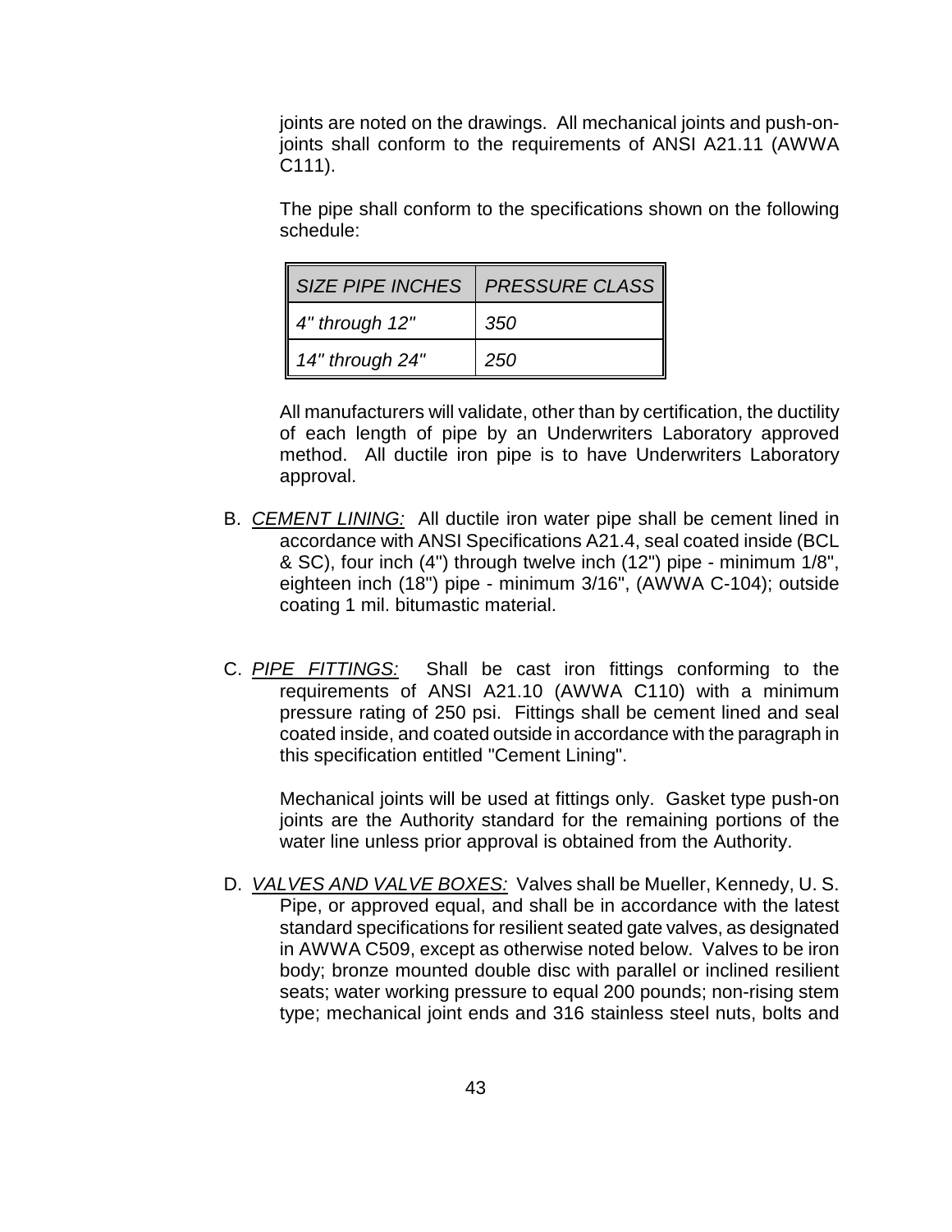joints are noted on the drawings. All mechanical joints and push-on-joints shall conform to the requirements of ANSI A21.11 (AWWA C111).

The pipe shall conform to the specifications shown on the following schedule:

| *SIZE PIPE INCHES* | *PRESSURE CLASS* |
|---|---|
| *4" through 12"* | *350* |
| *14" through 24"* | *250* |

All manufacturers will validate, other than by certification, the ductility of each length of pipe by an Underwriters Laboratory approved method. All ductile iron pipe is to have Underwriters Laboratory approval.

B. *CEMENT LINING:* All ductile iron water pipe shall be cement lined in accordance with ANSI Specifications A21.4, seal coated inside (BCL & SC), four inch (4") through twelve inch (12") pipe - minimum 1/8", eighteen inch (18") pipe - minimum 3/16", (AWWA C-104); outside coating 1 mil. bitumastic material.

C. *PIPE FITTINGS:* Shall be cast iron fittings conforming to the requirements of ANSI A21.10 (AWWA C110) with a minimum pressure rating of 250 psi. Fittings shall be cement lined and seal coated inside, and coated outside in accordance with the paragraph in this specification entitled "Cement Lining".

Mechanical joints will be used at fittings only. Gasket type push-on joints are the Authority standard for the remaining portions of the water line unless prior approval is obtained from the Authority.

D. *VALVES AND VALVE BOXES:* Valves shall be Mueller, Kennedy, U. S. Pipe, or approved equal, and shall be in accordance with the latest standard specifications for resilient seated gate valves, as designated in AWWA C509, except as otherwise noted below. Valves to be iron body; bronze mounted double disc with parallel or inclined resilient seats; water working pressure to equal 200 pounds; non-rising stem type; mechanical joint ends and 316 stainless steel nuts, bolts and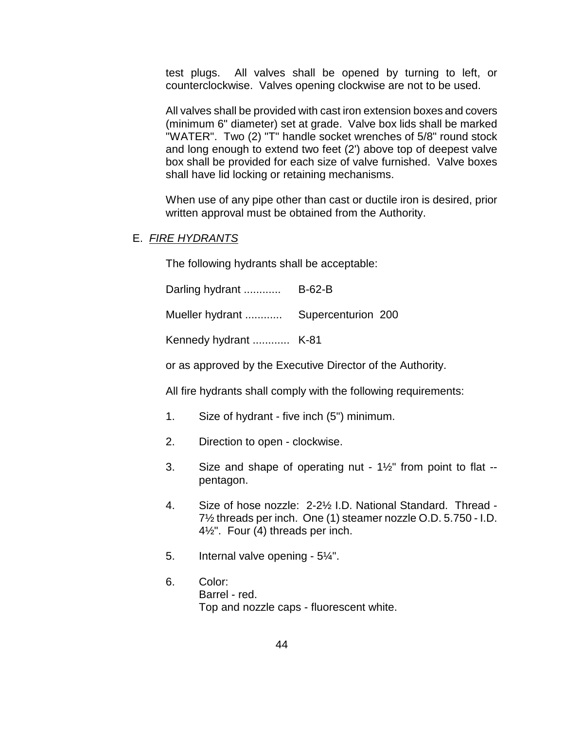test plugs. All valves shall be opened by turning to left, or counterclockwise. Valves opening clockwise are not to be used.

All valves shall be provided with cast iron extension boxes and covers (minimum 6" diameter) set at grade. Valve box lids shall be marked "WATER". Two (2) "T" handle socket wrenches of 5/8" round stock and long enough to extend two feet (2') above top of deepest valve box shall be provided for each size of valve furnished. Valve boxes shall have lid locking or retaining mechanisms.

When use of any pipe other than cast or ductile iron is desired, prior written approval must be obtained from the Authority.

E. *FIRE HYDRANTS*

The following hydrants shall be acceptable:

Darling hydrant ............ B-62-B

Mueller hydrant ............ Supercenturion 200

Kennedy hydrant ............ K-81

or as approved by the Executive Director of the Authority.

All fire hydrants shall comply with the following requirements:

1. Size of hydrant - five inch (5") minimum.
2. Direction to open - clockwise.
3. Size and shape of operating nut - 1½" from point to flat -- pentagon.
4. Size of hose nozzle: 2-2½ I.D. National Standard. Thread - 7½ threads per inch. One (1) steamer nozzle O.D. 5.750 - I.D. 4½". Four (4) threads per inch.
5. Internal valve opening - 5¼".
6. Color:
   Barrel - red.
   Top and nozzle caps - fluorescent white.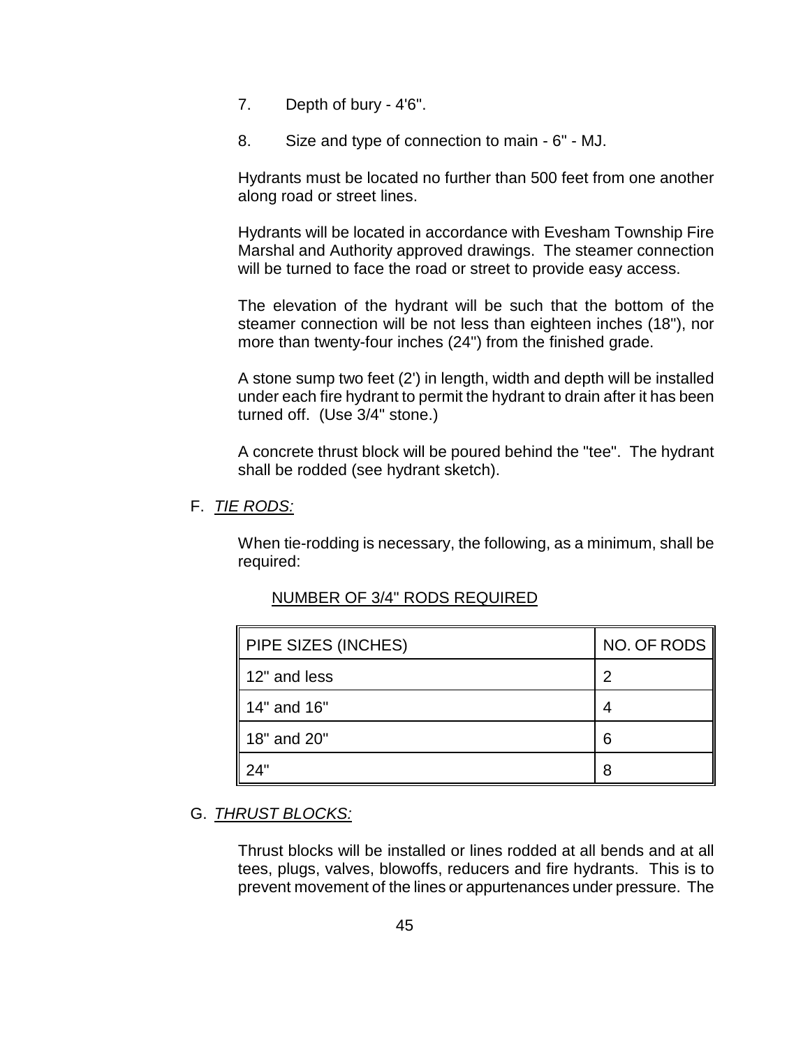7. Depth of bury - 4'6".

8. Size and type of connection to main - 6" - MJ.

Hydrants must be located no further than 500 feet from one another along road or street lines.

Hydrants will be located in accordance with Evesham Township Fire Marshal and Authority approved drawings. The steamer connection will be turned to face the road or street to provide easy access.

The elevation of the hydrant will be such that the bottom of the steamer connection will be not less than eighteen inches (18"), nor more than twenty-four inches (24") from the finished grade.

A stone sump two feet (2') in length, width and depth will be installed under each fire hydrant to permit the hydrant to drain after it has been turned off. (Use 3/4" stone.)

A concrete thrust block will be poured behind the "tee". The hydrant shall be rodded (see hydrant sketch).

F. *TIE RODS:*

When tie-rodding is necessary, the following, as a minimum, shall be required:

NUMBER OF 3/4" RODS REQUIRED

| PIPE SIZES (INCHES) | NO. OF RODS |
|---|---|
| 12" and less | 2 |
| 14" and 16" | 4 |
| 18" and 20" | 6 |
| 24" | 8 |

G. *THRUST BLOCKS:*

Thrust blocks will be installed or lines rodded at all bends and at all tees, plugs, valves, blowoffs, reducers and fire hydrants. This is to prevent movement of the lines or appurtenances under pressure. The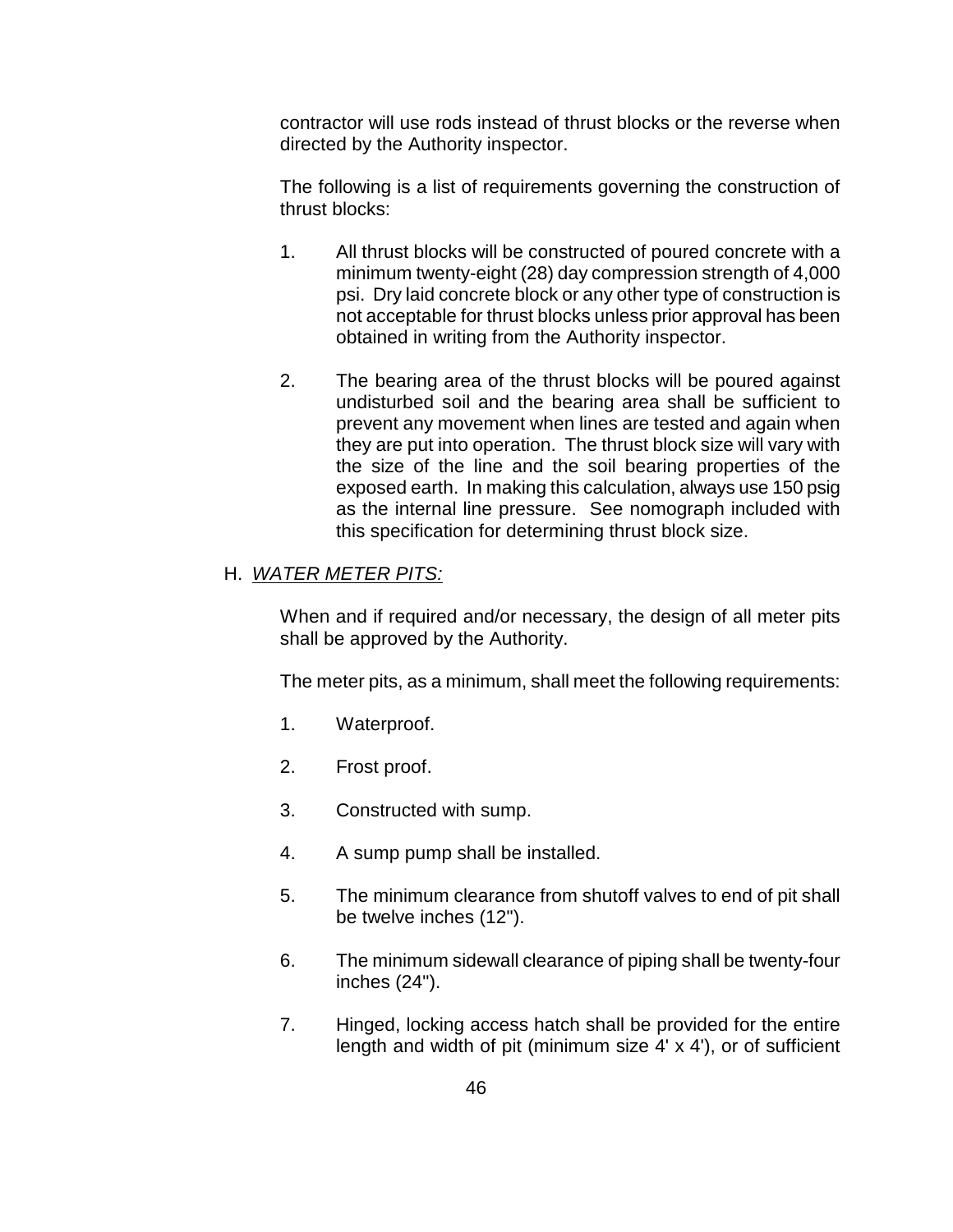contractor will use rods instead of thrust blocks or the reverse when directed by the Authority inspector.

The following is a list of requirements governing the construction of thrust blocks:

1. All thrust blocks will be constructed of poured concrete with a minimum twenty-eight (28) day compression strength of 4,000 psi. Dry laid concrete block or any other type of construction is not acceptable for thrust blocks unless prior approval has been obtained in writing from the Authority inspector.

2. The bearing area of the thrust blocks will be poured against undisturbed soil and the bearing area shall be sufficient to prevent any movement when lines are tested and again when they are put into operation. The thrust block size will vary with the size of the line and the soil bearing properties of the exposed earth. In making this calculation, always use 150 psig as the internal line pressure. See nomograph included with this specification for determining thrust block size.

H. *WATER METER PITS:*

When and if required and/or necessary, the design of all meter pits shall be approved by the Authority.

The meter pits, as a minimum, shall meet the following requirements:

1. Waterproof.

2. Frost proof.

3. Constructed with sump.

4. A sump pump shall be installed.

5. The minimum clearance from shutoff valves to end of pit shall be twelve inches (12").

6. The minimum sidewall clearance of piping shall be twenty-four inches (24").

7. Hinged, locking access hatch shall be provided for the entire length and width of pit (minimum size 4' x 4'), or of sufficient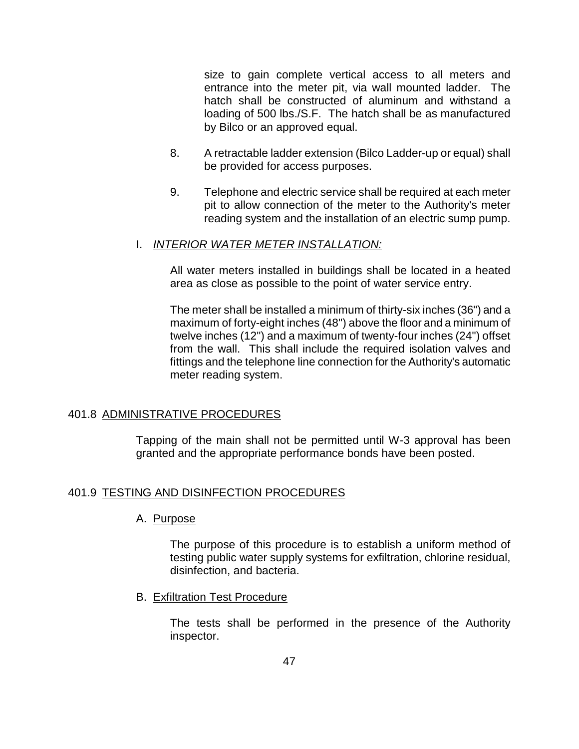size to gain complete vertical access to all meters and entrance into the meter pit, via wall mounted ladder. The hatch shall be constructed of aluminum and withstand a loading of 500 lbs./S.F. The hatch shall be as manufactured by Bilco or an approved equal.

8. A retractable ladder extension (Bilco Ladder-up or equal) shall be provided for access purposes.

9. Telephone and electric service shall be required at each meter pit to allow connection of the meter to the Authority's meter reading system and the installation of an electric sump pump.

I. *INTERIOR WATER METER INSTALLATION:*

All water meters installed in buildings shall be located in a heated area as close as possible to the point of water service entry.

The meter shall be installed a minimum of thirty-six inches (36") and a maximum of forty-eight inches (48") above the floor and a minimum of twelve inches (12") and a maximum of twenty-four inches (24") offset from the wall. This shall include the required isolation valves and fittings and the telephone line connection for the Authority's automatic meter reading system.

## 401.8 ADMINISTRATIVE PROCEDURES

Tapping of the main shall not be permitted until W-3 approval has been granted and the appropriate performance bonds have been posted.

## 401.9 TESTING AND DISINFECTION PROCEDURES

A. Purpose

The purpose of this procedure is to establish a uniform method of testing public water supply systems for exfiltration, chlorine residual, disinfection, and bacteria.

B. Exfiltration Test Procedure

The tests shall be performed in the presence of the Authority inspector.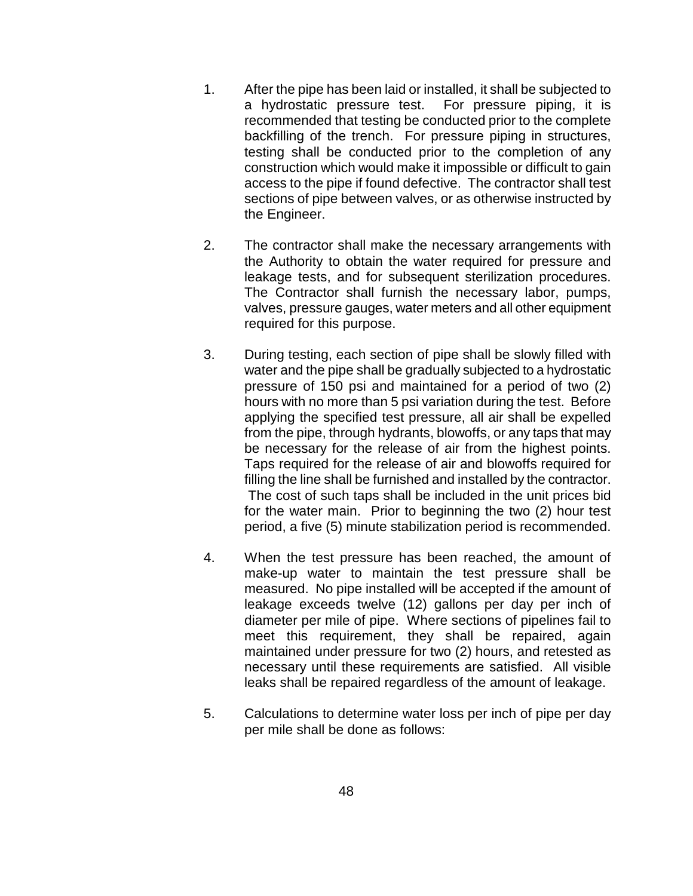1. After the pipe has been laid or installed, it shall be subjected to a hydrostatic pressure test. For pressure piping, it is recommended that testing be conducted prior to the complete backfilling of the trench. For pressure piping in structures, testing shall be conducted prior to the completion of any construction which would make it impossible or difficult to gain access to the pipe if found defective. The contractor shall test sections of pipe between valves, or as otherwise instructed by the Engineer.

2. The contractor shall make the necessary arrangements with the Authority to obtain the water required for pressure and leakage tests, and for subsequent sterilization procedures. The Contractor shall furnish the necessary labor, pumps, valves, pressure gauges, water meters and all other equipment required for this purpose.

3. During testing, each section of pipe shall be slowly filled with water and the pipe shall be gradually subjected to a hydrostatic pressure of 150 psi and maintained for a period of two (2) hours with no more than 5 psi variation during the test. Before applying the specified test pressure, all air shall be expelled from the pipe, through hydrants, blowoffs, or any taps that may be necessary for the release of air from the highest points. Taps required for the release of air and blowoffs required for filling the line shall be furnished and installed by the contractor. The cost of such taps shall be included in the unit prices bid for the water main. Prior to beginning the two (2) hour test period, a five (5) minute stabilization period is recommended.

4. When the test pressure has been reached, the amount of make-up water to maintain the test pressure shall be measured. No pipe installed will be accepted if the amount of leakage exceeds twelve (12) gallons per day per inch of diameter per mile of pipe. Where sections of pipelines fail to meet this requirement, they shall be repaired, again maintained under pressure for two (2) hours, and retested as necessary until these requirements are satisfied. All visible leaks shall be repaired regardless of the amount of leakage.

5. Calculations to determine water loss per inch of pipe per day per mile shall be done as follows: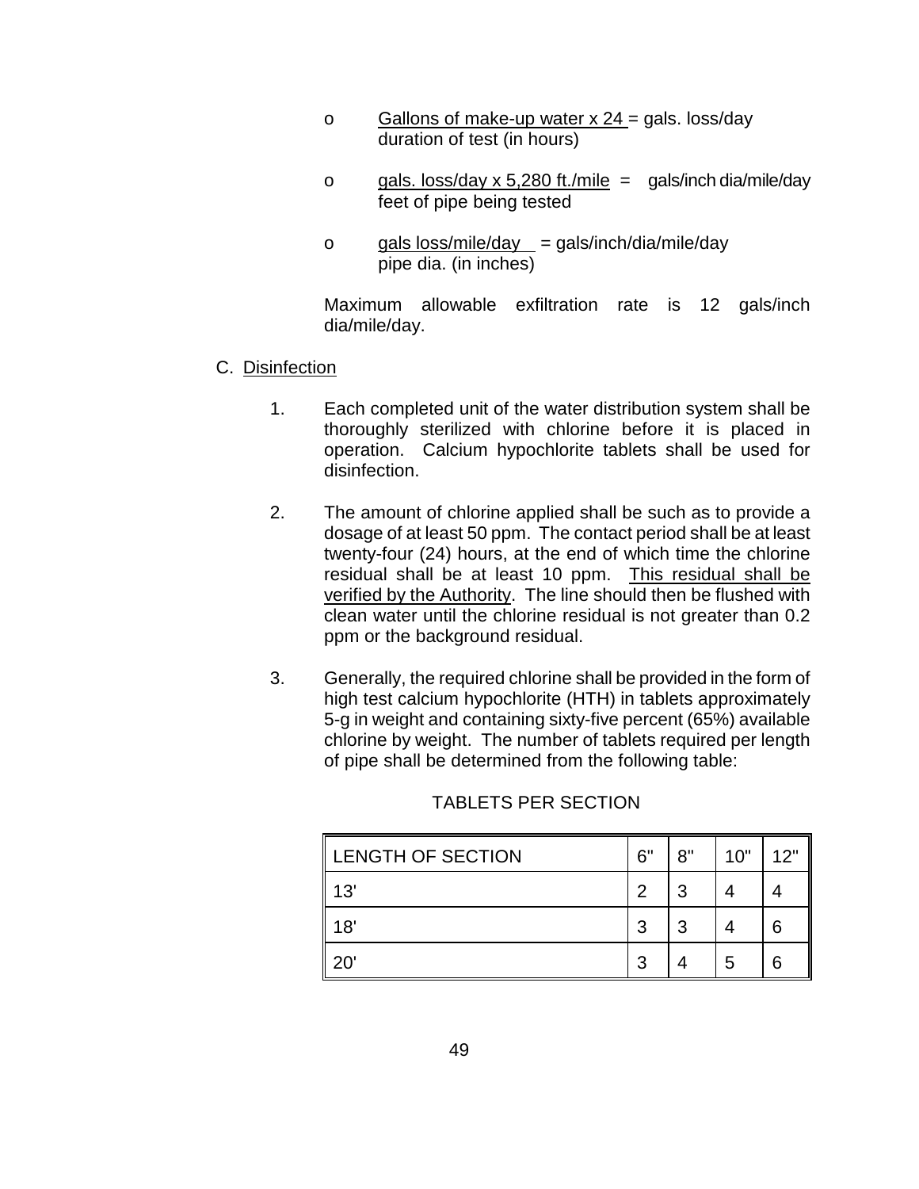- $\frac{\text{Gallons of make-up water x 24}}{\text{duration of test (in hours)}}$ = gals. loss/day

- $\frac{\text{gals. loss/day x 5,280 ft./mile}}{\text{feet of pipe being tested}}$ = gals/inch dia/mile/day

- $\frac{\text{gals loss/mile/day}}{\text{pipe dia. (in inches)}}$ = gals/inch/dia/mile/day

Maximum allowable exfiltration rate is 12 gals/inch dia/mile/day.

C. Disinfection

1. Each completed unit of the water distribution system shall be thoroughly sterilized with chlorine before it is placed in operation. Calcium hypochlorite tablets shall be used for disinfection.

2. The amount of chlorine applied shall be such as to provide a dosage of at least 50 ppm. The contact period shall be at least twenty-four (24) hours, at the end of which time the chlorine residual shall be at least 10 ppm. This residual shall be verified by the Authority. The line should then be flushed with clean water until the chlorine residual is not greater than 0.2 ppm or the background residual.

3. Generally, the required chlorine shall be provided in the form of high test calcium hypochlorite (HTH) in tablets approximately 5-g in weight and containing sixty-five percent (65%) available chlorine by weight. The number of tablets required per length of pipe shall be determined from the following table:

TABLETS PER SECTION

| LENGTH OF SECTION | 6" | 8" | 10" | 12" |
|---|---|---|---|---|
| 13' | 2 | 3 | 4 | 4 |
| 18' | 3 | 3 | 4 | 6 |
| 20' | 3 | 4 | 5 | 6 |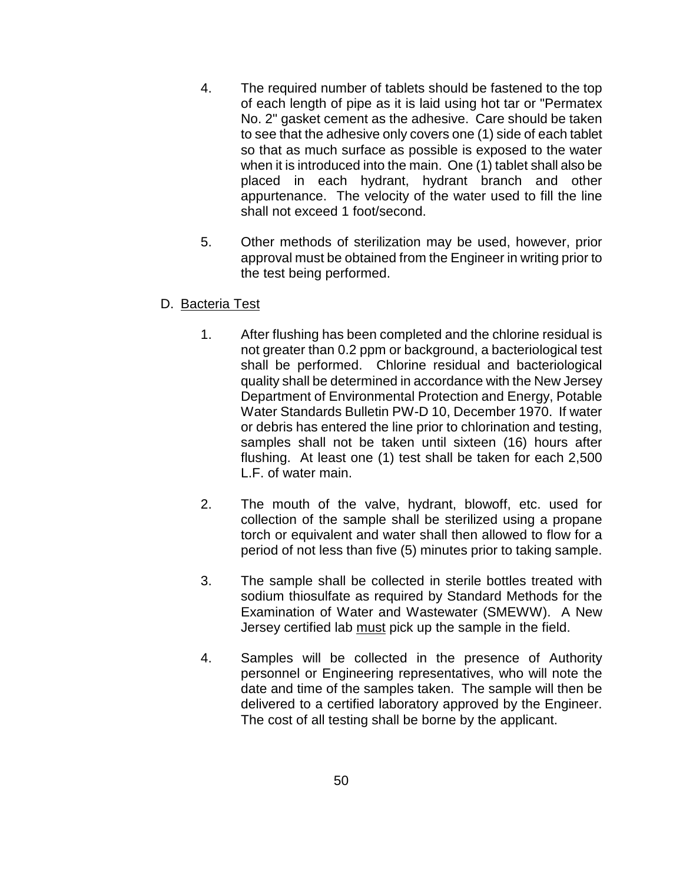4. The required number of tablets should be fastened to the top of each length of pipe as it is laid using hot tar or "Permatex No. 2" gasket cement as the adhesive. Care should be taken to see that the adhesive only covers one (1) side of each tablet so that as much surface as possible is exposed to the water when it is introduced into the main. One (1) tablet shall also be placed in each hydrant, hydrant branch and other appurtenance. The velocity of the water used to fill the line shall not exceed 1 foot/second.

5. Other methods of sterilization may be used, however, prior approval must be obtained from the Engineer in writing prior to the test being performed.

D. Bacteria Test

1. After flushing has been completed and the chlorine residual is not greater than 0.2 ppm or background, a bacteriological test shall be performed. Chlorine residual and bacteriological quality shall be determined in accordance with the New Jersey Department of Environmental Protection and Energy, Potable Water Standards Bulletin PW-D 10, December 1970. If water or debris has entered the line prior to chlorination and testing, samples shall not be taken until sixteen (16) hours after flushing. At least one (1) test shall be taken for each 2,500 L.F. of water main.

2. The mouth of the valve, hydrant, blowoff, etc. used for collection of the sample shall be sterilized using a propane torch or equivalent and water shall then allowed to flow for a period of not less than five (5) minutes prior to taking sample.

3. The sample shall be collected in sterile bottles treated with sodium thiosulfate as required by Standard Methods for the Examination of Water and Wastewater (SMEWW). A New Jersey certified lab must pick up the sample in the field.

4. Samples will be collected in the presence of Authority personnel or Engineering representatives, who will note the date and time of the samples taken. The sample will then be delivered to a certified laboratory approved by the Engineer. The cost of all testing shall be borne by the applicant.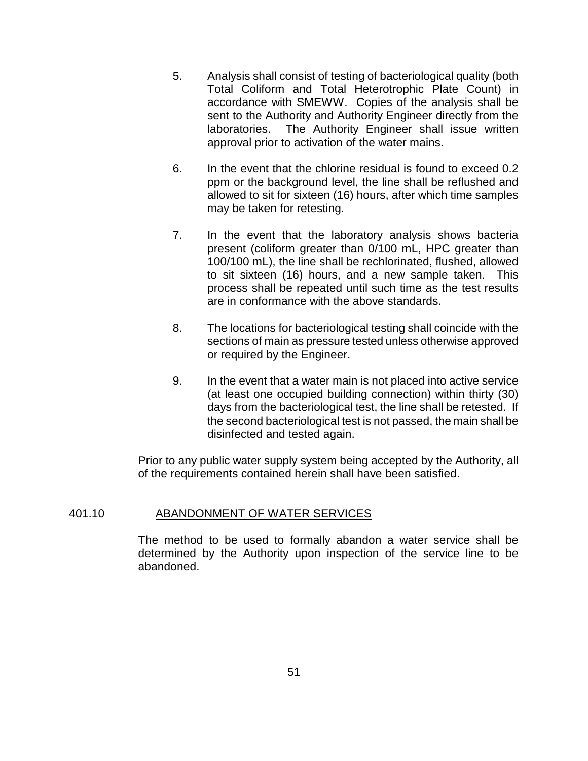5. Analysis shall consist of testing of bacteriological quality (both Total Coliform and Total Heterotrophic Plate Count) in accordance with SMEWW. Copies of the analysis shall be sent to the Authority and Authority Engineer directly from the laboratories. The Authority Engineer shall issue written approval prior to activation of the water mains.

6. In the event that the chlorine residual is found to exceed 0.2 ppm or the background level, the line shall be reflushed and allowed to sit for sixteen (16) hours, after which time samples may be taken for retesting.

7. In the event that the laboratory analysis shows bacteria present (coliform greater than 0/100 mL, HPC greater than 100/100 mL), the line shall be rechlorinated, flushed, allowed to sit sixteen (16) hours, and a new sample taken. This process shall be repeated until such time as the test results are in conformance with the above standards.

8. The locations for bacteriological testing shall coincide with the sections of main as pressure tested unless otherwise approved or required by the Engineer.

9. In the event that a water main is not placed into active service (at least one occupied building connection) within thirty (30) days from the bacteriological test, the line shall be retested. If the second bacteriological test is not passed, the main shall be disinfected and tested again.

Prior to any public water supply system being accepted by the Authority, all of the requirements contained herein shall have been satisfied.

## 401.10 ABANDONMENT OF WATER SERVICES

The method to be used to formally abandon a water service shall be determined by the Authority upon inspection of the service line to be abandoned.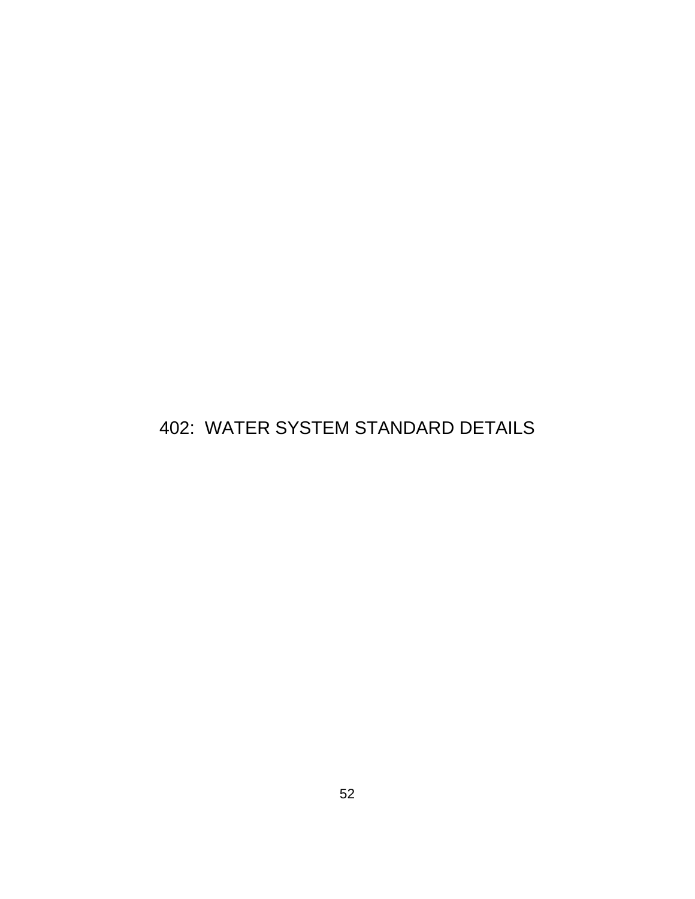# 402: WATER SYSTEM STANDARD DETAILS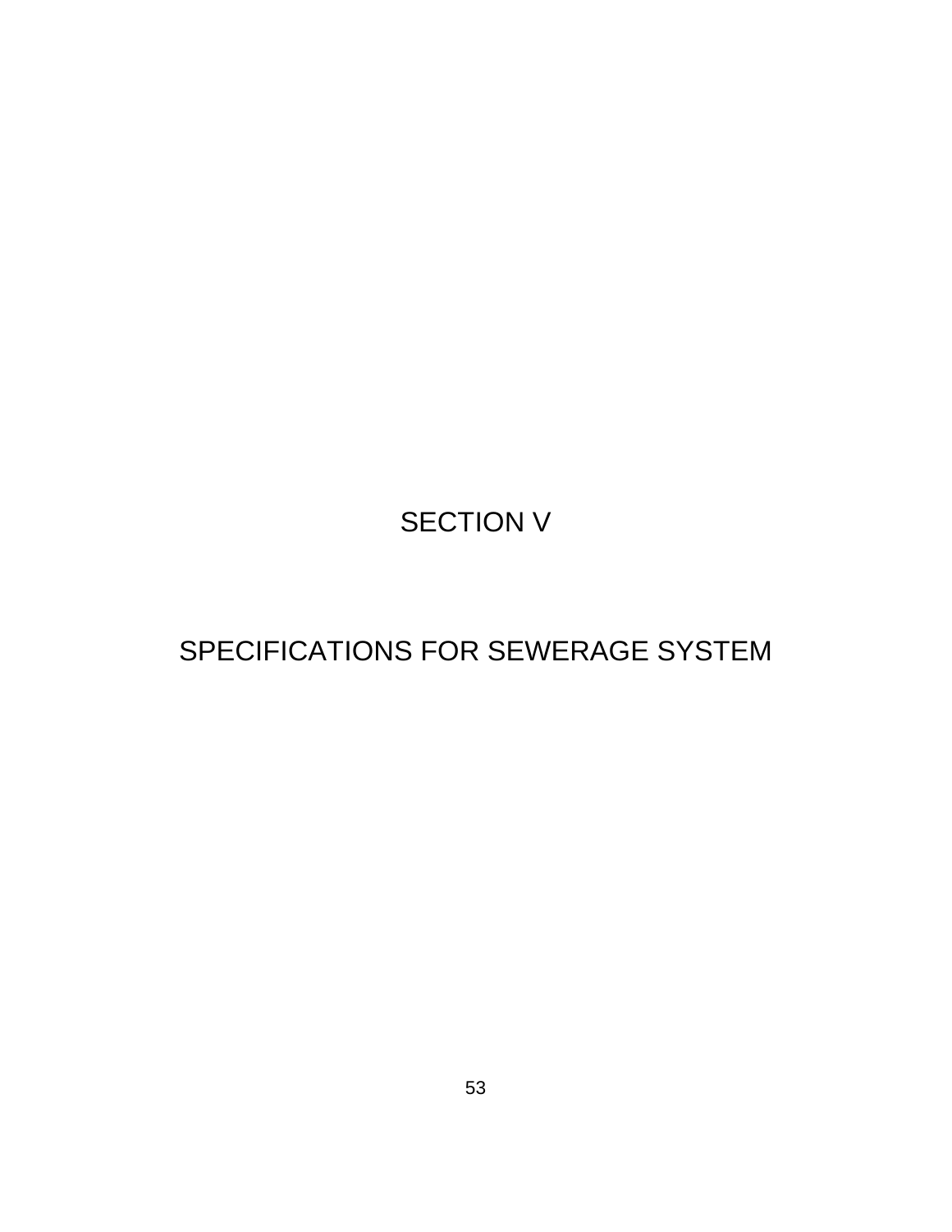# SECTION V

# SPECIFICATIONS FOR SEWERAGE SYSTEM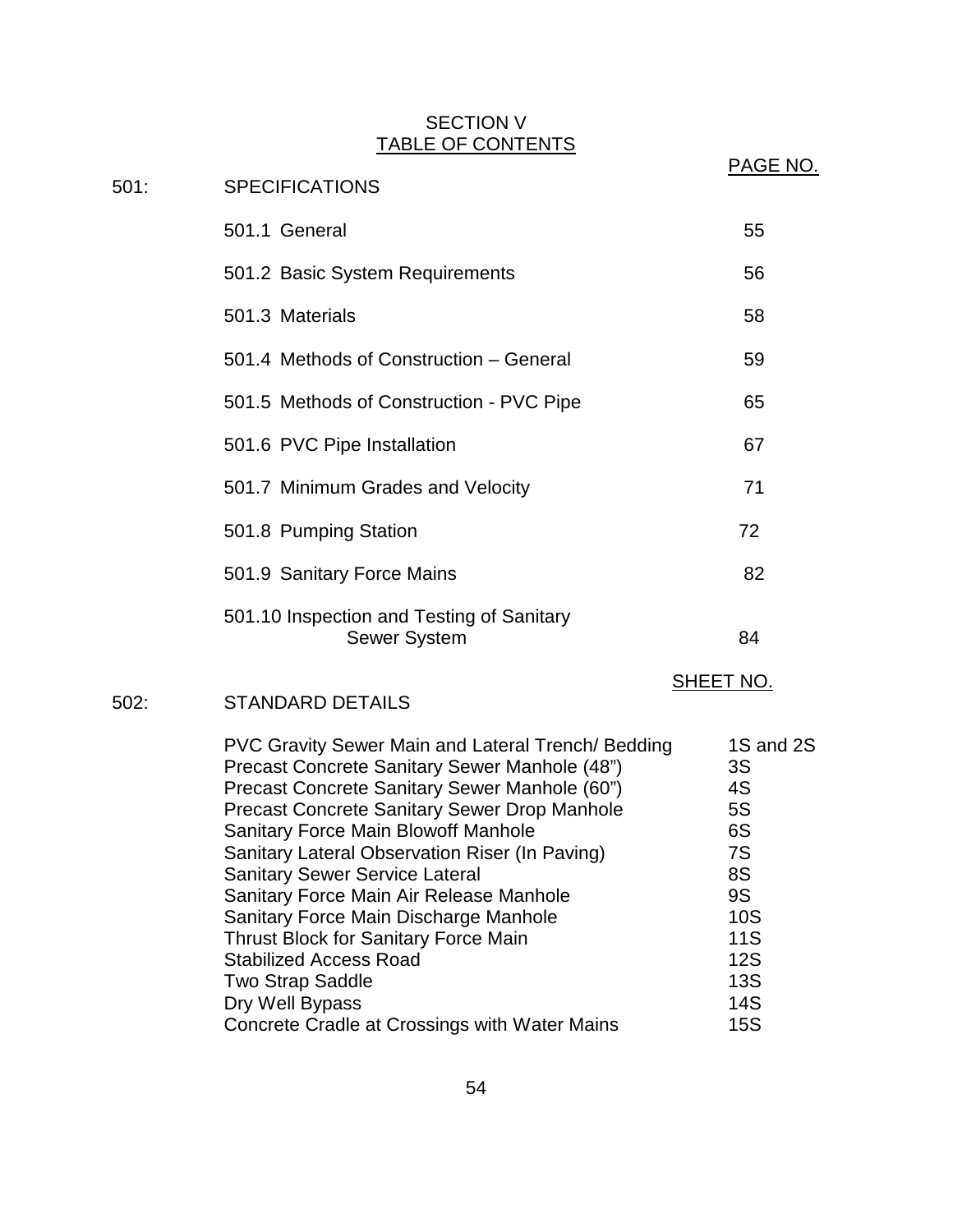# SECTION V
## TABLE OF CONTENTS

| | | PAGE NO. |
|---|---|---|
| 501: | SPECIFICATIONS | |
| | 501.1 General | 55 |
| | 501.2 Basic System Requirements | 56 |
| | 501.3 Materials | 58 |
| | 501.4 Methods of Construction – General | 59 |
| | 501.5 Methods of Construction - PVC Pipe | 65 |
| | 501.6 PVC Pipe Installation | 67 |
| | 501.7 Minimum Grades and Velocity | 71 |
| | 501.8 Pumping Station | 72 |
| | 501.9 Sanitary Force Mains | 82 |
| | 501.10 Inspection and Testing of Sanitary Sewer System | 84 |

| | | SHEET NO. |
|---|---|---|
| 502: | STANDARD DETAILS | |
| | PVC Gravity Sewer Main and Lateral Trench/ Bedding | 1S and 2S |
| | Precast Concrete Sanitary Sewer Manhole (48") | 3S |
| | Precast Concrete Sanitary Sewer Manhole (60") | 4S |
| | Precast Concrete Sanitary Sewer Drop Manhole | 5S |
| | Sanitary Force Main Blowoff Manhole | 6S |
| | Sanitary Lateral Observation Riser (In Paving) | 7S |
| | Sanitary Sewer Service Lateral | 8S |
| | Sanitary Force Main Air Release Manhole | 9S |
| | Sanitary Force Main Discharge Manhole | 10S |
| | Thrust Block for Sanitary Force Main | 11S |
| | Stabilized Access Road | 12S |
| | Two Strap Saddle | 13S |
| | Dry Well Bypass | 14S |
| | Concrete Cradle at Crossings with Water Mains | 15S |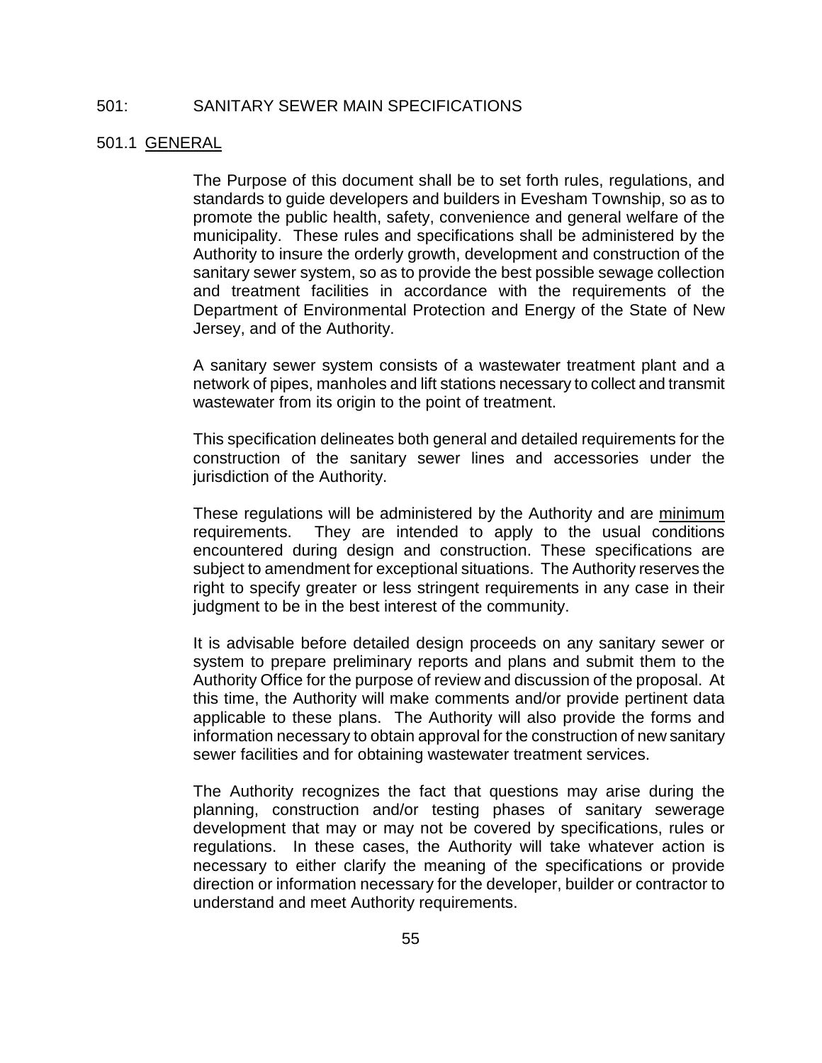# 501: SANITARY SEWER MAIN SPECIFICATIONS

## 501.1 GENERAL

The Purpose of this document shall be to set forth rules, regulations, and standards to guide developers and builders in Evesham Township, so as to promote the public health, safety, convenience and general welfare of the municipality. These rules and specifications shall be administered by the Authority to insure the orderly growth, development and construction of the sanitary sewer system, so as to provide the best possible sewage collection and treatment facilities in accordance with the requirements of the Department of Environmental Protection and Energy of the State of New Jersey, and of the Authority.

A sanitary sewer system consists of a wastewater treatment plant and a network of pipes, manholes and lift stations necessary to collect and transmit wastewater from its origin to the point of treatment.

This specification delineates both general and detailed requirements for the construction of the sanitary sewer lines and accessories under the jurisdiction of the Authority.

These regulations will be administered by the Authority and are minimum requirements. They are intended to apply to the usual conditions encountered during design and construction. These specifications are subject to amendment for exceptional situations. The Authority reserves the right to specify greater or less stringent requirements in any case in their judgment to be in the best interest of the community.

It is advisable before detailed design proceeds on any sanitary sewer or system to prepare preliminary reports and plans and submit them to the Authority Office for the purpose of review and discussion of the proposal. At this time, the Authority will make comments and/or provide pertinent data applicable to these plans. The Authority will also provide the forms and information necessary to obtain approval for the construction of new sanitary sewer facilities and for obtaining wastewater treatment services.

The Authority recognizes the fact that questions may arise during the planning, construction and/or testing phases of sanitary sewerage development that may or may not be covered by specifications, rules or regulations. In these cases, the Authority will take whatever action is necessary to either clarify the meaning of the specifications or provide direction or information necessary for the developer, builder or contractor to understand and meet Authority requirements.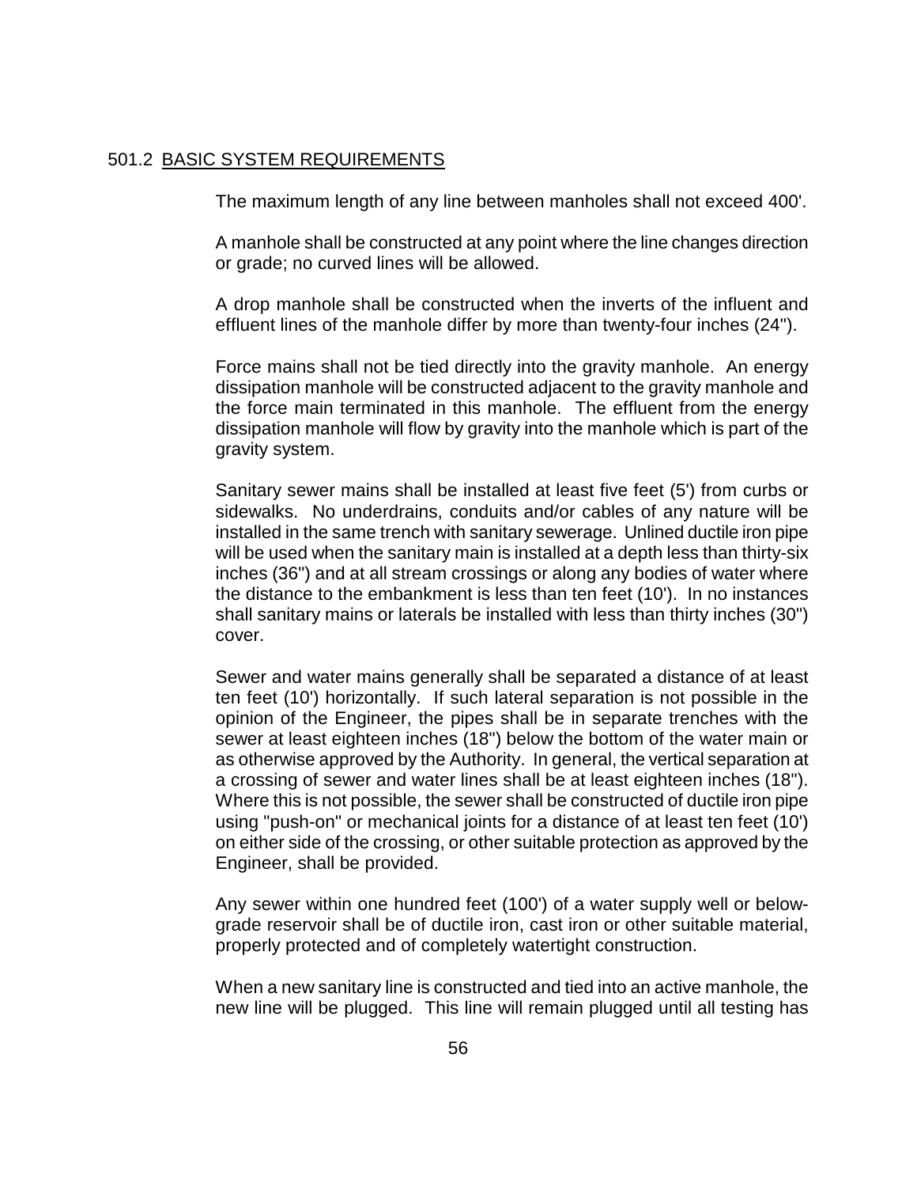## 501.2 BASIC SYSTEM REQUIREMENTS

The maximum length of any line between manholes shall not exceed 400'.

A manhole shall be constructed at any point where the line changes direction or grade; no curved lines will be allowed.

A drop manhole shall be constructed when the inverts of the influent and effluent lines of the manhole differ by more than twenty-four inches (24").

Force mains shall not be tied directly into the gravity manhole. An energy dissipation manhole will be constructed adjacent to the gravity manhole and the force main terminated in this manhole. The effluent from the energy dissipation manhole will flow by gravity into the manhole which is part of the gravity system.

Sanitary sewer mains shall be installed at least five feet (5') from curbs or sidewalks. No underdrains, conduits and/or cables of any nature will be installed in the same trench with sanitary sewerage. Unlined ductile iron pipe will be used when the sanitary main is installed at a depth less than thirty-six inches (36") and at all stream crossings or along any bodies of water where the distance to the embankment is less than ten feet (10'). In no instances shall sanitary mains or laterals be installed with less than thirty inches (30") cover.

Sewer and water mains generally shall be separated a distance of at least ten feet (10') horizontally. If such lateral separation is not possible in the opinion of the Engineer, the pipes shall be in separate trenches with the sewer at least eighteen inches (18") below the bottom of the water main or as otherwise approved by the Authority. In general, the vertical separation at a crossing of sewer and water lines shall be at least eighteen inches (18"). Where this is not possible, the sewer shall be constructed of ductile iron pipe using "push-on" or mechanical joints for a distance of at least ten feet (10') on either side of the crossing, or other suitable protection as approved by the Engineer, shall be provided.

Any sewer within one hundred feet (100') of a water supply well or below-grade reservoir shall be of ductile iron, cast iron or other suitable material, properly protected and of completely watertight construction.

When a new sanitary line is constructed and tied into an active manhole, the new line will be plugged. This line will remain plugged until all testing has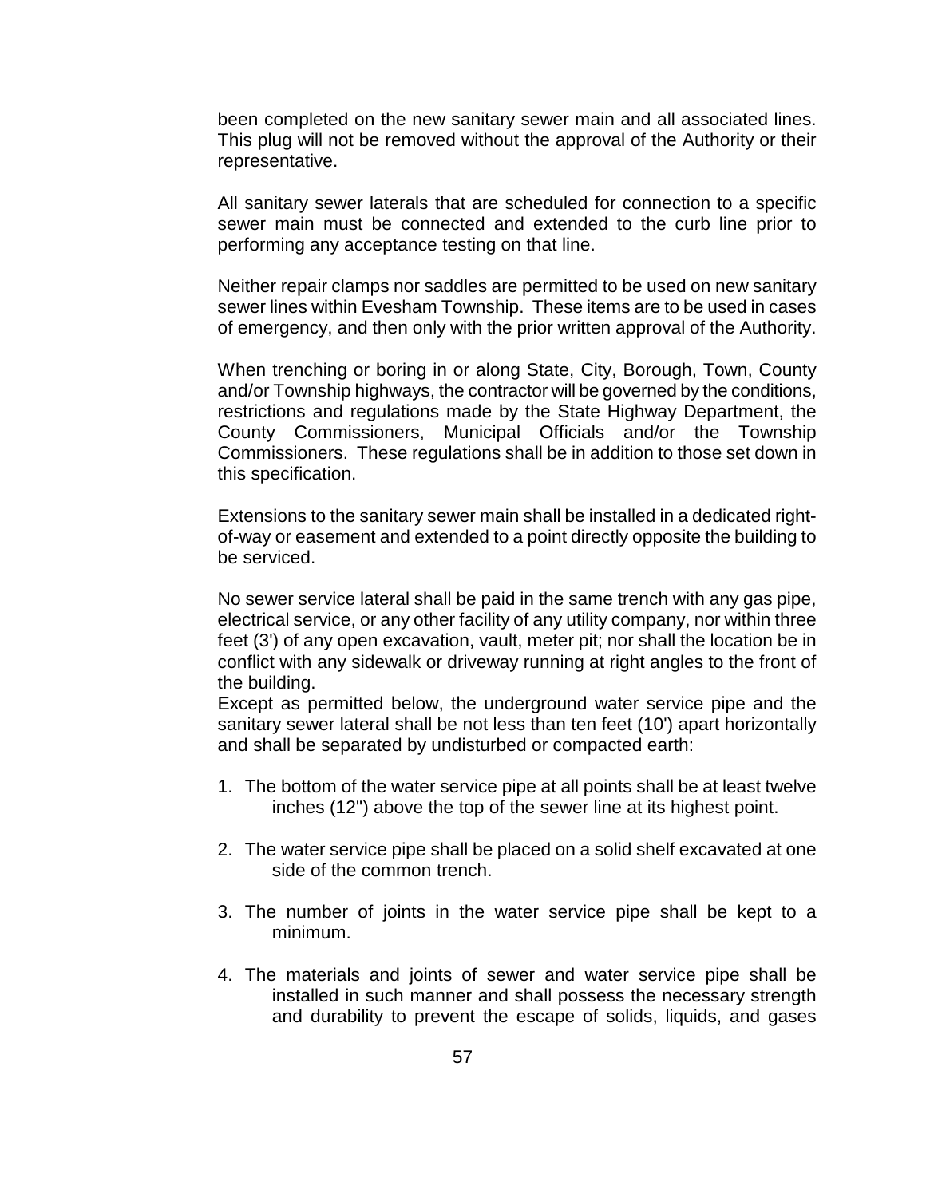been completed on the new sanitary sewer main and all associated lines. This plug will not be removed without the approval of the Authority or their representative.

All sanitary sewer laterals that are scheduled for connection to a specific sewer main must be connected and extended to the curb line prior to performing any acceptance testing on that line.

Neither repair clamps nor saddles are permitted to be used on new sanitary sewer lines within Evesham Township. These items are to be used in cases of emergency, and then only with the prior written approval of the Authority.

When trenching or boring in or along State, City, Borough, Town, County and/or Township highways, the contractor will be governed by the conditions, restrictions and regulations made by the State Highway Department, the County Commissioners, Municipal Officials and/or the Township Commissioners. These regulations shall be in addition to those set down in this specification.

Extensions to the sanitary sewer main shall be installed in a dedicated right-of-way or easement and extended to a point directly opposite the building to be serviced.

No sewer service lateral shall be paid in the same trench with any gas pipe, electrical service, or any other facility of any utility company, nor within three feet (3') of any open excavation, vault, meter pit; nor shall the location be in conflict with any sidewalk or driveway running at right angles to the front of the building.

Except as permitted below, the underground water service pipe and the sanitary sewer lateral shall be not less than ten feet (10') apart horizontally and shall be separated by undisturbed or compacted earth:

1. The bottom of the water service pipe at all points shall be at least twelve inches (12") above the top of the sewer line at its highest point.

2. The water service pipe shall be placed on a solid shelf excavated at one side of the common trench.

3. The number of joints in the water service pipe shall be kept to a minimum.

4. The materials and joints of sewer and water service pipe shall be installed in such manner and shall possess the necessary strength and durability to prevent the escape of solids, liquids, and gases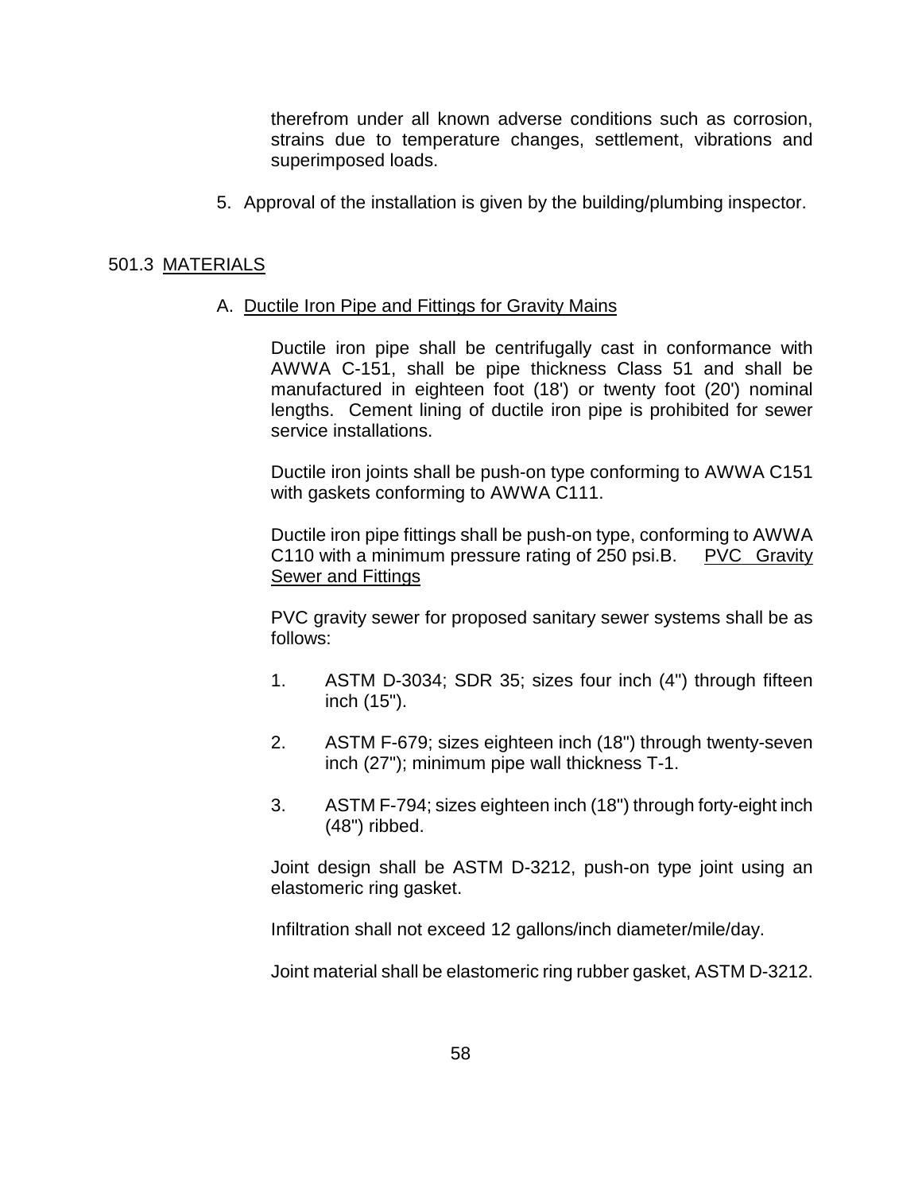therefrom under all known adverse conditions such as corrosion, strains due to temperature changes, settlement, vibrations and superimposed loads.

5. Approval of the installation is given by the building/plumbing inspector.

## 501.3 MATERIALS

### A. Ductile Iron Pipe and Fittings for Gravity Mains

Ductile iron pipe shall be centrifugally cast in conformance with AWWA C-151, shall be pipe thickness Class 51 and shall be manufactured in eighteen foot (18') or twenty foot (20') nominal lengths. Cement lining of ductile iron pipe is prohibited for sewer service installations.

Ductile iron joints shall be push-on type conforming to AWWA C151 with gaskets conforming to AWWA C111.

Ductile iron pipe fittings shall be push-on type, conforming to AWWA C110 with a minimum pressure rating of 250 psi.

### B. PVC Gravity Sewer and Fittings

PVC gravity sewer for proposed sanitary sewer systems shall be as follows:

1. ASTM D-3034; SDR 35; sizes four inch (4") through fifteen inch (15").

2. ASTM F-679; sizes eighteen inch (18") through twenty-seven inch (27"); minimum pipe wall thickness T-1.

3. ASTM F-794; sizes eighteen inch (18") through forty-eight inch (48") ribbed.

Joint design shall be ASTM D-3212, push-on type joint using an elastomeric ring gasket.

Infiltration shall not exceed 12 gallons/inch diameter/mile/day.

Joint material shall be elastomeric ring rubber gasket, ASTM D-3212.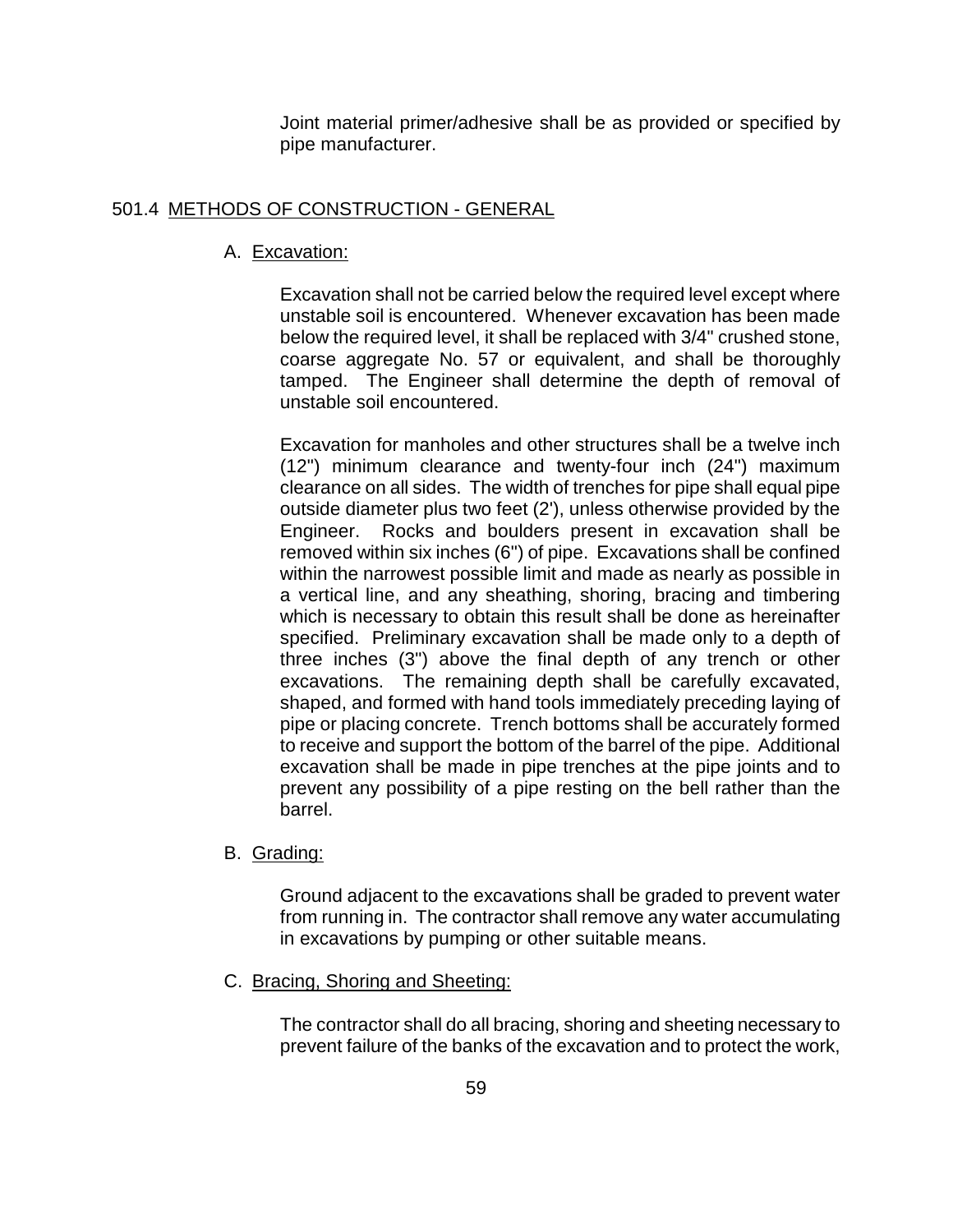Joint material primer/adhesive shall be as provided or specified by pipe manufacturer.

## 501.4 METHODS OF CONSTRUCTION - GENERAL

### A. Excavation:

Excavation shall not be carried below the required level except where unstable soil is encountered. Whenever excavation has been made below the required level, it shall be replaced with 3/4" crushed stone, coarse aggregate No. 57 or equivalent, and shall be thoroughly tamped. The Engineer shall determine the depth of removal of unstable soil encountered.

Excavation for manholes and other structures shall be a twelve inch (12") minimum clearance and twenty-four inch (24") maximum clearance on all sides. The width of trenches for pipe shall equal pipe outside diameter plus two feet (2'), unless otherwise provided by the Engineer. Rocks and boulders present in excavation shall be removed within six inches (6") of pipe. Excavations shall be confined within the narrowest possible limit and made as nearly as possible in a vertical line, and any sheathing, shoring, bracing and timbering which is necessary to obtain this result shall be done as hereinafter specified. Preliminary excavation shall be made only to a depth of three inches (3") above the final depth of any trench or other excavations. The remaining depth shall be carefully excavated, shaped, and formed with hand tools immediately preceding laying of pipe or placing concrete. Trench bottoms shall be accurately formed to receive and support the bottom of the barrel of the pipe. Additional excavation shall be made in pipe trenches at the pipe joints and to prevent any possibility of a pipe resting on the bell rather than the barrel.

### B. Grading:

Ground adjacent to the excavations shall be graded to prevent water from running in. The contractor shall remove any water accumulating in excavations by pumping or other suitable means.

### C. Bracing, Shoring and Sheeting:

The contractor shall do all bracing, shoring and sheeting necessary to prevent failure of the banks of the excavation and to protect the work,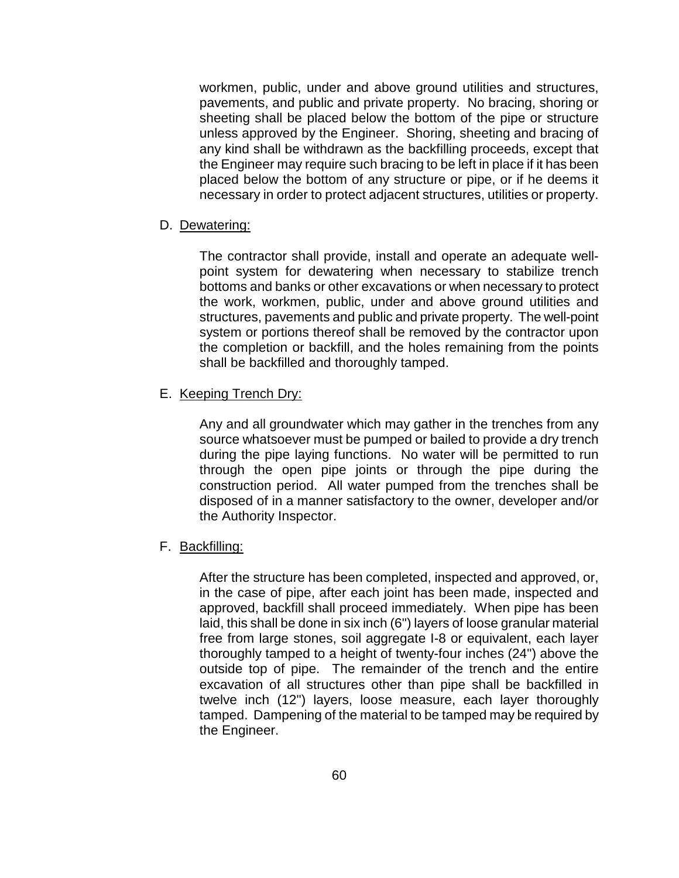workmen, public, under and above ground utilities and structures, pavements, and public and private property. No bracing, shoring or sheeting shall be placed below the bottom of the pipe or structure unless approved by the Engineer. Shoring, sheeting and bracing of any kind shall be withdrawn as the backfilling proceeds, except that the Engineer may require such bracing to be left in place if it has been placed below the bottom of any structure or pipe, or if he deems it necessary in order to protect adjacent structures, utilities or property.

D. <u>Dewatering:</u>

The contractor shall provide, install and operate an adequate well-point system for dewatering when necessary to stabilize trench bottoms and banks or other excavations or when necessary to protect the work, workmen, public, under and above ground utilities and structures, pavements and public and private property. The well-point system or portions thereof shall be removed by the contractor upon the completion or backfill, and the holes remaining from the points shall be backfilled and thoroughly tamped.

E. <u>Keeping Trench Dry:</u>

Any and all groundwater which may gather in the trenches from any source whatsoever must be pumped or bailed to provide a dry trench during the pipe laying functions. No water will be permitted to run through the open pipe joints or through the pipe during the construction period. All water pumped from the trenches shall be disposed of in a manner satisfactory to the owner, developer and/or the Authority Inspector.

F. <u>Backfilling:</u>

After the structure has been completed, inspected and approved, or, in the case of pipe, after each joint has been made, inspected and approved, backfill shall proceed immediately. When pipe has been laid, this shall be done in six inch (6") layers of loose granular material free from large stones, soil aggregate I-8 or equivalent, each layer thoroughly tamped to a height of twenty-four inches (24") above the outside top of pipe. The remainder of the trench and the entire excavation of all structures other than pipe shall be backfilled in twelve inch (12") layers, loose measure, each layer thoroughly tamped. Dampening of the material to be tamped may be required by the Engineer.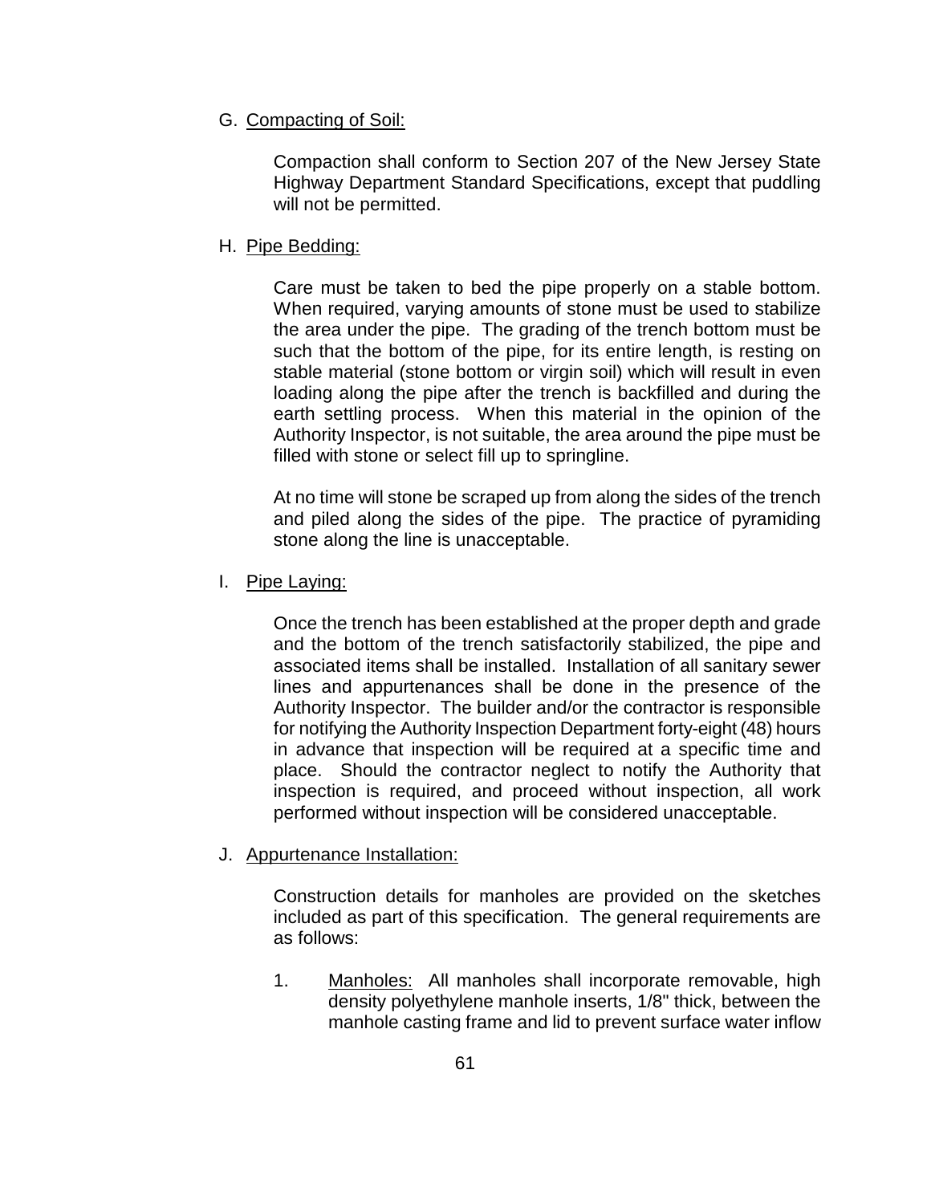G. Compacting of Soil:

Compaction shall conform to Section 207 of the New Jersey State Highway Department Standard Specifications, except that puddling will not be permitted.

H. Pipe Bedding:

Care must be taken to bed the pipe properly on a stable bottom. When required, varying amounts of stone must be used to stabilize the area under the pipe. The grading of the trench bottom must be such that the bottom of the pipe, for its entire length, is resting on stable material (stone bottom or virgin soil) which will result in even loading along the pipe after the trench is backfilled and during the earth settling process. When this material in the opinion of the Authority Inspector, is not suitable, the area around the pipe must be filled with stone or select fill up to springline.

At no time will stone be scraped up from along the sides of the trench and piled along the sides of the pipe. The practice of pyramiding stone along the line is unacceptable.

I. Pipe Laying:

Once the trench has been established at the proper depth and grade and the bottom of the trench satisfactorily stabilized, the pipe and associated items shall be installed. Installation of all sanitary sewer lines and appurtenances shall be done in the presence of the Authority Inspector. The builder and/or the contractor is responsible for notifying the Authority Inspection Department forty-eight (48) hours in advance that inspection will be required at a specific time and place. Should the contractor neglect to notify the Authority that inspection is required, and proceed without inspection, all work performed without inspection will be considered unacceptable.

J. Appurtenance Installation:

Construction details for manholes are provided on the sketches included as part of this specification. The general requirements are as follows:

1. Manholes: All manholes shall incorporate removable, high density polyethylene manhole inserts, 1/8" thick, between the manhole casting frame and lid to prevent surface water inflow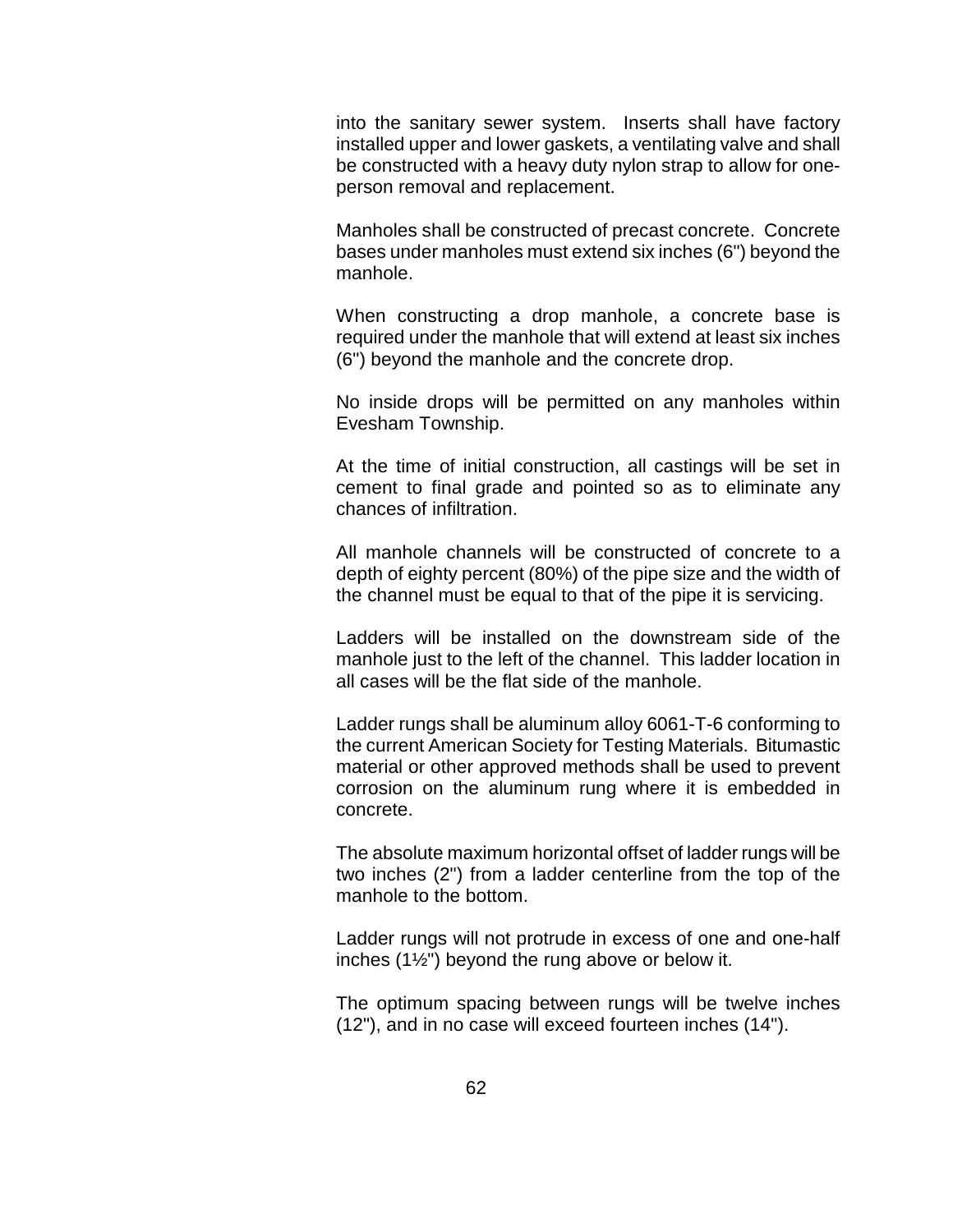into the sanitary sewer system. Inserts shall have factory installed upper and lower gaskets, a ventilating valve and shall be constructed with a heavy duty nylon strap to allow for one-person removal and replacement.

Manholes shall be constructed of precast concrete. Concrete bases under manholes must extend six inches (6") beyond the manhole.

When constructing a drop manhole, a concrete base is required under the manhole that will extend at least six inches (6") beyond the manhole and the concrete drop.

No inside drops will be permitted on any manholes within Evesham Township.

At the time of initial construction, all castings will be set in cement to final grade and pointed so as to eliminate any chances of infiltration.

All manhole channels will be constructed of concrete to a depth of eighty percent (80%) of the pipe size and the width of the channel must be equal to that of the pipe it is servicing.

Ladders will be installed on the downstream side of the manhole just to the left of the channel. This ladder location in all cases will be the flat side of the manhole.

Ladder rungs shall be aluminum alloy 6061-T-6 conforming to the current American Society for Testing Materials. Bitumastic material or other approved methods shall be used to prevent corrosion on the aluminum rung where it is embedded in concrete.

The absolute maximum horizontal offset of ladder rungs will be two inches (2") from a ladder centerline from the top of the manhole to the bottom.

Ladder rungs will not protrude in excess of one and one-half inches (1½") beyond the rung above or below it.

The optimum spacing between rungs will be twelve inches (12"), and in no case will exceed fourteen inches (14").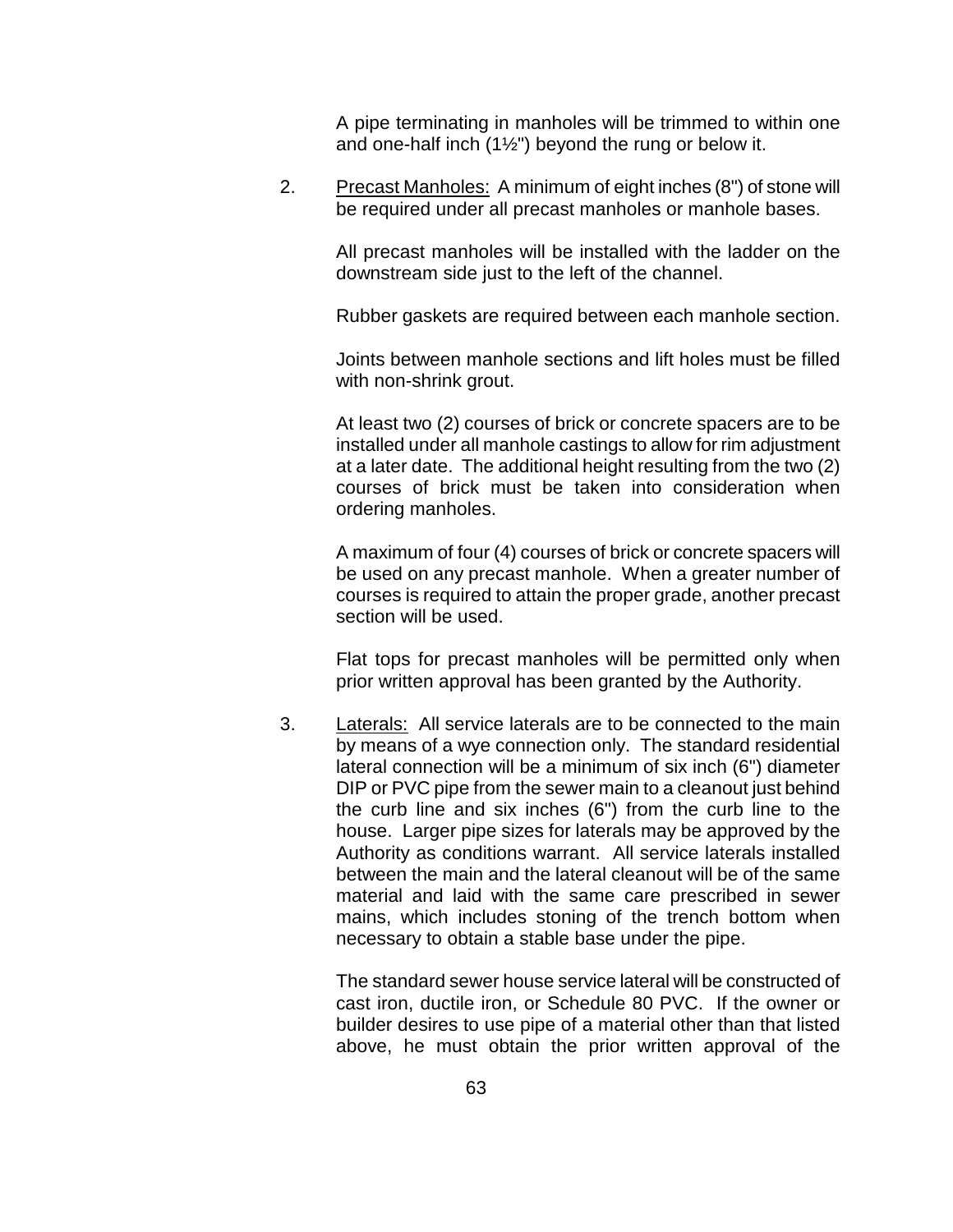A pipe terminating in manholes will be trimmed to within one and one-half inch (1½") beyond the rung or below it.

2. Precast Manholes: A minimum of eight inches (8") of stone will be required under all precast manholes or manhole bases.

   All precast manholes will be installed with the ladder on the downstream side just to the left of the channel.

   Rubber gaskets are required between each manhole section.

   Joints between manhole sections and lift holes must be filled with non-shrink grout.

   At least two (2) courses of brick or concrete spacers are to be installed under all manhole castings to allow for rim adjustment at a later date. The additional height resulting from the two (2) courses of brick must be taken into consideration when ordering manholes.

   A maximum of four (4) courses of brick or concrete spacers will be used on any precast manhole. When a greater number of courses is required to attain the proper grade, another precast section will be used.

   Flat tops for precast manholes will be permitted only when prior written approval has been granted by the Authority.

3. Laterals: All service laterals are to be connected to the main by means of a wye connection only. The standard residential lateral connection will be a minimum of six inch (6") diameter DIP or PVC pipe from the sewer main to a cleanout just behind the curb line and six inches (6") from the curb line to the house. Larger pipe sizes for laterals may be approved by the Authority as conditions warrant. All service laterals installed between the main and the lateral cleanout will be of the same material and laid with the same care prescribed in sewer mains, which includes stoning of the trench bottom when necessary to obtain a stable base under the pipe.

   The standard sewer house service lateral will be constructed of cast iron, ductile iron, or Schedule 80 PVC. If the owner or builder desires to use pipe of a material other than that listed above, he must obtain the prior written approval of the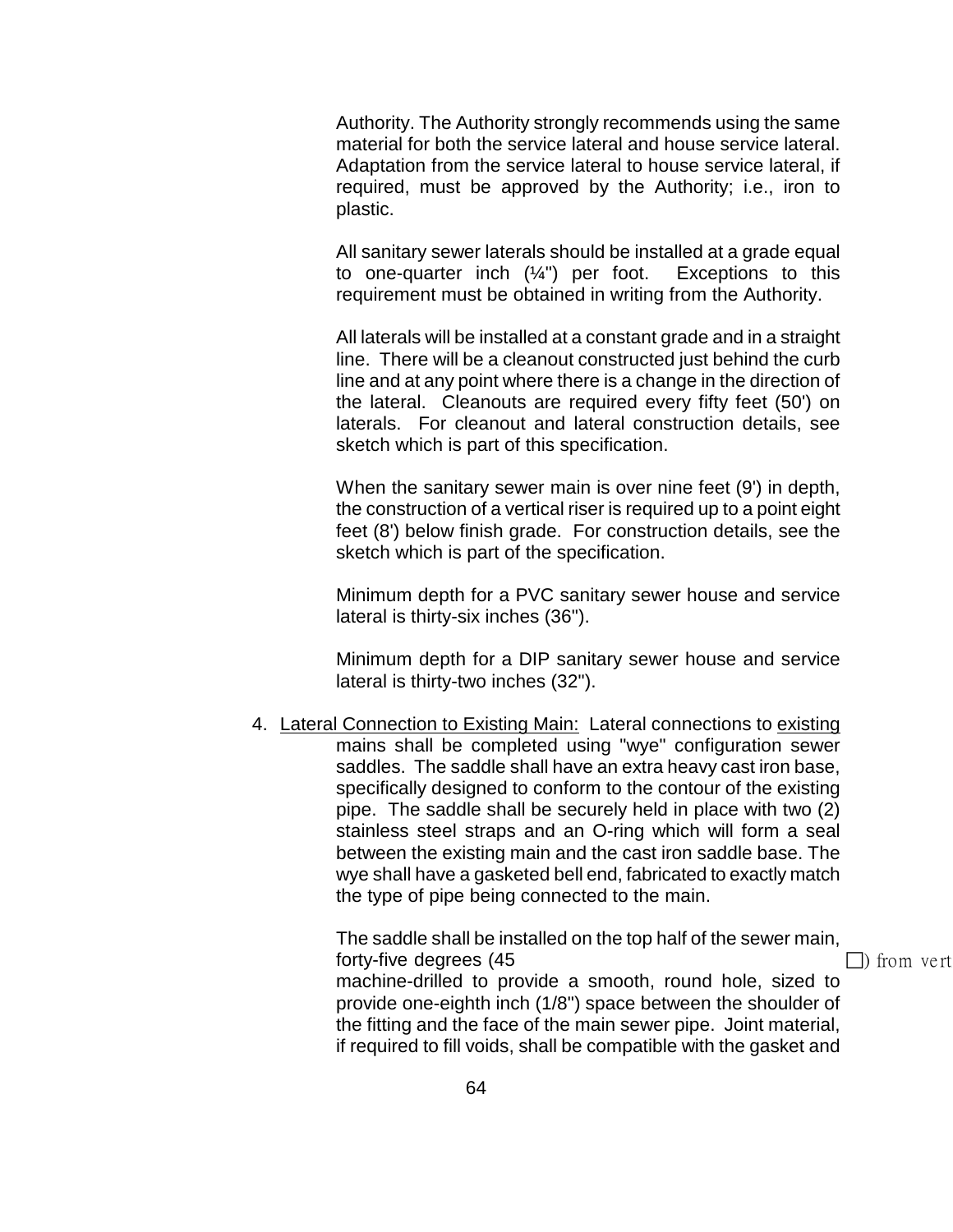Authority. The Authority strongly recommends using the same material for both the service lateral and house service lateral. Adaptation from the service lateral to house service lateral, if required, must be approved by the Authority; i.e., iron to plastic.

All sanitary sewer laterals should be installed at a grade equal to one-quarter inch (¼") per foot. Exceptions to this requirement must be obtained in writing from the Authority.

All laterals will be installed at a constant grade and in a straight line. There will be a cleanout constructed just behind the curb line and at any point where there is a change in the direction of the lateral. Cleanouts are required every fifty feet (50') on laterals. For cleanout and lateral construction details, see sketch which is part of this specification.

When the sanitary sewer main is over nine feet (9') in depth, the construction of a vertical riser is required up to a point eight feet (8') below finish grade. For construction details, see the sketch which is part of the specification.

Minimum depth for a PVC sanitary sewer house and service lateral is thirty-six inches (36").

Minimum depth for a DIP sanitary sewer house and service lateral is thirty-two inches (32").

4. Lateral Connection to Existing Main: Lateral connections to existing mains shall be completed using "wye" configuration sewer saddles. The saddle shall have an extra heavy cast iron base, specifically designed to conform to the contour of the existing pipe. The saddle shall be securely held in place with two (2) stainless steel straps and an O-ring which will form a seal between the existing main and the cast iron saddle base. The wye shall have a gasketed bell end, fabricated to exactly match the type of pipe being connected to the main.

   The saddle shall be installed on the top half of the sewer main, forty-five degrees (45 □) from vert machine-drilled to provide a smooth, round hole, sized to provide one-eighth inch (1/8") space between the shoulder of the fitting and the face of the main sewer pipe. Joint material, if required to fill voids, shall be compatible with the gasket and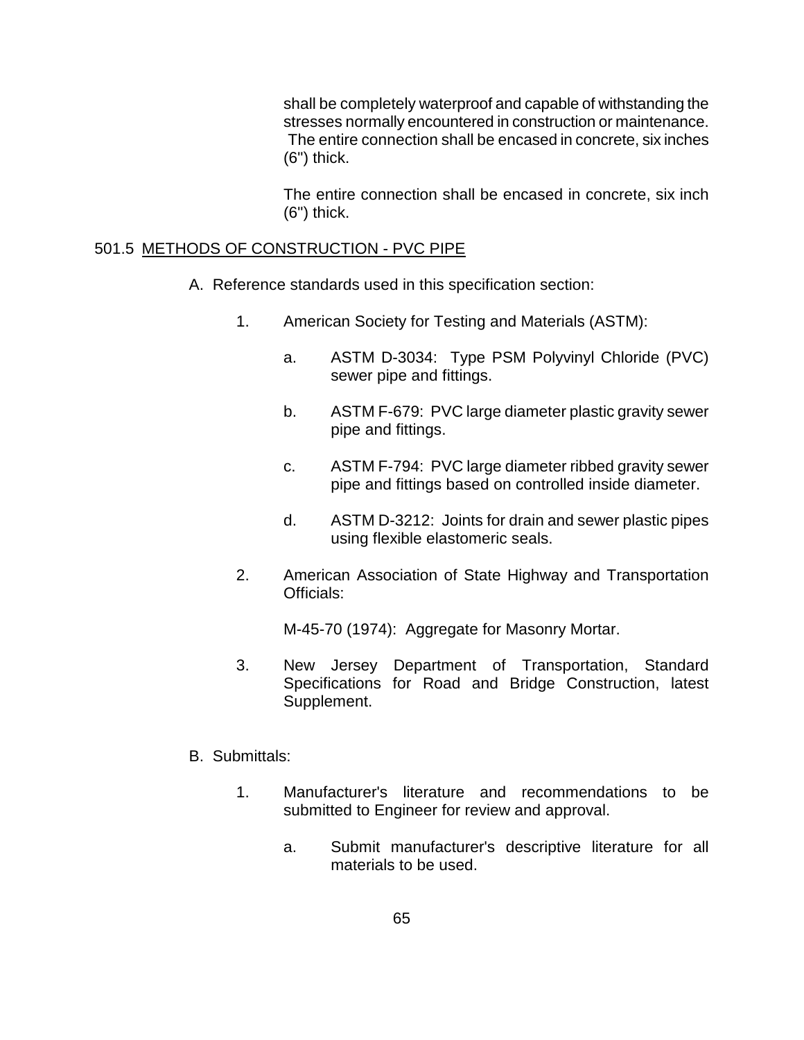shall be completely waterproof and capable of withstanding the stresses normally encountered in construction or maintenance. The entire connection shall be encased in concrete, six inches (6") thick.

The entire connection shall be encased in concrete, six inch (6") thick.

## 501.5 METHODS OF CONSTRUCTION - PVC PIPE

A. Reference standards used in this specification section:

1. American Society for Testing and Materials (ASTM):

   a. ASTM D-3034: Type PSM Polyvinyl Chloride (PVC) sewer pipe and fittings.

   b. ASTM F-679: PVC large diameter plastic gravity sewer pipe and fittings.

   c. ASTM F-794: PVC large diameter ribbed gravity sewer pipe and fittings based on controlled inside diameter.

   d. ASTM D-3212: Joints for drain and sewer plastic pipes using flexible elastomeric seals.

2. American Association of State Highway and Transportation Officials:

   M-45-70 (1974): Aggregate for Masonry Mortar.

3. New Jersey Department of Transportation, Standard Specifications for Road and Bridge Construction, latest Supplement.

B. Submittals:

1. Manufacturer's literature and recommendations to be submitted to Engineer for review and approval.

   a. Submit manufacturer's descriptive literature for all materials to be used.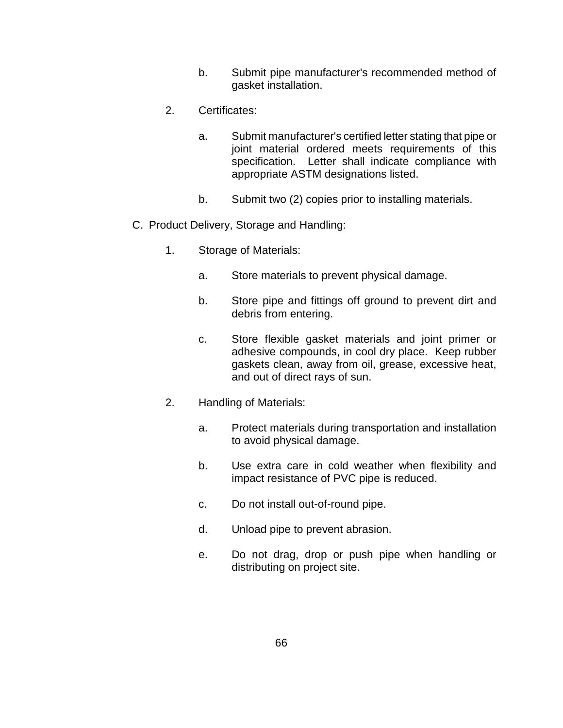b. Submit pipe manufacturer's recommended method of gasket installation.

2. Certificates:

   a. Submit manufacturer's certified letter stating that pipe or joint material ordered meets requirements of this specification. Letter shall indicate compliance with appropriate ASTM designations listed.

   b. Submit two (2) copies prior to installing materials.

C. Product Delivery, Storage and Handling:

1. Storage of Materials:

   a. Store materials to prevent physical damage.

   b. Store pipe and fittings off ground to prevent dirt and debris from entering.

   c. Store flexible gasket materials and joint primer or adhesive compounds, in cool dry place. Keep rubber gaskets clean, away from oil, grease, excessive heat, and out of direct rays of sun.

2. Handling of Materials:

   a. Protect materials during transportation and installation to avoid physical damage.

   b. Use extra care in cold weather when flexibility and impact resistance of PVC pipe is reduced.

   c. Do not install out-of-round pipe.

   d. Unload pipe to prevent abrasion.

   e. Do not drag, drop or push pipe when handling or distributing on project site.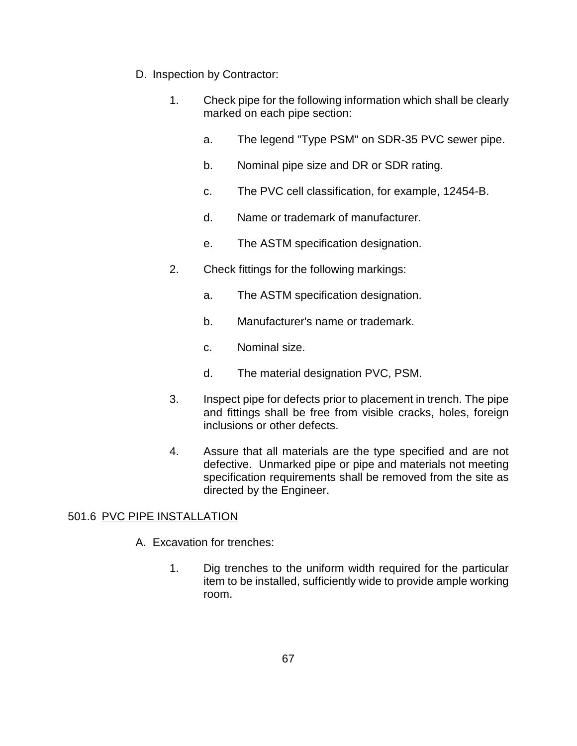D. Inspection by Contractor:

1. Check pipe for the following information which shall be clearly marked on each pipe section:

    a. The legend "Type PSM" on SDR-35 PVC sewer pipe.

    b. Nominal pipe size and DR or SDR rating.

    c. The PVC cell classification, for example, 12454-B.

    d. Name or trademark of manufacturer.

    e. The ASTM specification designation.

2. Check fittings for the following markings:

    a. The ASTM specification designation.

    b. Manufacturer's name or trademark.

    c. Nominal size.

    d. The material designation PVC, PSM.

3. Inspect pipe for defects prior to placement in trench. The pipe and fittings shall be free from visible cracks, holes, foreign inclusions or other defects.

4. Assure that all materials are the type specified and are not defective. Unmarked pipe or pipe and materials not meeting specification requirements shall be removed from the site as directed by the Engineer.

## 501.6 PVC PIPE INSTALLATION

A. Excavation for trenches:

1. Dig trenches to the uniform width required for the particular item to be installed, sufficiently wide to provide ample working room.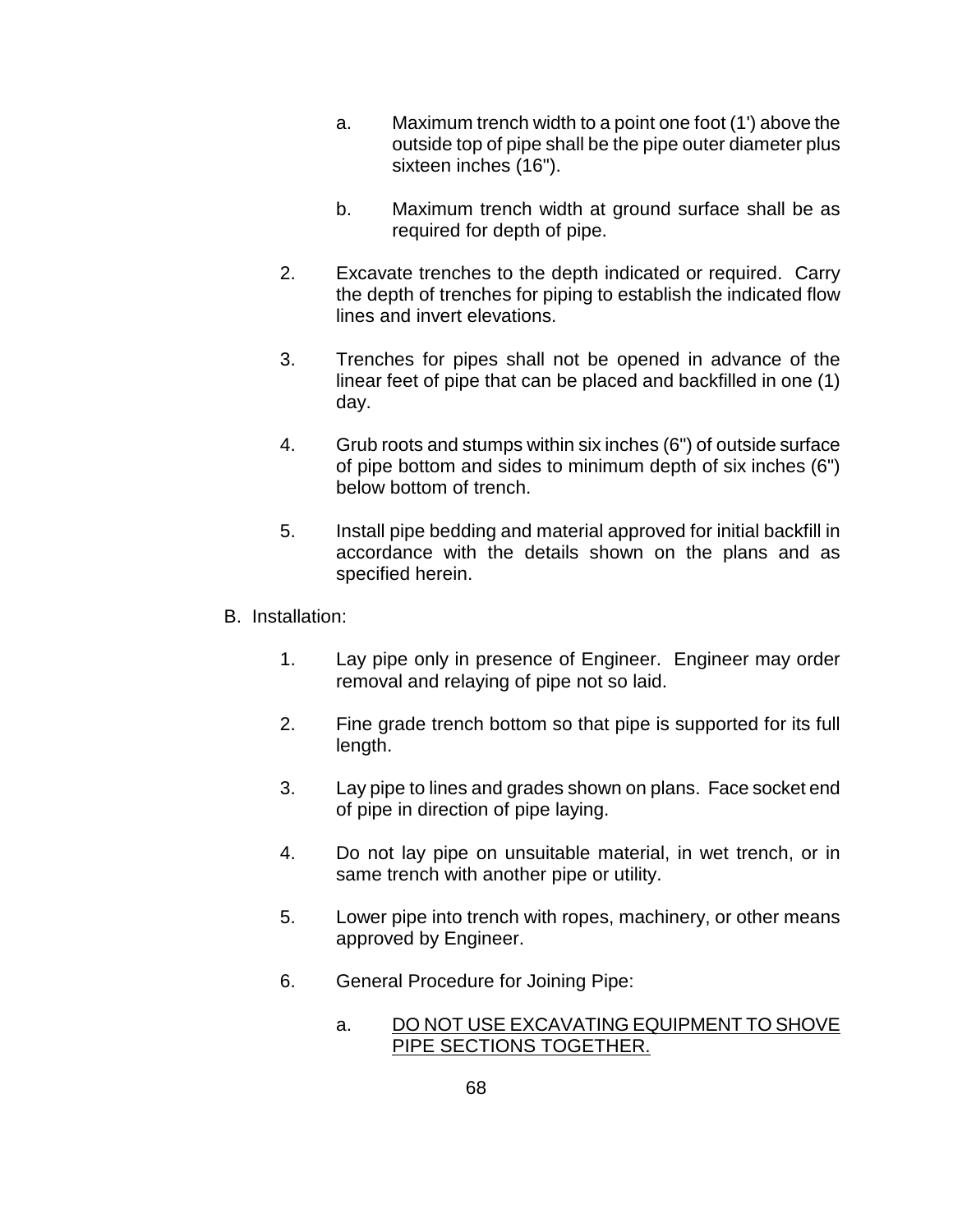a. Maximum trench width to a point one foot (1') above the outside top of pipe shall be the pipe outer diameter plus sixteen inches (16").

b. Maximum trench width at ground surface shall be as required for depth of pipe.

2. Excavate trenches to the depth indicated or required. Carry the depth of trenches for piping to establish the indicated flow lines and invert elevations.

3. Trenches for pipes shall not be opened in advance of the linear feet of pipe that can be placed and backfilled in one (1) day.

4. Grub roots and stumps within six inches (6") of outside surface of pipe bottom and sides to minimum depth of six inches (6") below bottom of trench.

5. Install pipe bedding and material approved for initial backfill in accordance with the details shown on the plans and as specified herein.

B. Installation:

1. Lay pipe only in presence of Engineer. Engineer may order removal and relaying of pipe not so laid.

2. Fine grade trench bottom so that pipe is supported for its full length.

3. Lay pipe to lines and grades shown on plans. Face socket end of pipe in direction of pipe laying.

4. Do not lay pipe on unsuitable material, in wet trench, or in same trench with another pipe or utility.

5. Lower pipe into trench with ropes, machinery, or other means approved by Engineer.

6. General Procedure for Joining Pipe:

   a. <u>DO NOT USE EXCAVATING EQUIPMENT TO SHOVE PIPE SECTIONS TOGETHER.</u>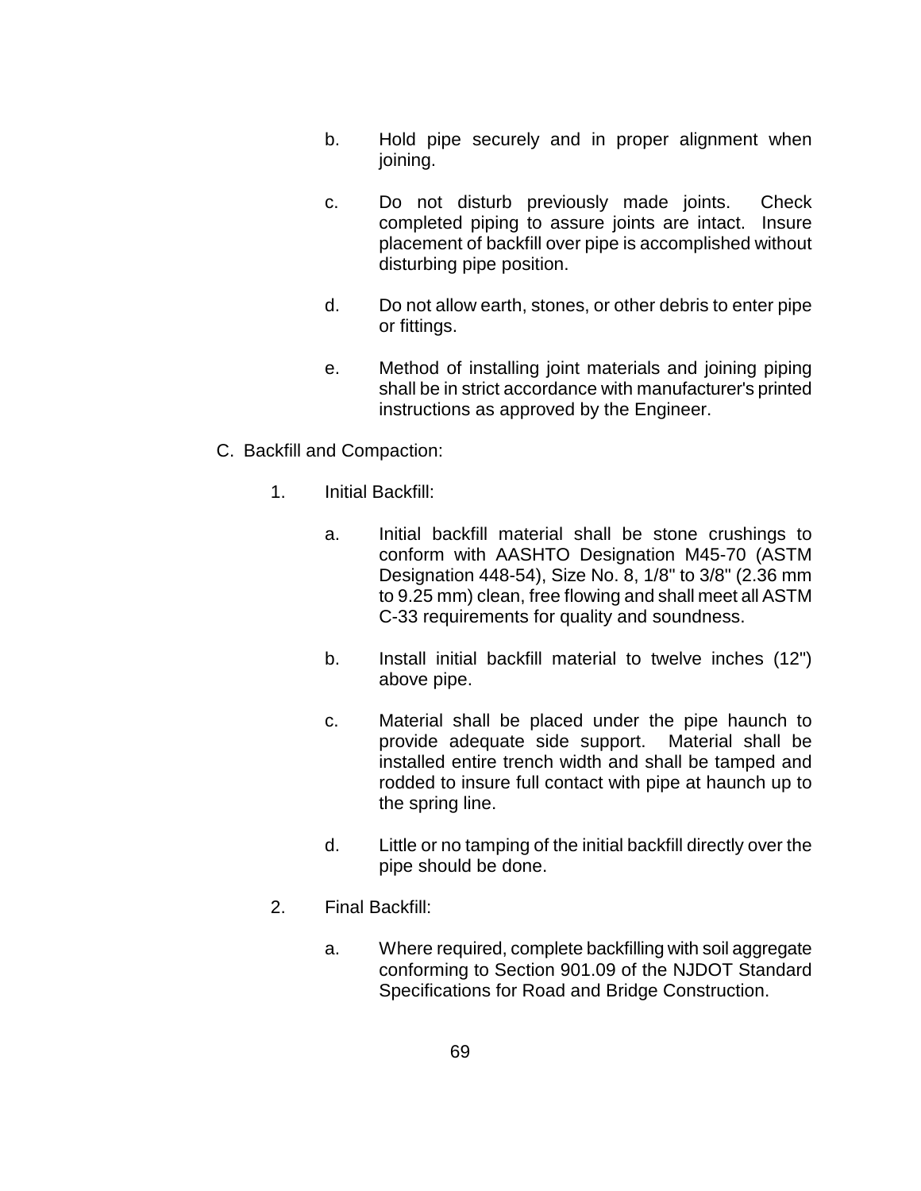b. Hold pipe securely and in proper alignment when joining.

c. Do not disturb previously made joints. Check completed piping to assure joints are intact. Insure placement of backfill over pipe is accomplished without disturbing pipe position.

d. Do not allow earth, stones, or other debris to enter pipe or fittings.

e. Method of installing joint materials and joining piping shall be in strict accordance with manufacturer's printed instructions as approved by the Engineer.

C. Backfill and Compaction:

1. Initial Backfill:

   a. Initial backfill material shall be stone crushings to conform with AASHTO Designation M45-70 (ASTM Designation 448-54), Size No. 8, 1/8" to 3/8" (2.36 mm to 9.25 mm) clean, free flowing and shall meet all ASTM C-33 requirements for quality and soundness.

   b. Install initial backfill material to twelve inches (12") above pipe.

   c. Material shall be placed under the pipe haunch to provide adequate side support. Material shall be installed entire trench width and shall be tamped and rodded to insure full contact with pipe at haunch up to the spring line.

   d. Little or no tamping of the initial backfill directly over the pipe should be done.

2. Final Backfill:

   a. Where required, complete backfilling with soil aggregate conforming to Section 901.09 of the NJDOT Standard Specifications for Road and Bridge Construction.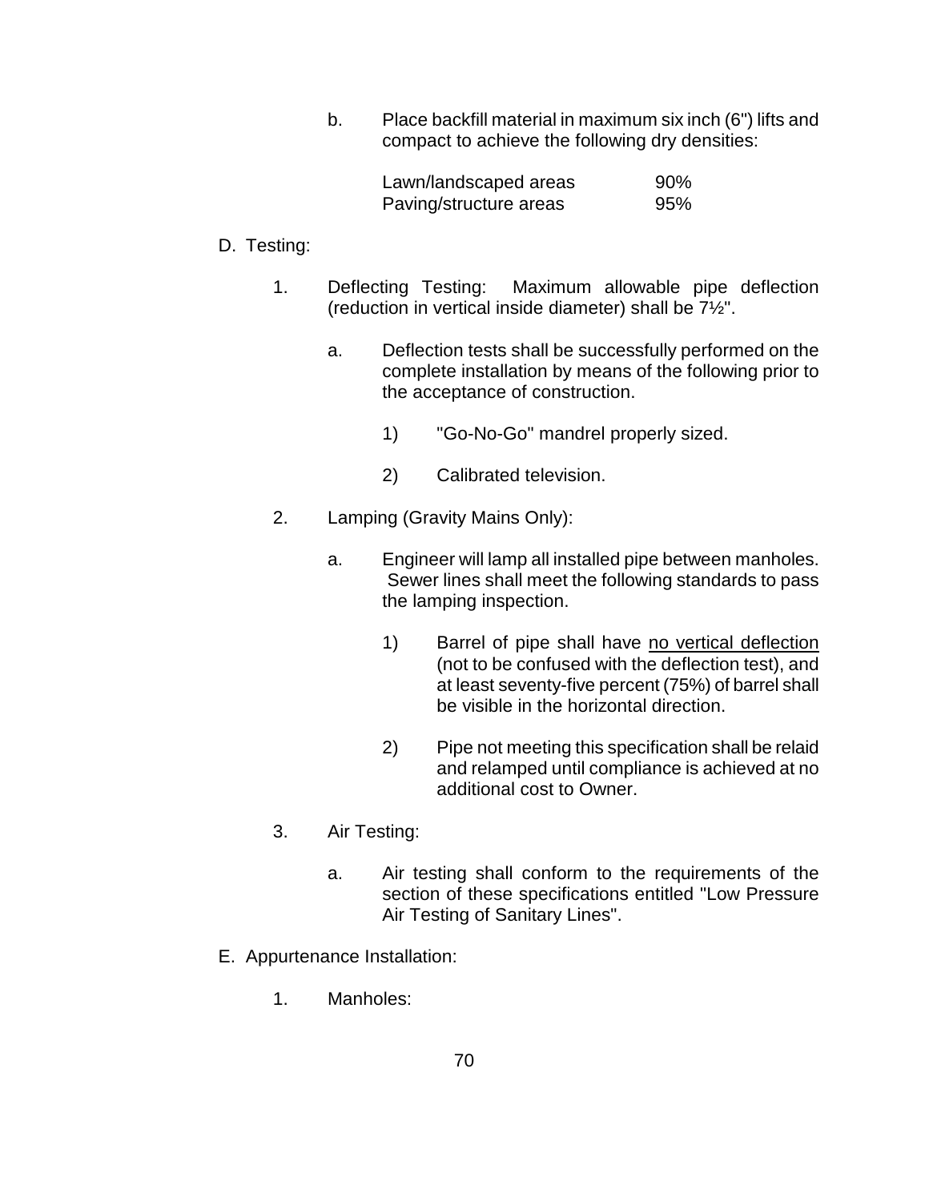b. Place backfill material in maximum six inch (6") lifts and compact to achieve the following dry densities:

| Lawn/landscaped areas | 90% |
| --- | --- |
| Paving/structure areas | 95% |

D. Testing:

1. Deflecting Testing: Maximum allowable pipe deflection (reduction in vertical inside diameter) shall be 7½".

   a. Deflection tests shall be successfully performed on the complete installation by means of the following prior to the acceptance of construction.

      1) "Go-No-Go" mandrel properly sized.

      2) Calibrated television.

2. Lamping (Gravity Mains Only):

   a. Engineer will lamp all installed pipe between manholes. Sewer lines shall meet the following standards to pass the lamping inspection.

      1) Barrel of pipe shall have <u>no vertical deflection</u> (not to be confused with the deflection test), and at least seventy-five percent (75%) of barrel shall be visible in the horizontal direction.

      2) Pipe not meeting this specification shall be relaid and relamped until compliance is achieved at no additional cost to Owner.

3. Air Testing:

   a. Air testing shall conform to the requirements of the section of these specifications entitled "Low Pressure Air Testing of Sanitary Lines".

E. Appurtenance Installation:

1. Manholes: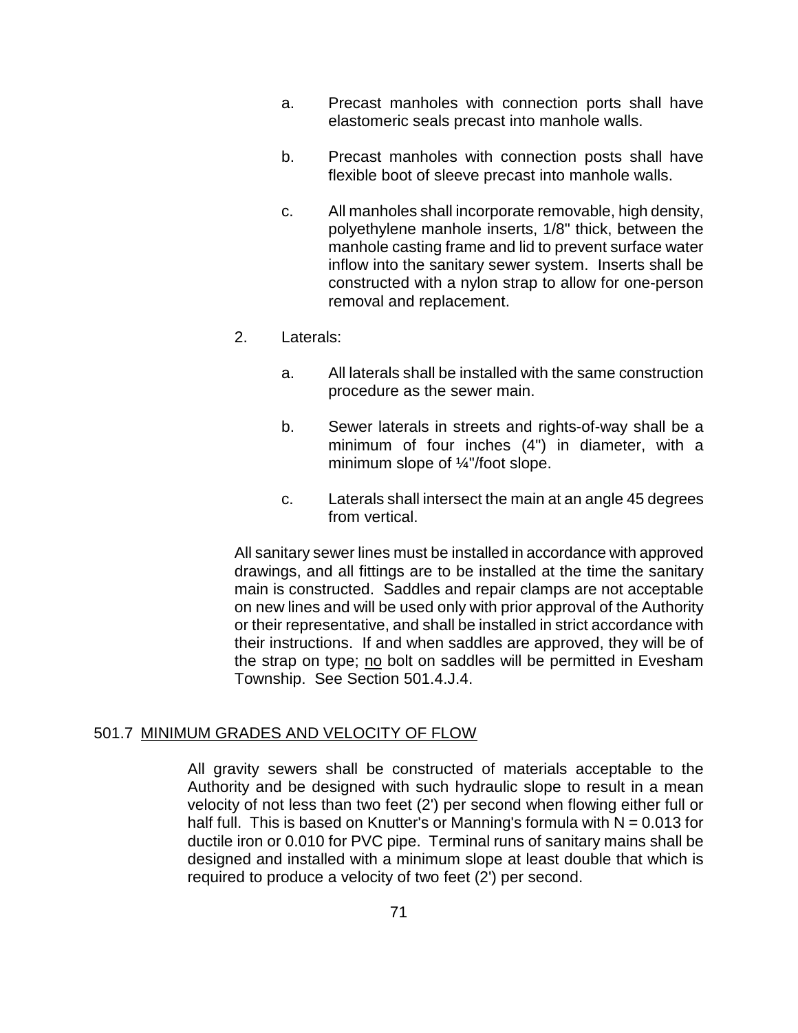a. Precast manholes with connection ports shall have elastomeric seals precast into manhole walls.

b. Precast manholes with connection posts shall have flexible boot of sleeve precast into manhole walls.

c. All manholes shall incorporate removable, high density, polyethylene manhole inserts, 1/8" thick, between the manhole casting frame and lid to prevent surface water inflow into the sanitary sewer system. Inserts shall be constructed with a nylon strap to allow for one-person removal and replacement.

2. Laterals:

a. All laterals shall be installed with the same construction procedure as the sewer main.

b. Sewer laterals in streets and rights-of-way shall be a minimum of four inches (4") in diameter, with a minimum slope of ¼"/foot slope.

c. Laterals shall intersect the main at an angle 45 degrees from vertical.

All sanitary sewer lines must be installed in accordance with approved drawings, and all fittings are to be installed at the time the sanitary main is constructed. Saddles and repair clamps are not acceptable on new lines and will be used only with prior approval of the Authority or their representative, and shall be installed in strict accordance with their instructions. If and when saddles are approved, they will be of the strap on type; <u>no</u> bolt on saddles will be permitted in Evesham Township. See Section 501.4.J.4.

## 501.7 <u>MINIMUM GRADES AND VELOCITY OF FLOW</u>

All gravity sewers shall be constructed of materials acceptable to the Authority and be designed with such hydraulic slope to result in a mean velocity of not less than two feet (2') per second when flowing either full or half full. This is based on Knutter's or Manning's formula with $N = 0.013$ for ductile iron or 0.010 for PVC pipe. Terminal runs of sanitary mains shall be designed and installed with a minimum slope at least double that which is required to produce a velocity of two feet (2') per second.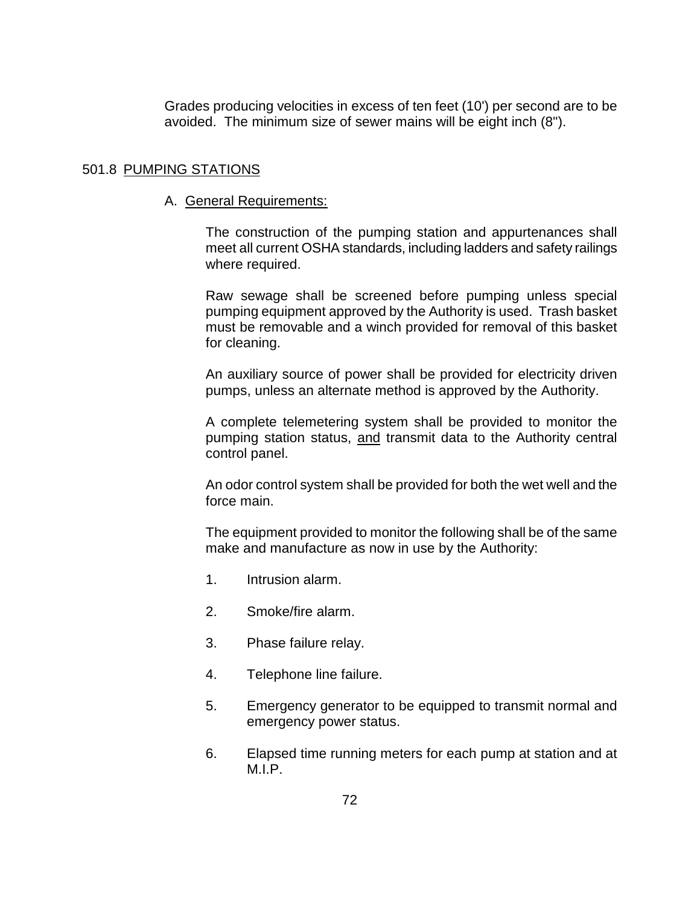Grades producing velocities in excess of ten feet (10') per second are to be avoided. The minimum size of sewer mains will be eight inch (8").

## 501.8 PUMPING STATIONS

### A. General Requirements:

The construction of the pumping station and appurtenances shall meet all current OSHA standards, including ladders and safety railings where required.

Raw sewage shall be screened before pumping unless special pumping equipment approved by the Authority is used. Trash basket must be removable and a winch provided for removal of this basket for cleaning.

An auxiliary source of power shall be provided for electricity driven pumps, unless an alternate method is approved by the Authority.

A complete telemetering system shall be provided to monitor the pumping station status, and transmit data to the Authority central control panel.

An odor control system shall be provided for both the wet well and the force main.

The equipment provided to monitor the following shall be of the same make and manufacture as now in use by the Authority:

1. Intrusion alarm.
2. Smoke/fire alarm.
3. Phase failure relay.
4. Telephone line failure.
5. Emergency generator to be equipped to transmit normal and emergency power status.
6. Elapsed time running meters for each pump at station and at M.I.P.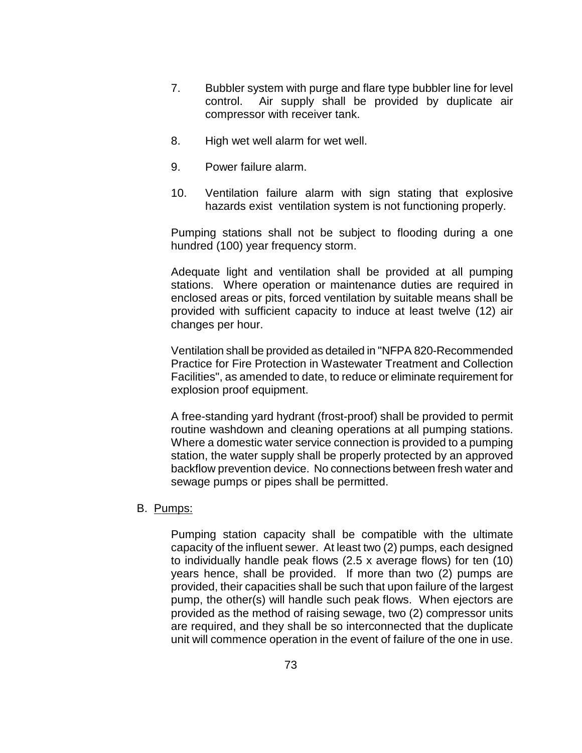7. Bubbler system with purge and flare type bubbler line for level control. Air supply shall be provided by duplicate air compressor with receiver tank.

8. High wet well alarm for wet well.

9. Power failure alarm.

10. Ventilation failure alarm with sign stating that explosive hazards exist ventilation system is not functioning properly.

Pumping stations shall not be subject to flooding during a one hundred (100) year frequency storm.

Adequate light and ventilation shall be provided at all pumping stations. Where operation or maintenance duties are required in enclosed areas or pits, forced ventilation by suitable means shall be provided with sufficient capacity to induce at least twelve (12) air changes per hour.

Ventilation shall be provided as detailed in "NFPA 820-Recommended Practice for Fire Protection in Wastewater Treatment and Collection Facilities", as amended to date, to reduce or eliminate requirement for explosion proof equipment.

A free-standing yard hydrant (frost-proof) shall be provided to permit routine washdown and cleaning operations at all pumping stations. Where a domestic water service connection is provided to a pumping station, the water supply shall be properly protected by an approved backflow prevention device. No connections between fresh water and sewage pumps or pipes shall be permitted.

B. Pumps:

Pumping station capacity shall be compatible with the ultimate capacity of the influent sewer. At least two (2) pumps, each designed to individually handle peak flows (2.5 x average flows) for ten (10) years hence, shall be provided. If more than two (2) pumps are provided, their capacities shall be such that upon failure of the largest pump, the other(s) will handle such peak flows. When ejectors are provided as the method of raising sewage, two (2) compressor units are required, and they shall be so interconnected that the duplicate unit will commence operation in the event of failure of the one in use.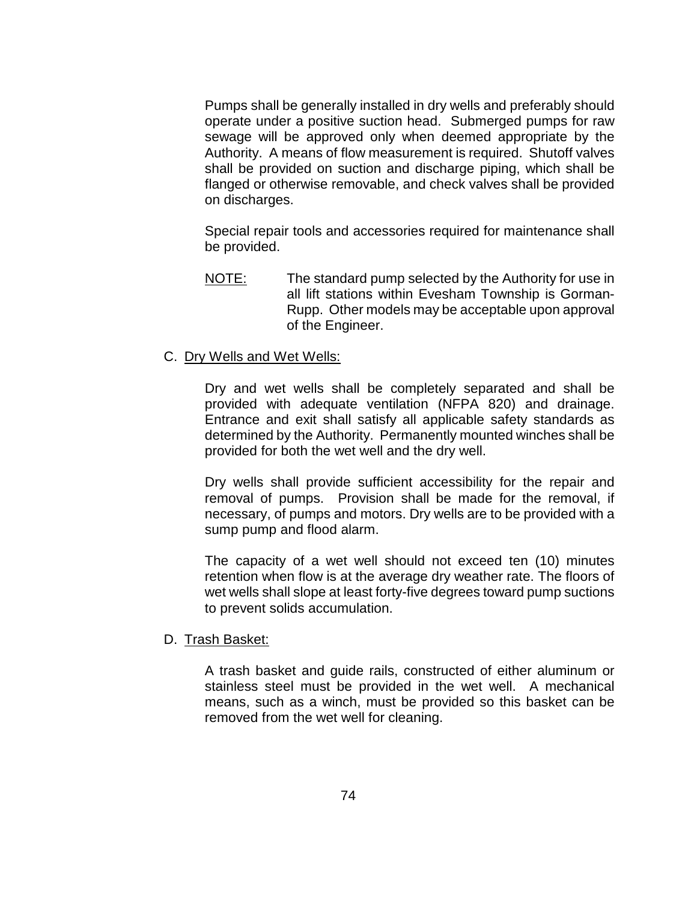Pumps shall be generally installed in dry wells and preferably should operate under a positive suction head. Submerged pumps for raw sewage will be approved only when deemed appropriate by the Authority. A means of flow measurement is required. Shutoff valves shall be provided on suction and discharge piping, which shall be flanged or otherwise removable, and check valves shall be provided on discharges.

Special repair tools and accessories required for maintenance shall be provided.

NOTE: The standard pump selected by the Authority for use in all lift stations within Evesham Township is Gorman-Rupp. Other models may be acceptable upon approval of the Engineer.

C. Dry Wells and Wet Wells:

Dry and wet wells shall be completely separated and shall be provided with adequate ventilation (NFPA 820) and drainage. Entrance and exit shall satisfy all applicable safety standards as determined by the Authority. Permanently mounted winches shall be provided for both the wet well and the dry well.

Dry wells shall provide sufficient accessibility for the repair and removal of pumps. Provision shall be made for the removal, if necessary, of pumps and motors. Dry wells are to be provided with a sump pump and flood alarm.

The capacity of a wet well should not exceed ten (10) minutes retention when flow is at the average dry weather rate. The floors of wet wells shall slope at least forty-five degrees toward pump suctions to prevent solids accumulation.

D. Trash Basket:

A trash basket and guide rails, constructed of either aluminum or stainless steel must be provided in the wet well. A mechanical means, such as a winch, must be provided so this basket can be removed from the wet well for cleaning.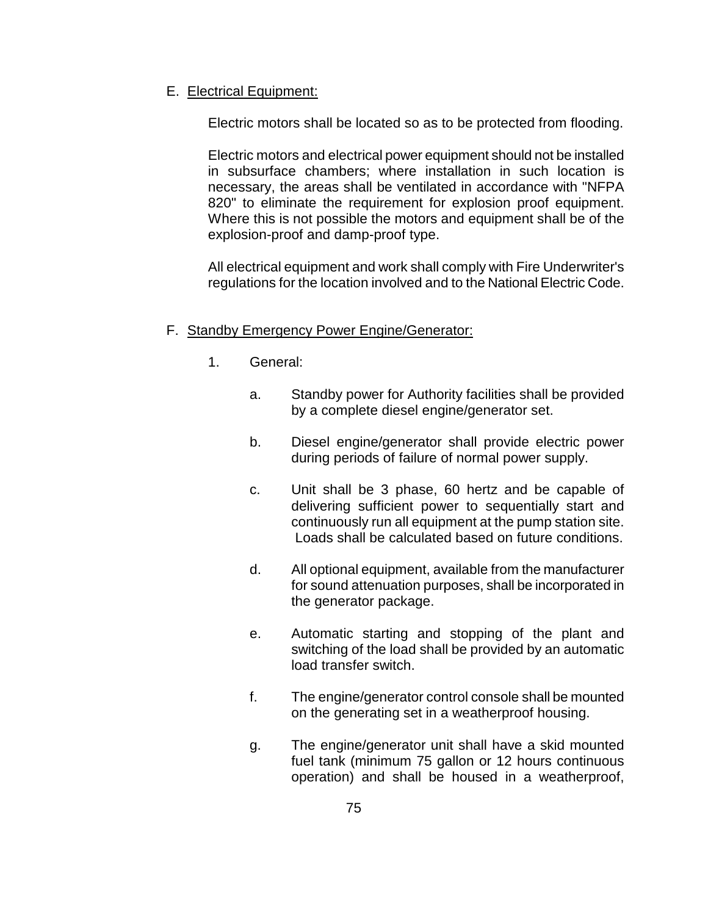E. Electrical Equipment:

Electric motors shall be located so as to be protected from flooding.

Electric motors and electrical power equipment should not be installed in subsurface chambers; where installation in such location is necessary, the areas shall be ventilated in accordance with "NFPA 820" to eliminate the requirement for explosion proof equipment. Where this is not possible the motors and equipment shall be of the explosion-proof and damp-proof type.

All electrical equipment and work shall comply with Fire Underwriter's regulations for the location involved and to the National Electric Code.

F. Standby Emergency Power Engine/Generator:

1. General:

   a. Standby power for Authority facilities shall be provided by a complete diesel engine/generator set.

   b. Diesel engine/generator shall provide electric power during periods of failure of normal power supply.

   c. Unit shall be 3 phase, 60 hertz and be capable of delivering sufficient power to sequentially start and continuously run all equipment at the pump station site. Loads shall be calculated based on future conditions.

   d. All optional equipment, available from the manufacturer for sound attenuation purposes, shall be incorporated in the generator package.

   e. Automatic starting and stopping of the plant and switching of the load shall be provided by an automatic load transfer switch.

   f. The engine/generator control console shall be mounted on the generating set in a weatherproof housing.

   g. The engine/generator unit shall have a skid mounted fuel tank (minimum 75 gallon or 12 hours continuous operation) and shall be housed in a weatherproof,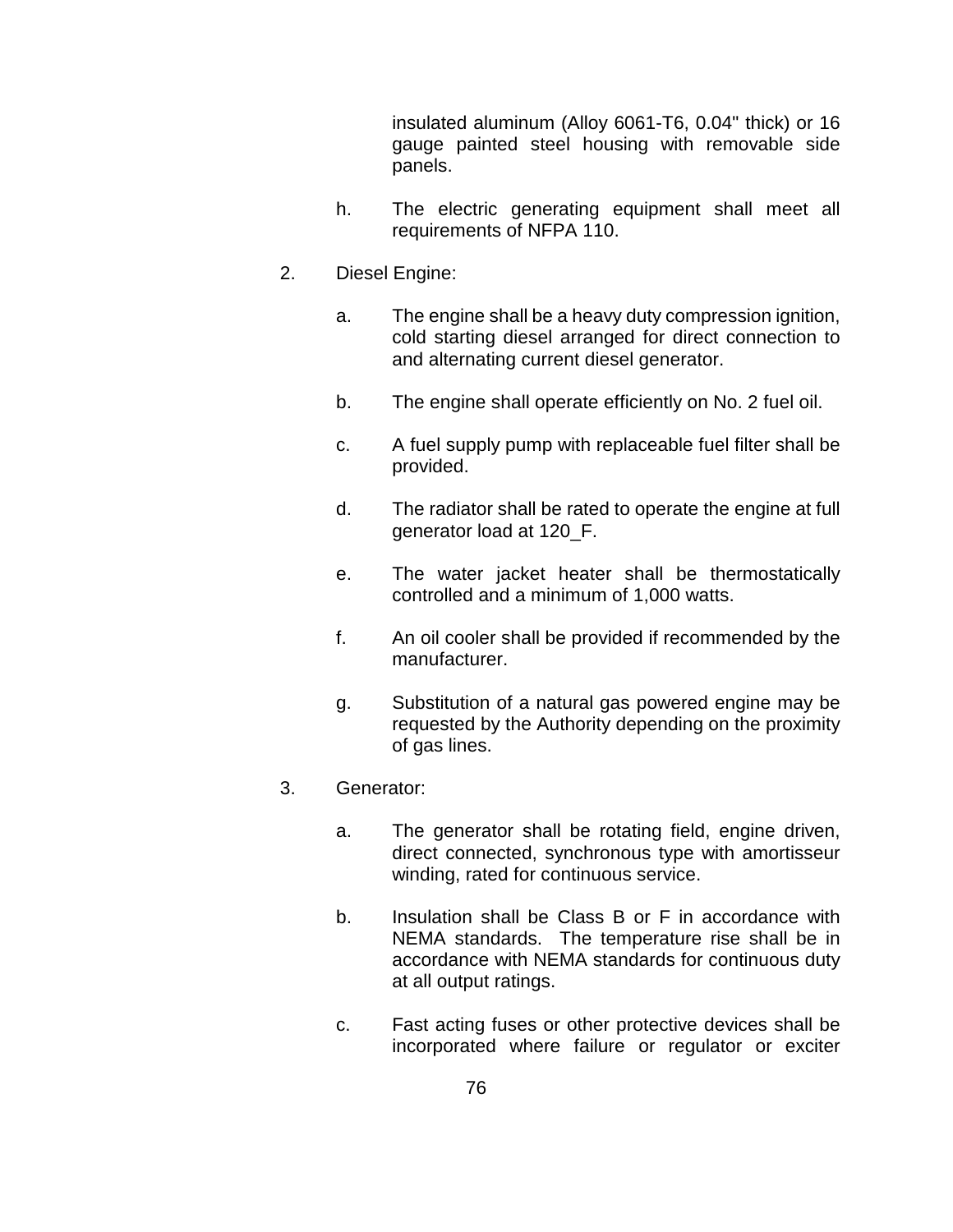insulated aluminum (Alloy 6061-T6, 0.04" thick) or 16 gauge painted steel housing with removable side panels.

h. The electric generating equipment shall meet all requirements of NFPA 110.

2. Diesel Engine:

   a. The engine shall be a heavy duty compression ignition, cold starting diesel arranged for direct connection to and alternating current diesel generator.

   b. The engine shall operate efficiently on No. 2 fuel oil.

   c. A fuel supply pump with replaceable fuel filter shall be provided.

   d. The radiator shall be rated to operate the engine at full generator load at 120_F.

   e. The water jacket heater shall be thermostatically controlled and a minimum of 1,000 watts.

   f. An oil cooler shall be provided if recommended by the manufacturer.

   g. Substitution of a natural gas powered engine may be requested by the Authority depending on the proximity of gas lines.

3. Generator:

   a. The generator shall be rotating field, engine driven, direct connected, synchronous type with amortisseur winding, rated for continuous service.

   b. Insulation shall be Class B or F in accordance with NEMA standards. The temperature rise shall be in accordance with NEMA standards for continuous duty at all output ratings.

   c. Fast acting fuses or other protective devices shall be incorporated where failure or regulator or exciter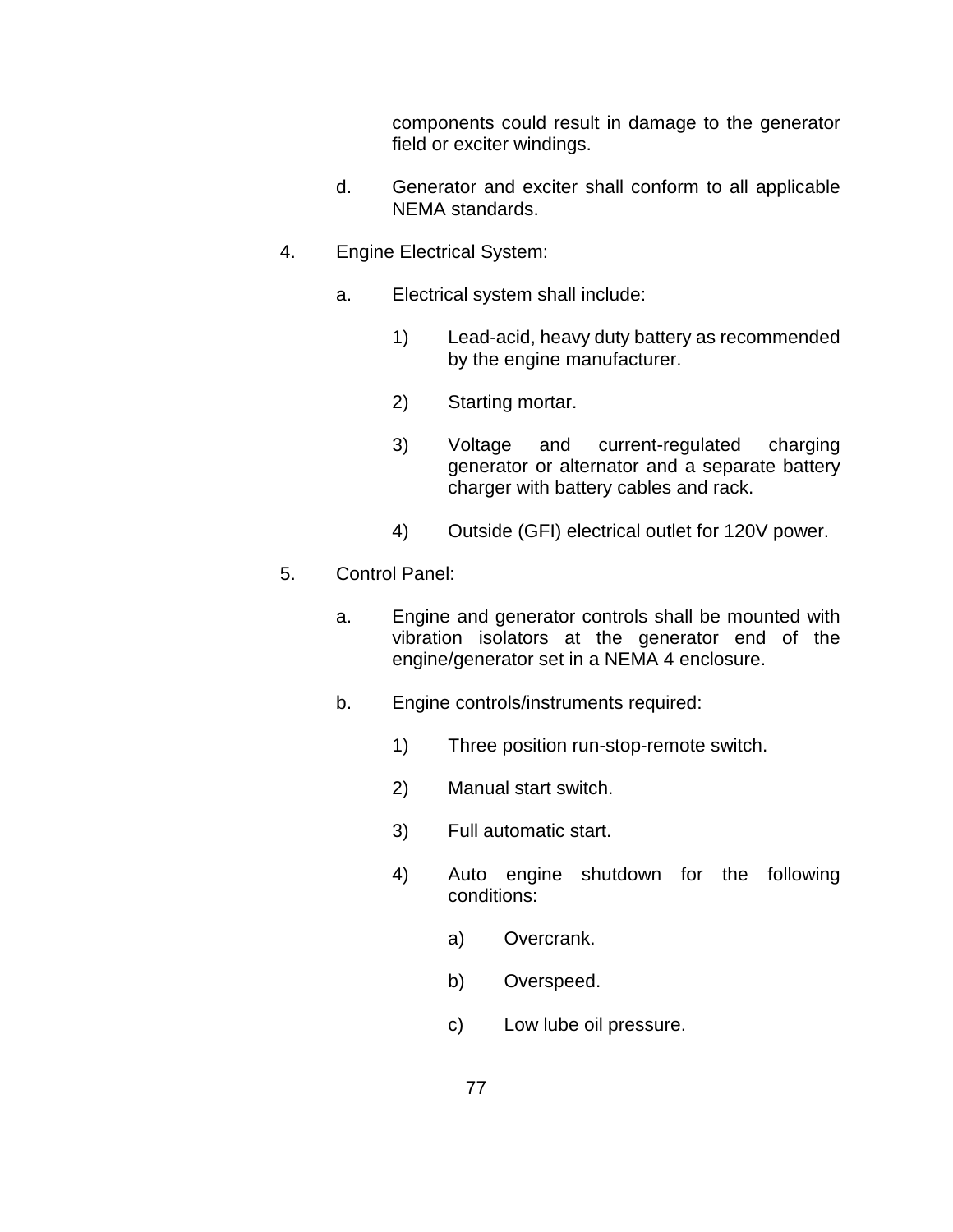components could result in damage to the generator field or exciter windings.

d. Generator and exciter shall conform to all applicable NEMA standards.

4. Engine Electrical System:

   a. Electrical system shall include:

      1) Lead-acid, heavy duty battery as recommended by the engine manufacturer.

      2) Starting mortar.

      3) Voltage and current-regulated charging generator or alternator and a separate battery charger with battery cables and rack.

      4) Outside (GFI) electrical outlet for 120V power.

5. Control Panel:

   a. Engine and generator controls shall be mounted with vibration isolators at the generator end of the engine/generator set in a NEMA 4 enclosure.

   b. Engine controls/instruments required:

      1) Three position run-stop-remote switch.

      2) Manual start switch.

      3) Full automatic start.

      4) Auto engine shutdown for the following conditions:

         a) Overcrank.

         b) Overspeed.

         c) Low lube oil pressure.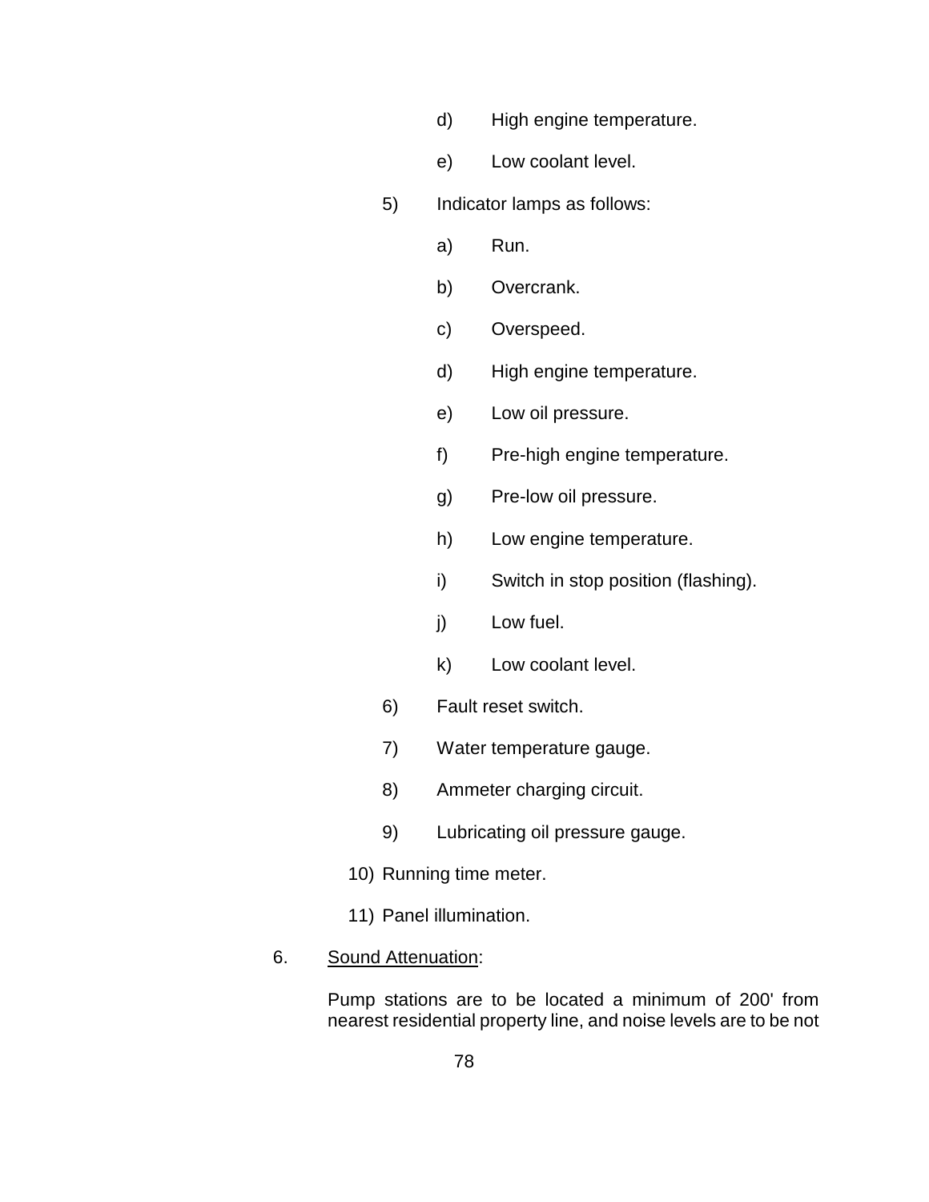d) High engine temperature.

e) Low coolant level.

5) Indicator lamps as follows:

a) Run.

b) Overcrank.

c) Overspeed.

d) High engine temperature.

e) Low oil pressure.

f) Pre-high engine temperature.

g) Pre-low oil pressure.

h) Low engine temperature.

i) Switch in stop position (flashing).

j) Low fuel.

k) Low coolant level.

6) Fault reset switch.

7) Water temperature gauge.

8) Ammeter charging circuit.

9) Lubricating oil pressure gauge.

10) Running time meter.

11) Panel illumination.

6. <u>Sound Attenuation</u>:

Pump stations are to be located a minimum of 200' from nearest residential property line, and noise levels are to be not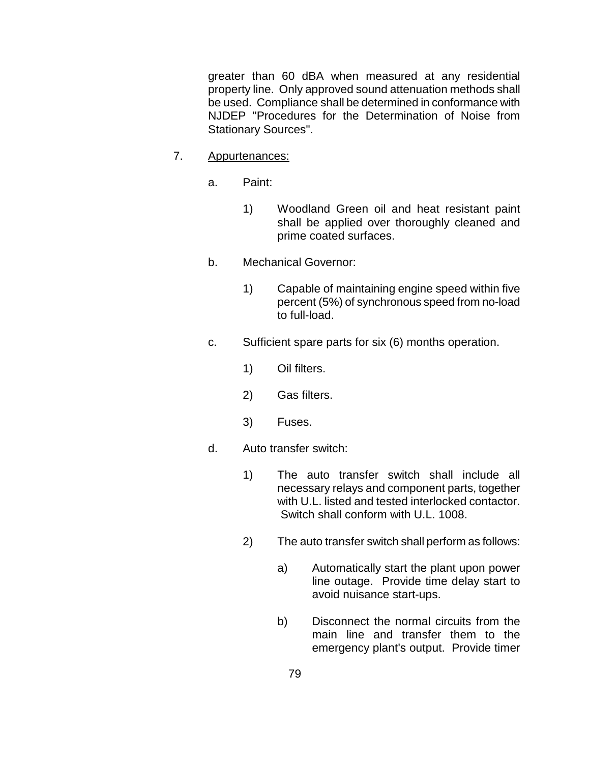greater than 60 dBA when measured at any residential property line. Only approved sound attenuation methods shall be used. Compliance shall be determined in conformance with NJDEP "Procedures for the Determination of Noise from Stationary Sources".

7. <u>Appurtenances:</u>

   a. Paint:

      1) Woodland Green oil and heat resistant paint shall be applied over thoroughly cleaned and prime coated surfaces.

   b. Mechanical Governor:

      1) Capable of maintaining engine speed within five percent (5%) of synchronous speed from no-load to full-load.

   c. Sufficient spare parts for six (6) months operation.

      1) Oil filters.

      2) Gas filters.

      3) Fuses.

   d. Auto transfer switch:

      1) The auto transfer switch shall include all necessary relays and component parts, together with U.L. listed and tested interlocked contactor. Switch shall conform with U.L. 1008.

      2) The auto transfer switch shall perform as follows:

         a) Automatically start the plant upon power line outage. Provide time delay start to avoid nuisance start-ups.

         b) Disconnect the normal circuits from the main line and transfer them to the emergency plant's output. Provide timer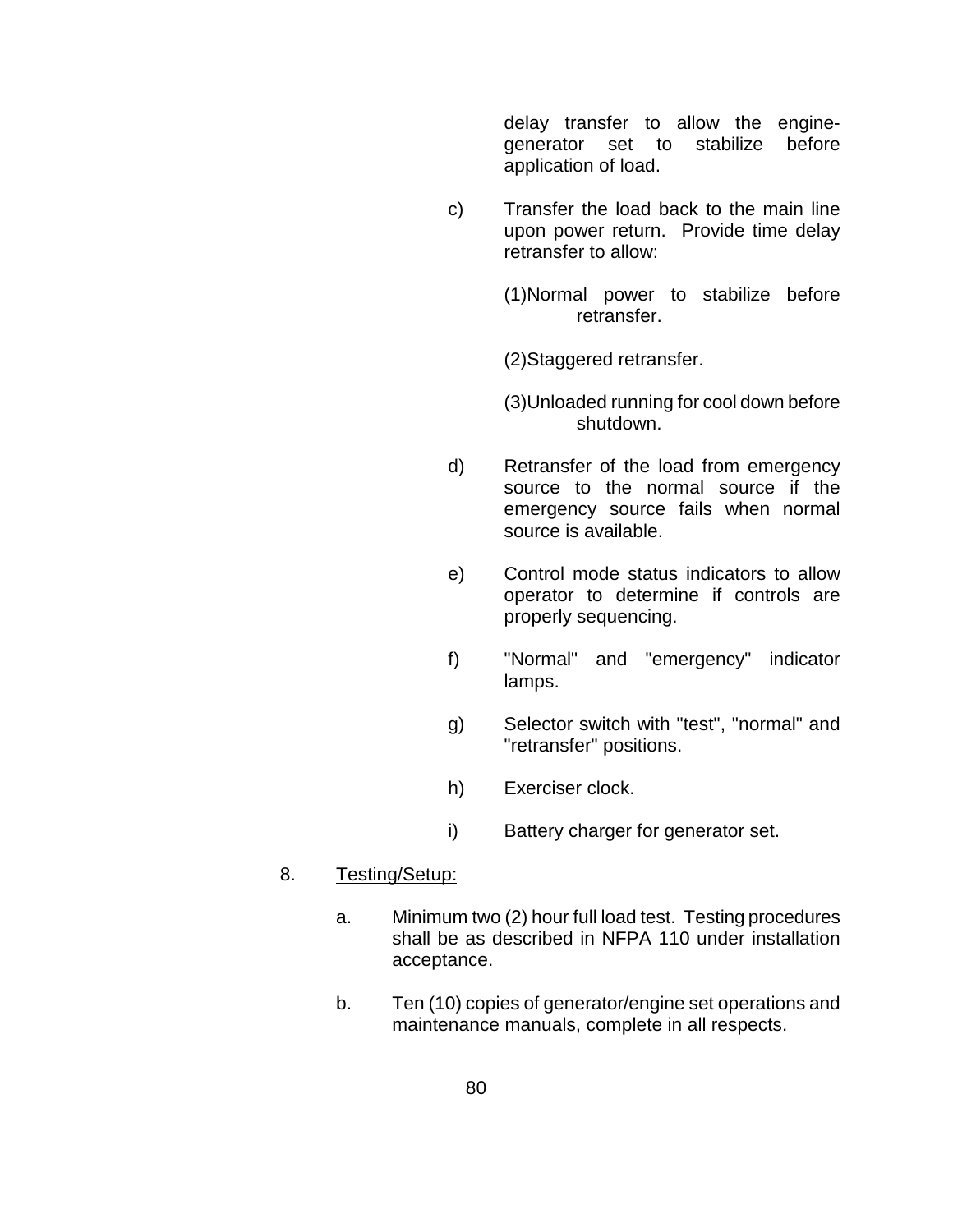delay transfer to allow the engine-generator set to stabilize before application of load.

c) Transfer the load back to the main line upon power return. Provide time delay retransfer to allow:

    (1) Normal power to stabilize before retransfer.

    (2) Staggered retransfer.

    (3) Unloaded running for cool down before shutdown.

d) Retransfer of the load from emergency source to the normal source if the emergency source fails when normal source is available.

e) Control mode status indicators to allow operator to determine if controls are properly sequencing.

f) "Normal" and "emergency" indicator lamps.

g) Selector switch with "test", "normal" and "retransfer" positions.

h) Exerciser clock.

i) Battery charger for generator set.

8. <u>Testing/Setup:</u>

   a. Minimum two (2) hour full load test. Testing procedures shall be as described in NFPA 110 under installation acceptance.

   b. Ten (10) copies of generator/engine set operations and maintenance manuals, complete in all respects.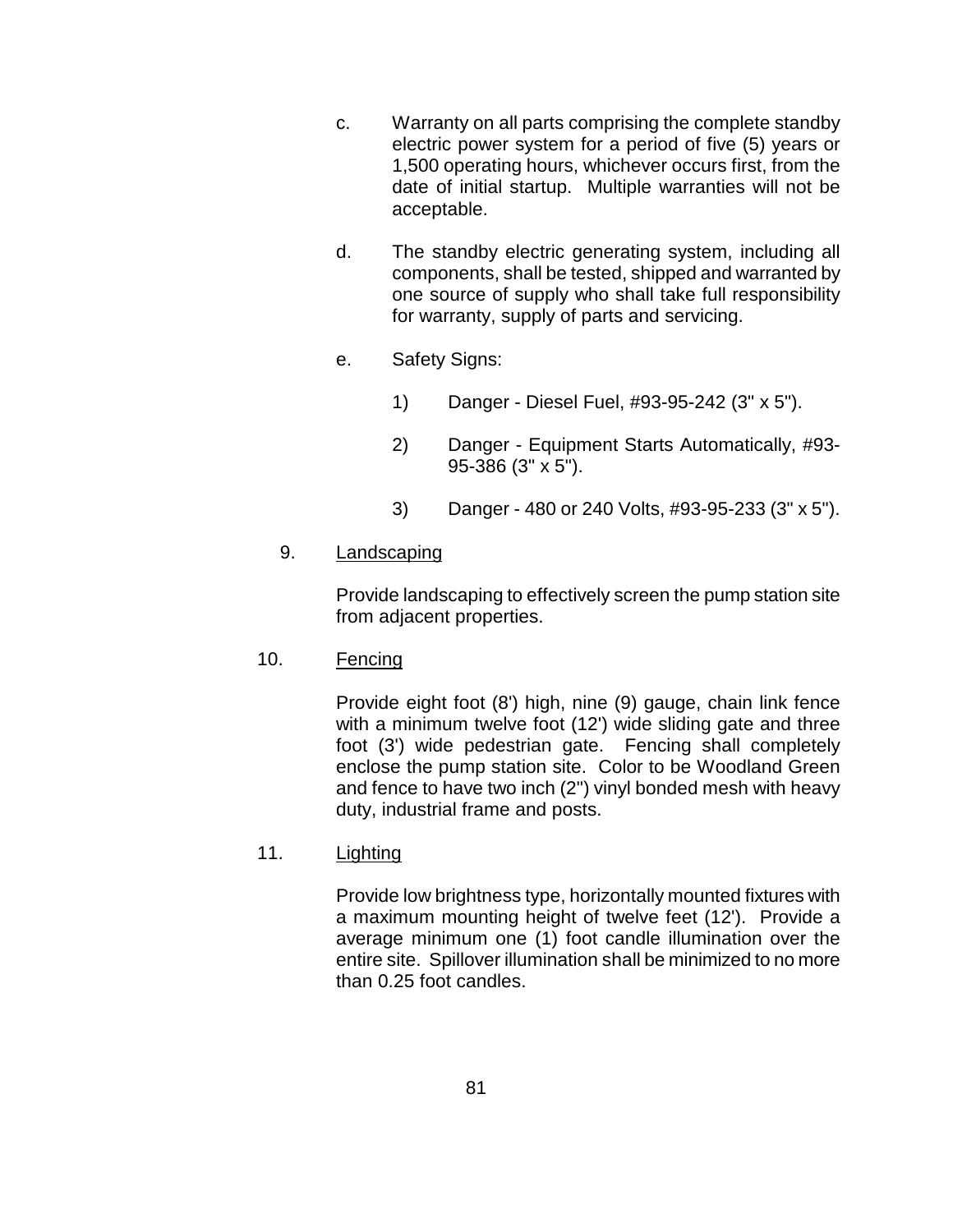c. Warranty on all parts comprising the complete standby electric power system for a period of five (5) years or 1,500 operating hours, whichever occurs first, from the date of initial startup. Multiple warranties will not be acceptable.

d. The standby electric generating system, including all components, shall be tested, shipped and warranted by one source of supply who shall take full responsibility for warranty, supply of parts and servicing.

e. Safety Signs:

   1) Danger - Diesel Fuel, #93-95-242 (3" x 5").

   2) Danger - Equipment Starts Automatically, #93-95-386 (3" x 5").

   3) Danger - 480 or 240 Volts, #93-95-233 (3" x 5").

9. <u>Landscaping</u>

   Provide landscaping to effectively screen the pump station site from adjacent properties.

10. <u>Fencing</u>

   Provide eight foot (8') high, nine (9) gauge, chain link fence with a minimum twelve foot (12') wide sliding gate and three foot (3') wide pedestrian gate. Fencing shall completely enclose the pump station site. Color to be Woodland Green and fence to have two inch (2") vinyl bonded mesh with heavy duty, industrial frame and posts.

11. <u>Lighting</u>

   Provide low brightness type, horizontally mounted fixtures with a maximum mounting height of twelve feet (12'). Provide a average minimum one (1) foot candle illumination over the entire site. Spillover illumination shall be minimized to no more than 0.25 foot candles.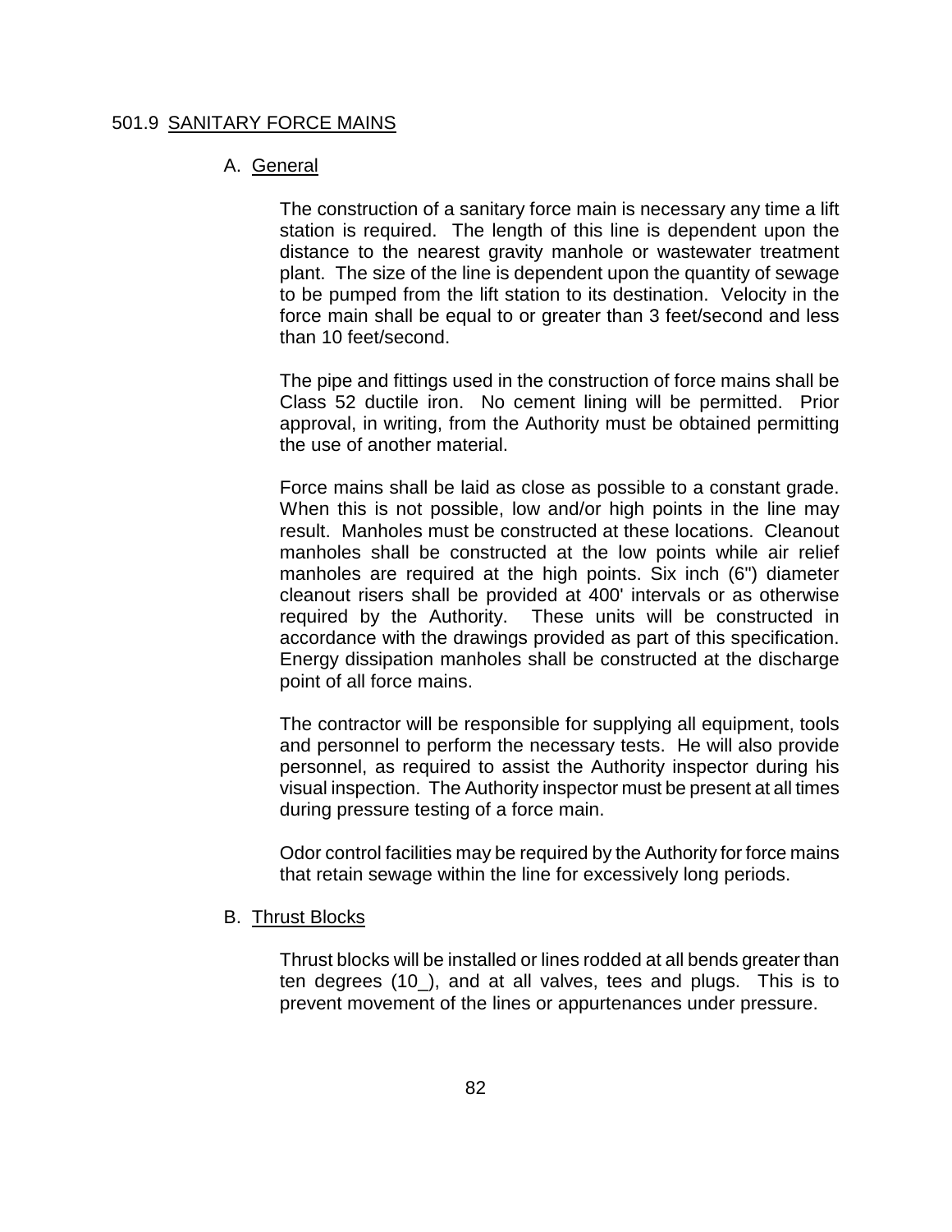## 501.9 SANITARY FORCE MAINS

### A. General

The construction of a sanitary force main is necessary any time a lift station is required. The length of this line is dependent upon the distance to the nearest gravity manhole or wastewater treatment plant. The size of the line is dependent upon the quantity of sewage to be pumped from the lift station to its destination. Velocity in the force main shall be equal to or greater than 3 feet/second and less than 10 feet/second.

The pipe and fittings used in the construction of force mains shall be Class 52 ductile iron. No cement lining will be permitted. Prior approval, in writing, from the Authority must be obtained permitting the use of another material.

Force mains shall be laid as close as possible to a constant grade. When this is not possible, low and/or high points in the line may result. Manholes must be constructed at these locations. Cleanout manholes shall be constructed at the low points while air relief manholes are required at the high points. Six inch (6") diameter cleanout risers shall be provided at 400' intervals or as otherwise required by the Authority. These units will be constructed in accordance with the drawings provided as part of this specification. Energy dissipation manholes shall be constructed at the discharge point of all force mains.

The contractor will be responsible for supplying all equipment, tools and personnel to perform the necessary tests. He will also provide personnel, as required to assist the Authority inspector during his visual inspection. The Authority inspector must be present at all times during pressure testing of a force main.

Odor control facilities may be required by the Authority for force mains that retain sewage within the line for excessively long periods.

### B. Thrust Blocks

Thrust blocks will be installed or lines rodded at all bends greater than ten degrees (10_), and at all valves, tees and plugs. This is to prevent movement of the lines or appurtenances under pressure.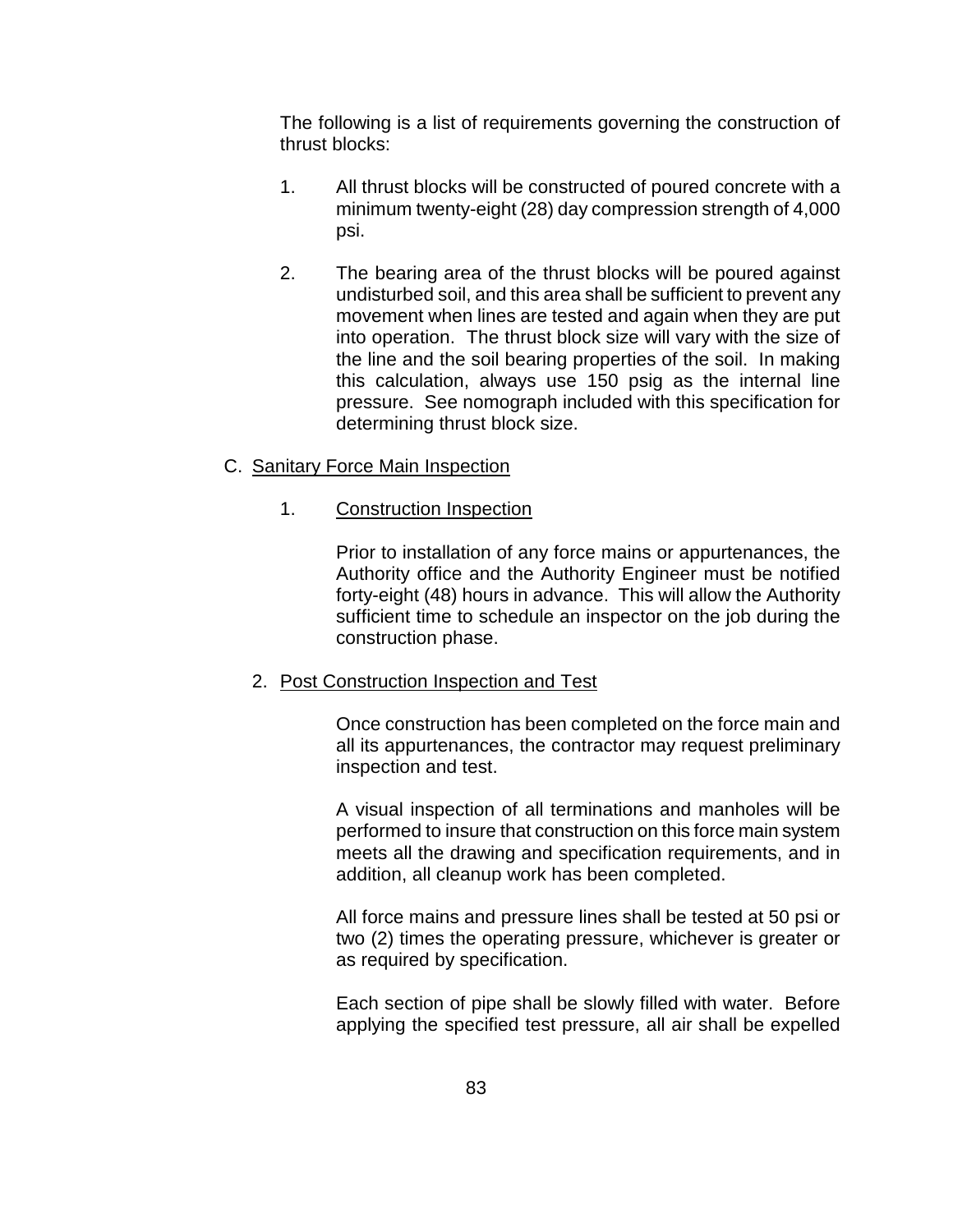The following is a list of requirements governing the construction of thrust blocks:

1. All thrust blocks will be constructed of poured concrete with a minimum twenty-eight (28) day compression strength of 4,000 psi.

2. The bearing area of the thrust blocks will be poured against undisturbed soil, and this area shall be sufficient to prevent any movement when lines are tested and again when they are put into operation. The thrust block size will vary with the size of the line and the soil bearing properties of the soil. In making this calculation, always use 150 psig as the internal line pressure. See nomograph included with this specification for determining thrust block size.

C. <u>Sanitary Force Main Inspection</u>

1. <u>Construction Inspection</u>

   Prior to installation of any force mains or appurtenances, the Authority office and the Authority Engineer must be notified forty-eight (48) hours in advance. This will allow the Authority sufficient time to schedule an inspector on the job during the construction phase.

2. <u>Post Construction Inspection and Test</u>

   Once construction has been completed on the force main and all its appurtenances, the contractor may request preliminary inspection and test.

   A visual inspection of all terminations and manholes will be performed to insure that construction on this force main system meets all the drawing and specification requirements, and in addition, all cleanup work has been completed.

   All force mains and pressure lines shall be tested at 50 psi or two (2) times the operating pressure, whichever is greater or as required by specification.

   Each section of pipe shall be slowly filled with water. Before applying the specified test pressure, all air shall be expelled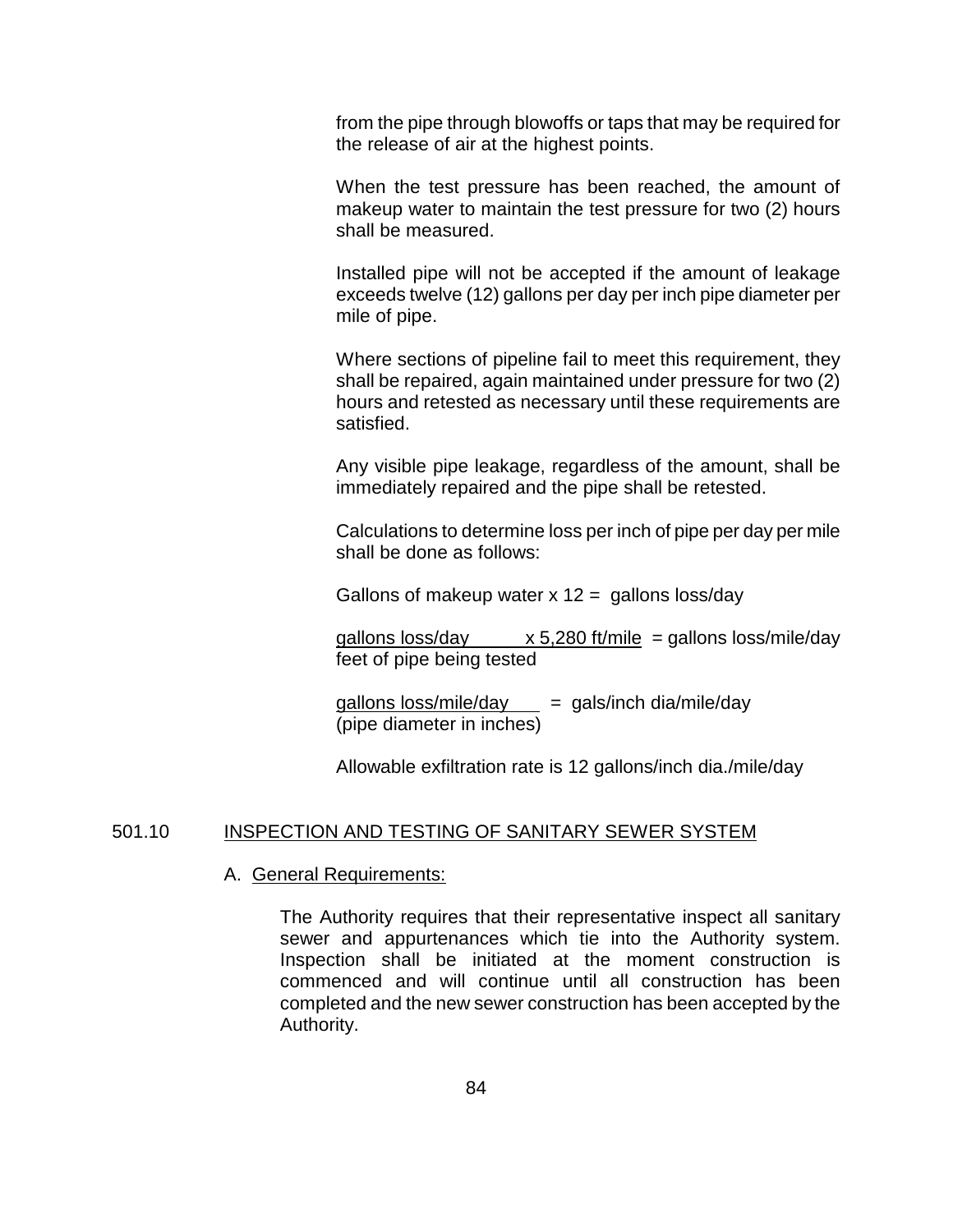from the pipe through blowoffs or taps that may be required for the release of air at the highest points.

When the test pressure has been reached, the amount of makeup water to maintain the test pressure for two (2) hours shall be measured.

Installed pipe will not be accepted if the amount of leakage exceeds twelve (12) gallons per day per inch pipe diameter per mile of pipe.

Where sections of pipeline fail to meet this requirement, they shall be repaired, again maintained under pressure for two (2) hours and retested as necessary until these requirements are satisfied.

Any visible pipe leakage, regardless of the amount, shall be immediately repaired and the pipe shall be retested.

Calculations to determine loss per inch of pipe per day per mile shall be done as follows:

Gallons of makeup water x 12 = gallons loss/day

$$\frac{\text{gallons loss/day}}{\text{feet of pipe being tested}} \times 5{,}280 \text{ ft/mile} = \text{gallons loss/mile/day}$$

$$\frac{\text{gallons loss/mile/day}}{\text{(pipe diameter in inches)}} = \text{gals/inch dia/mile/day}$$

Allowable exfiltration rate is 12 gallons/inch dia./mile/day

## 501.10 INSPECTION AND TESTING OF SANITARY SEWER SYSTEM

### A. General Requirements:

The Authority requires that their representative inspect all sanitary sewer and appurtenances which tie into the Authority system. Inspection shall be initiated at the moment construction is commenced and will continue until all construction has been completed and the new sewer construction has been accepted by the Authority.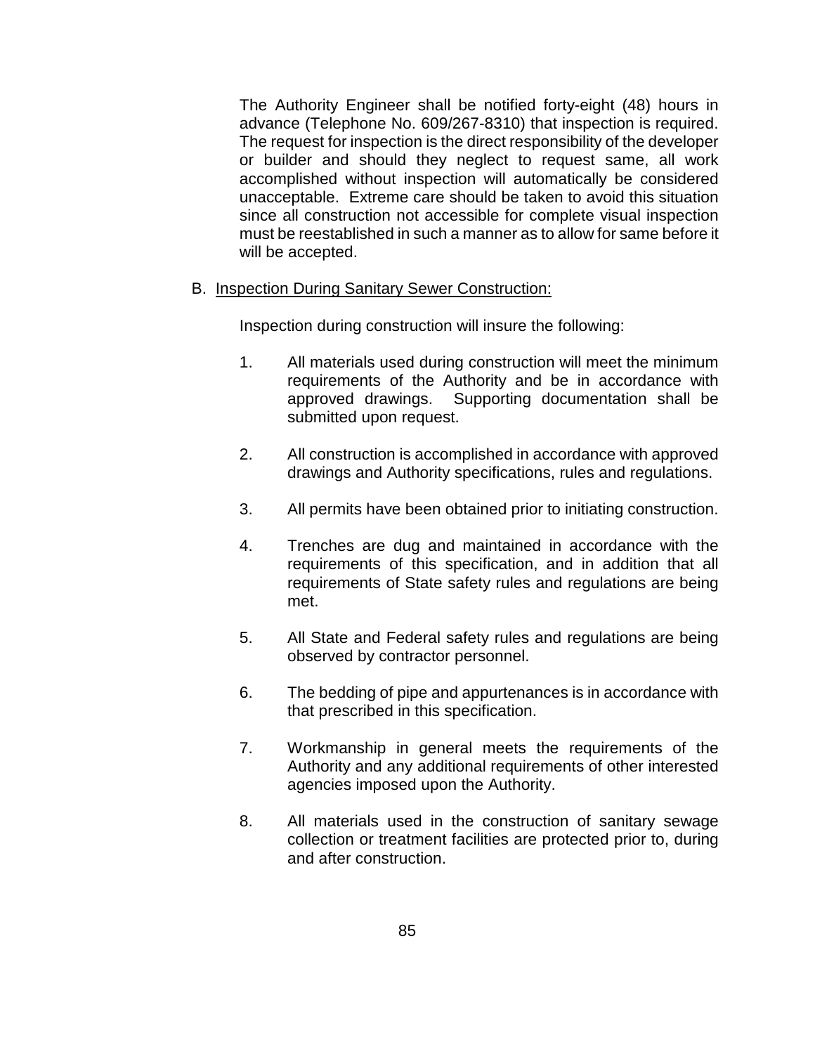The Authority Engineer shall be notified forty-eight (48) hours in advance (Telephone No. 609/267-8310) that inspection is required. The request for inspection is the direct responsibility of the developer or builder and should they neglect to request same, all work accomplished without inspection will automatically be considered unacceptable. Extreme care should be taken to avoid this situation since all construction not accessible for complete visual inspection must be reestablished in such a manner as to allow for same before it will be accepted.

B. <u>Inspection During Sanitary Sewer Construction:</u>

Inspection during construction will insure the following:

1. All materials used during construction will meet the minimum requirements of the Authority and be in accordance with approved drawings. Supporting documentation shall be submitted upon request.

2. All construction is accomplished in accordance with approved drawings and Authority specifications, rules and regulations.

3. All permits have been obtained prior to initiating construction.

4. Trenches are dug and maintained in accordance with the requirements of this specification, and in addition that all requirements of State safety rules and regulations are being met.

5. All State and Federal safety rules and regulations are being observed by contractor personnel.

6. The bedding of pipe and appurtenances is in accordance with that prescribed in this specification.

7. Workmanship in general meets the requirements of the Authority and any additional requirements of other interested agencies imposed upon the Authority.

8. All materials used in the construction of sanitary sewage collection or treatment facilities are protected prior to, during and after construction.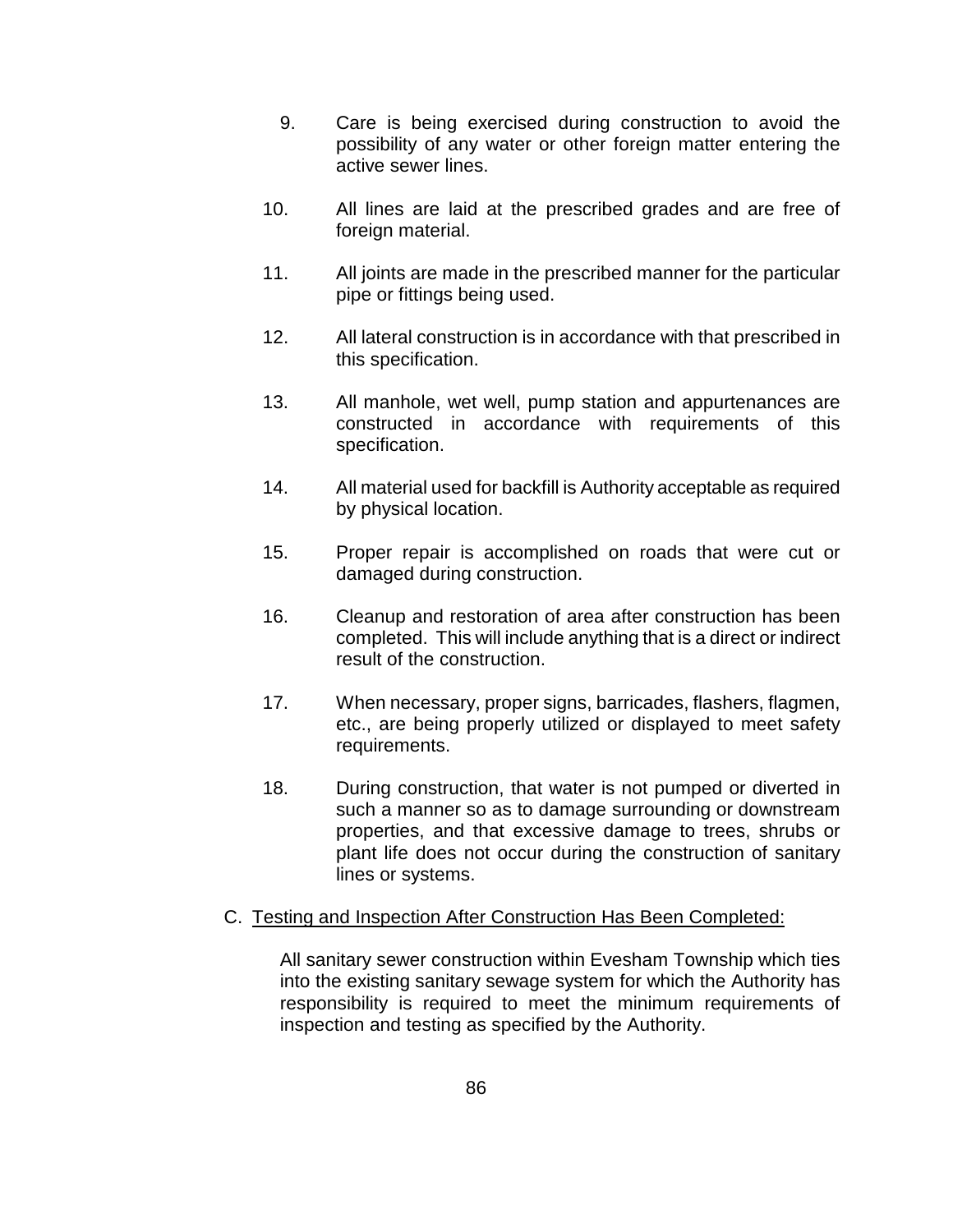9. Care is being exercised during construction to avoid the possibility of any water or other foreign matter entering the active sewer lines.

10. All lines are laid at the prescribed grades and are free of foreign material.

11. All joints are made in the prescribed manner for the particular pipe or fittings being used.

12. All lateral construction is in accordance with that prescribed in this specification.

13. All manhole, wet well, pump station and appurtenances are constructed in accordance with requirements of this specification.

14. All material used for backfill is Authority acceptable as required by physical location.

15. Proper repair is accomplished on roads that were cut or damaged during construction.

16. Cleanup and restoration of area after construction has been completed. This will include anything that is a direct or indirect result of the construction.

17. When necessary, proper signs, barricades, flashers, flagmen, etc., are being properly utilized or displayed to meet safety requirements.

18. During construction, that water is not pumped or diverted in such a manner so as to damage surrounding or downstream properties, and that excessive damage to trees, shrubs or plant life does not occur during the construction of sanitary lines or systems.

C. <u>Testing and Inspection After Construction Has Been Completed:</u>

All sanitary sewer construction within Evesham Township which ties into the existing sanitary sewage system for which the Authority has responsibility is required to meet the minimum requirements of inspection and testing as specified by the Authority.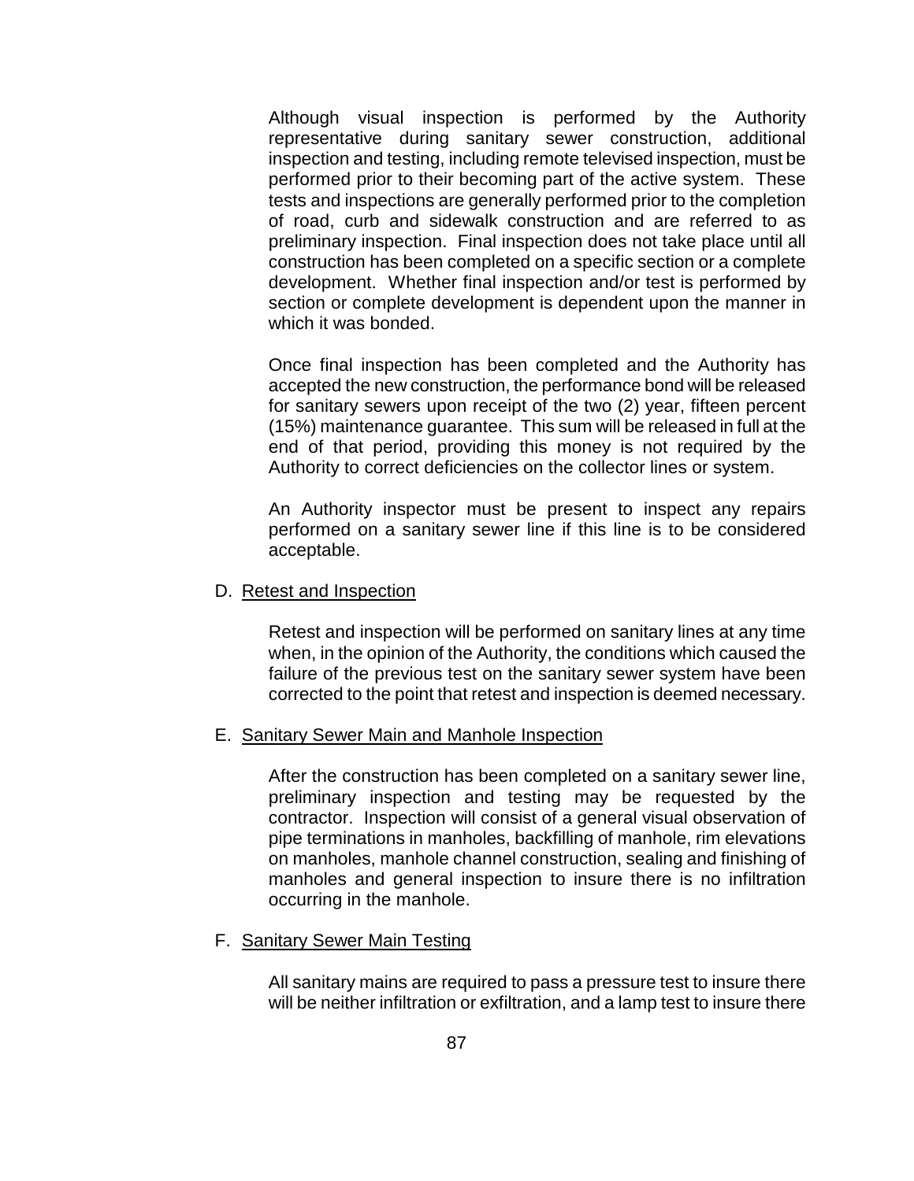Although visual inspection is performed by the Authority representative during sanitary sewer construction, additional inspection and testing, including remote televised inspection, must be performed prior to their becoming part of the active system. These tests and inspections are generally performed prior to the completion of road, curb and sidewalk construction and are referred to as preliminary inspection. Final inspection does not take place until all construction has been completed on a specific section or a complete development. Whether final inspection and/or test is performed by section or complete development is dependent upon the manner in which it was bonded.

Once final inspection has been completed and the Authority has accepted the new construction, the performance bond will be released for sanitary sewers upon receipt of the two (2) year, fifteen percent (15%) maintenance guarantee. This sum will be released in full at the end of that period, providing this money is not required by the Authority to correct deficiencies on the collector lines or system.

An Authority inspector must be present to inspect any repairs performed on a sanitary sewer line if this line is to be considered acceptable.

D. <u>Retest and Inspection</u>

Retest and inspection will be performed on sanitary lines at any time when, in the opinion of the Authority, the conditions which caused the failure of the previous test on the sanitary sewer system have been corrected to the point that retest and inspection is deemed necessary.

E. <u>Sanitary Sewer Main and Manhole Inspection</u>

After the construction has been completed on a sanitary sewer line, preliminary inspection and testing may be requested by the contractor. Inspection will consist of a general visual observation of pipe terminations in manholes, backfilling of manhole, rim elevations on manholes, manhole channel construction, sealing and finishing of manholes and general inspection to insure there is no infiltration occurring in the manhole.

F. <u>Sanitary Sewer Main Testing</u>

All sanitary mains are required to pass a pressure test to insure there will be neither infiltration or exfiltration, and a lamp test to insure there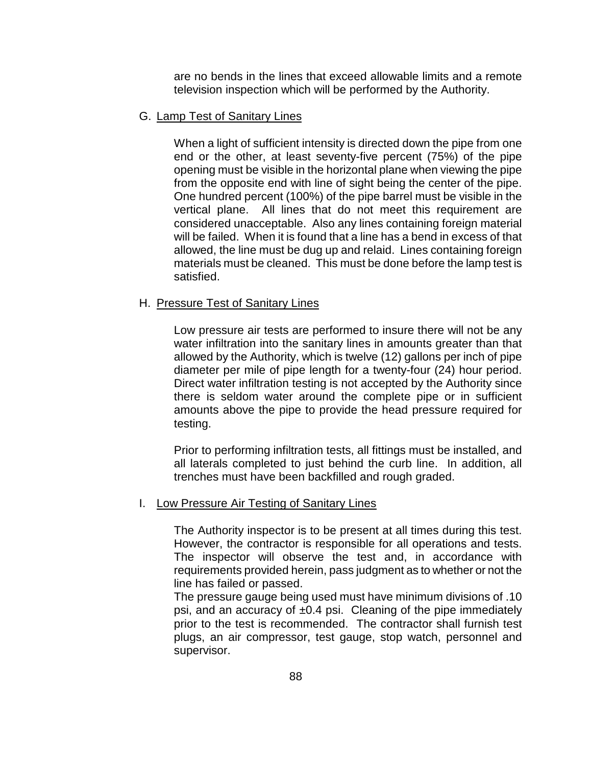are no bends in the lines that exceed allowable limits and a remote television inspection which will be performed by the Authority.

G. Lamp Test of Sanitary Lines

When a light of sufficient intensity is directed down the pipe from one end or the other, at least seventy-five percent (75%) of the pipe opening must be visible in the horizontal plane when viewing the pipe from the opposite end with line of sight being the center of the pipe. One hundred percent (100%) of the pipe barrel must be visible in the vertical plane. All lines that do not meet this requirement are considered unacceptable. Also any lines containing foreign material will be failed. When it is found that a line has a bend in excess of that allowed, the line must be dug up and relaid. Lines containing foreign materials must be cleaned. This must be done before the lamp test is satisfied.

H. Pressure Test of Sanitary Lines

Low pressure air tests are performed to insure there will not be any water infiltration into the sanitary lines in amounts greater than that allowed by the Authority, which is twelve (12) gallons per inch of pipe diameter per mile of pipe length for a twenty-four (24) hour period. Direct water infiltration testing is not accepted by the Authority since there is seldom water around the complete pipe or in sufficient amounts above the pipe to provide the head pressure required for testing.

Prior to performing infiltration tests, all fittings must be installed, and all laterals completed to just behind the curb line. In addition, all trenches must have been backfilled and rough graded.

I. Low Pressure Air Testing of Sanitary Lines

The Authority inspector is to be present at all times during this test. However, the contractor is responsible for all operations and tests. The inspector will observe the test and, in accordance with requirements provided herein, pass judgment as to whether or not the line has failed or passed.

The pressure gauge being used must have minimum divisions of .10 psi, and an accuracy of ±0.4 psi. Cleaning of the pipe immediately prior to the test is recommended. The contractor shall furnish test plugs, an air compressor, test gauge, stop watch, personnel and supervisor.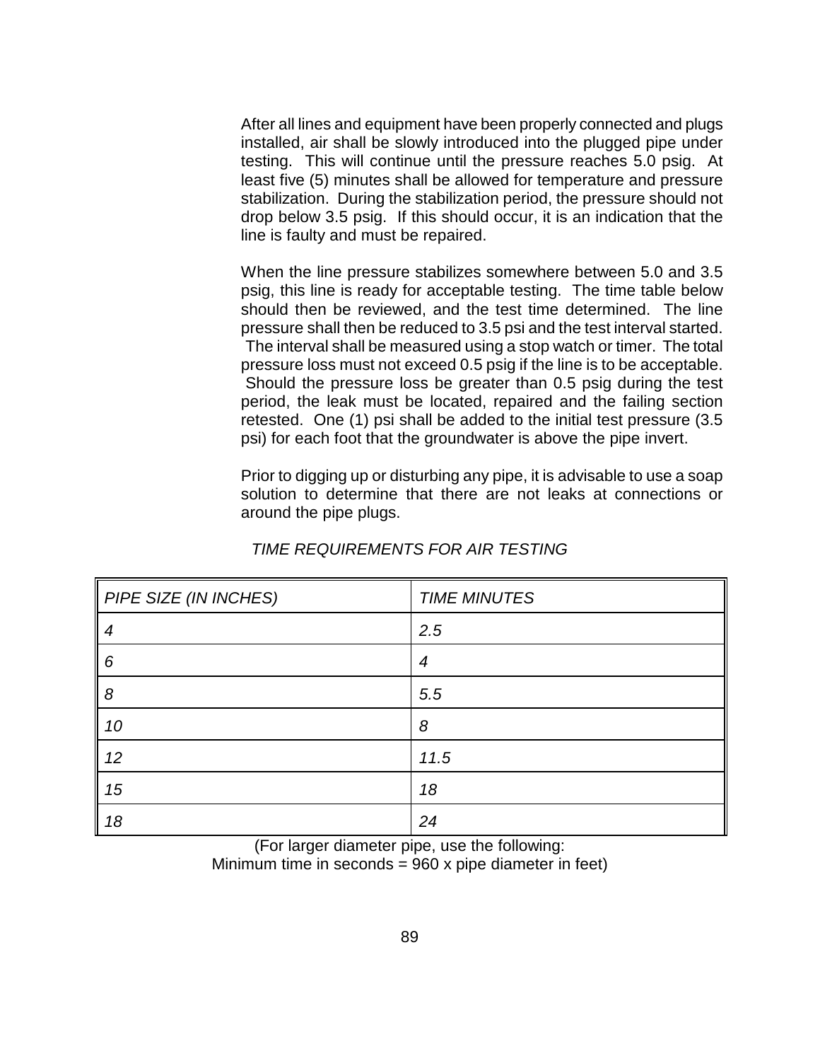After all lines and equipment have been properly connected and plugs installed, air shall be slowly introduced into the plugged pipe under testing. This will continue until the pressure reaches 5.0 psig. At least five (5) minutes shall be allowed for temperature and pressure stabilization. During the stabilization period, the pressure should not drop below 3.5 psig. If this should occur, it is an indication that the line is faulty and must be repaired.

When the line pressure stabilizes somewhere between 5.0 and 3.5 psig, this line is ready for acceptable testing. The time table below should then be reviewed, and the test time determined. The line pressure shall then be reduced to 3.5 psi and the test interval started. The interval shall be measured using a stop watch or timer. The total pressure loss must not exceed 0.5 psig if the line is to be acceptable. Should the pressure loss be greater than 0.5 psig during the test period, the leak must be located, repaired and the failing section retested. One (1) psi shall be added to the initial test pressure (3.5 psi) for each foot that the groundwater is above the pipe invert.

Prior to digging up or disturbing any pipe, it is advisable to use a soap solution to determine that there are not leaks at connections or around the pipe plugs.

*TIME REQUIREMENTS FOR AIR TESTING*

| *PIPE SIZE (IN INCHES)* | *TIME MINUTES* |
|---|---|
| *4* | *2.5* |
| *6* | *4* |
| *8* | *5.5* |
| *10* | *8* |
| *12* | *11.5* |
| *15* | *18* |
| *18* | *24* |

(For larger diameter pipe, use the following:
Minimum time in seconds = 960 x pipe diameter in feet)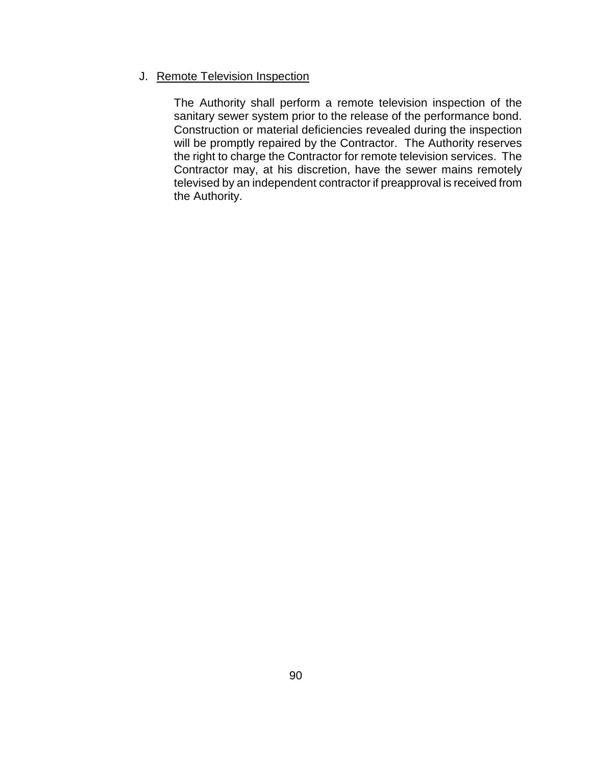### J. Remote Television Inspection

The Authority shall perform a remote television inspection of the sanitary sewer system prior to the release of the performance bond. Construction or material deficiencies revealed during the inspection will be promptly repaired by the Contractor. The Authority reserves the right to charge the Contractor for remote television services. The Contractor may, at his discretion, have the sewer mains remotely televised by an independent contractor if preapproval is received from the Authority.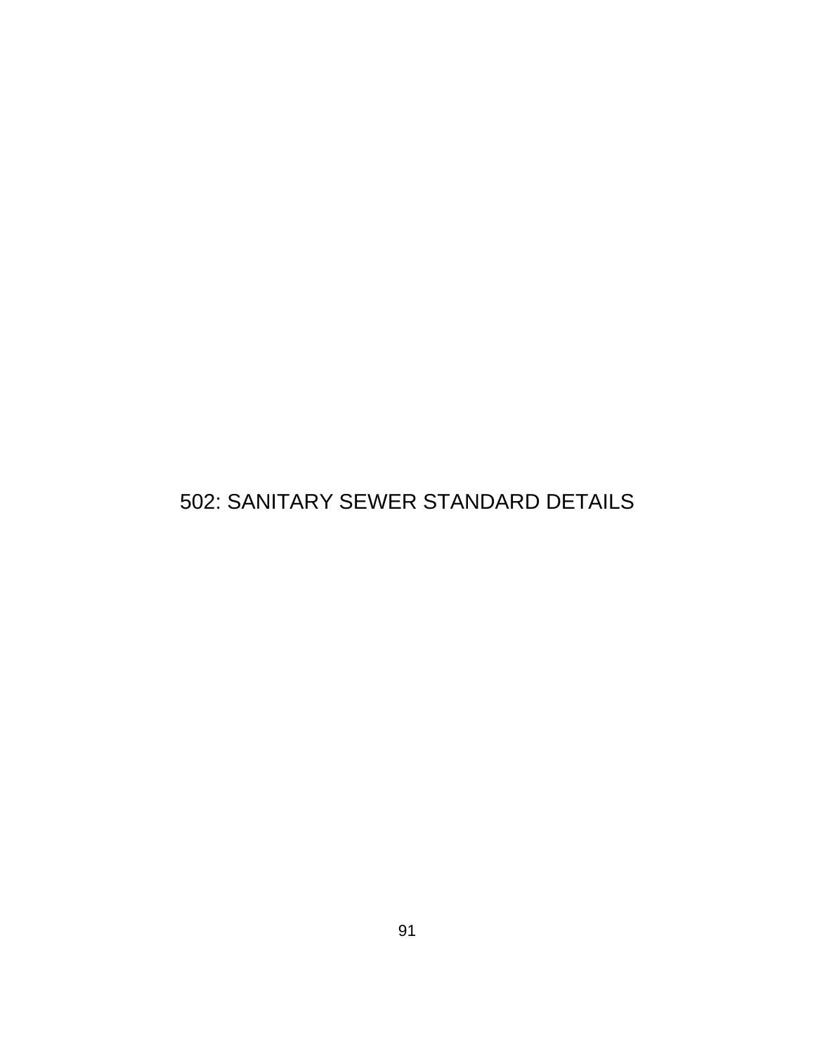# 502: SANITARY SEWER STANDARD DETAILS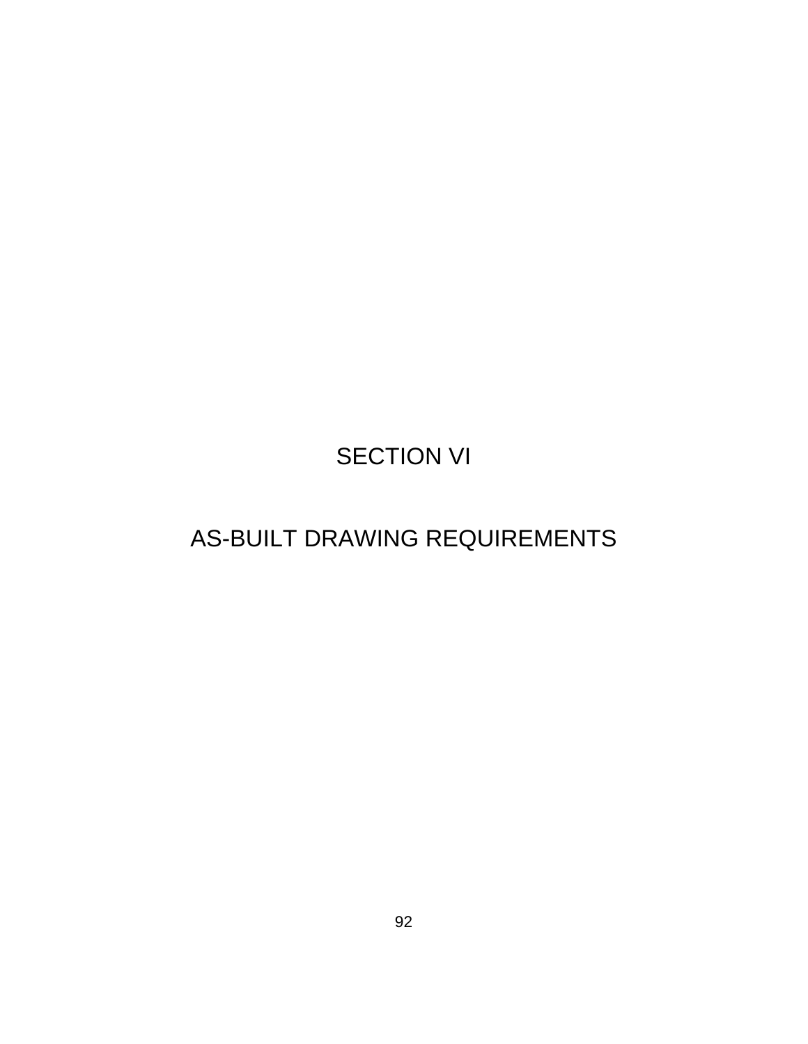# SECTION VI

# AS-BUILT DRAWING REQUIREMENTS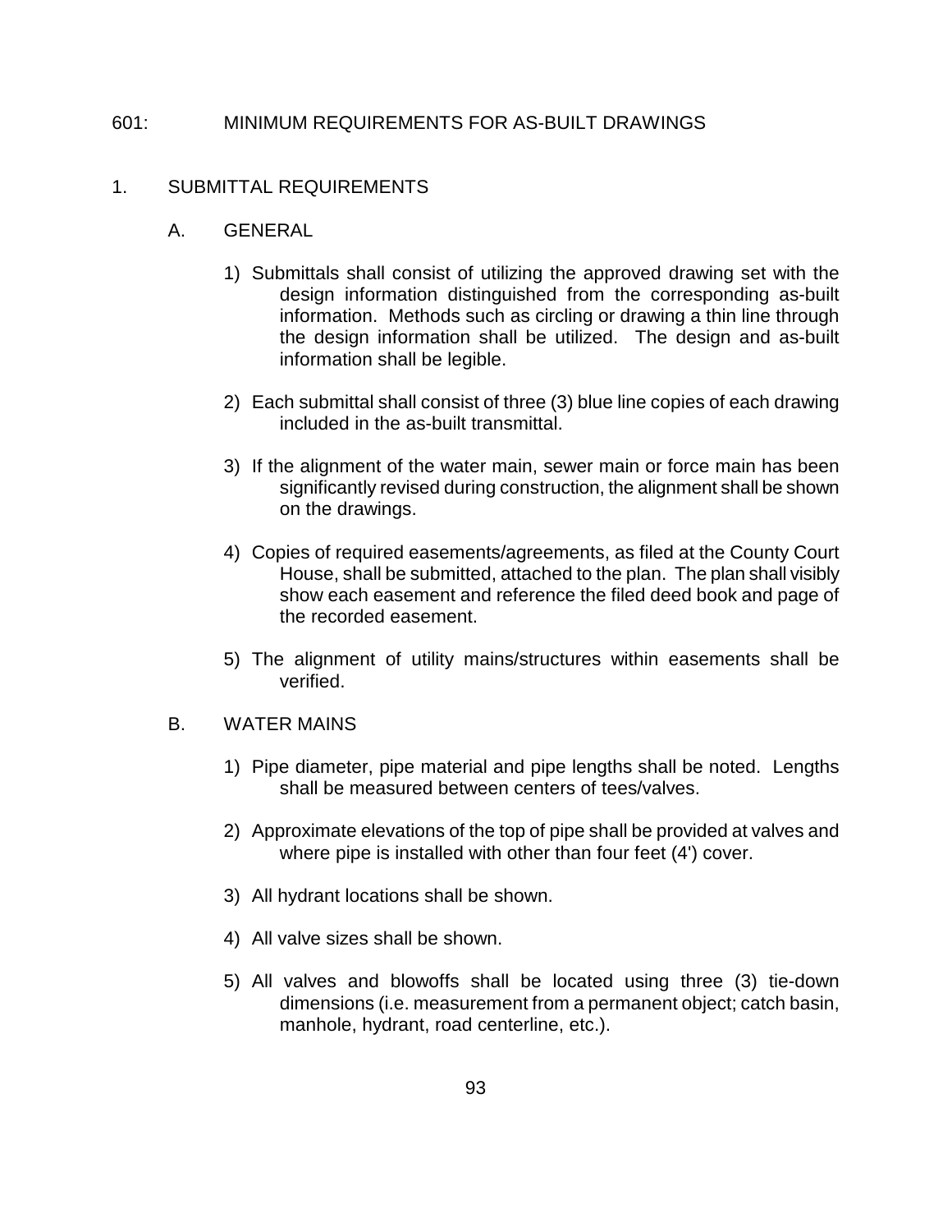# 601: MINIMUM REQUIREMENTS FOR AS-BUILT DRAWINGS

## 1. SUBMITTAL REQUIREMENTS

### A. GENERAL

1) Submittals shall consist of utilizing the approved drawing set with the design information distinguished from the corresponding as-built information. Methods such as circling or drawing a thin line through the design information shall be utilized. The design and as-built information shall be legible.

2) Each submittal shall consist of three (3) blue line copies of each drawing included in the as-built transmittal.

3) If the alignment of the water main, sewer main or force main has been significantly revised during construction, the alignment shall be shown on the drawings.

4) Copies of required easements/agreements, as filed at the County Court House, shall be submitted, attached to the plan. The plan shall visibly show each easement and reference the filed deed book and page of the recorded easement.

5) The alignment of utility mains/structures within easements shall be verified.

### B. WATER MAINS

1) Pipe diameter, pipe material and pipe lengths shall be noted. Lengths shall be measured between centers of tees/valves.

2) Approximate elevations of the top of pipe shall be provided at valves and where pipe is installed with other than four feet (4') cover.

3) All hydrant locations shall be shown.

4) All valve sizes shall be shown.

5) All valves and blowoffs shall be located using three (3) tie-down dimensions (i.e. measurement from a permanent object; catch basin, manhole, hydrant, road centerline, etc.).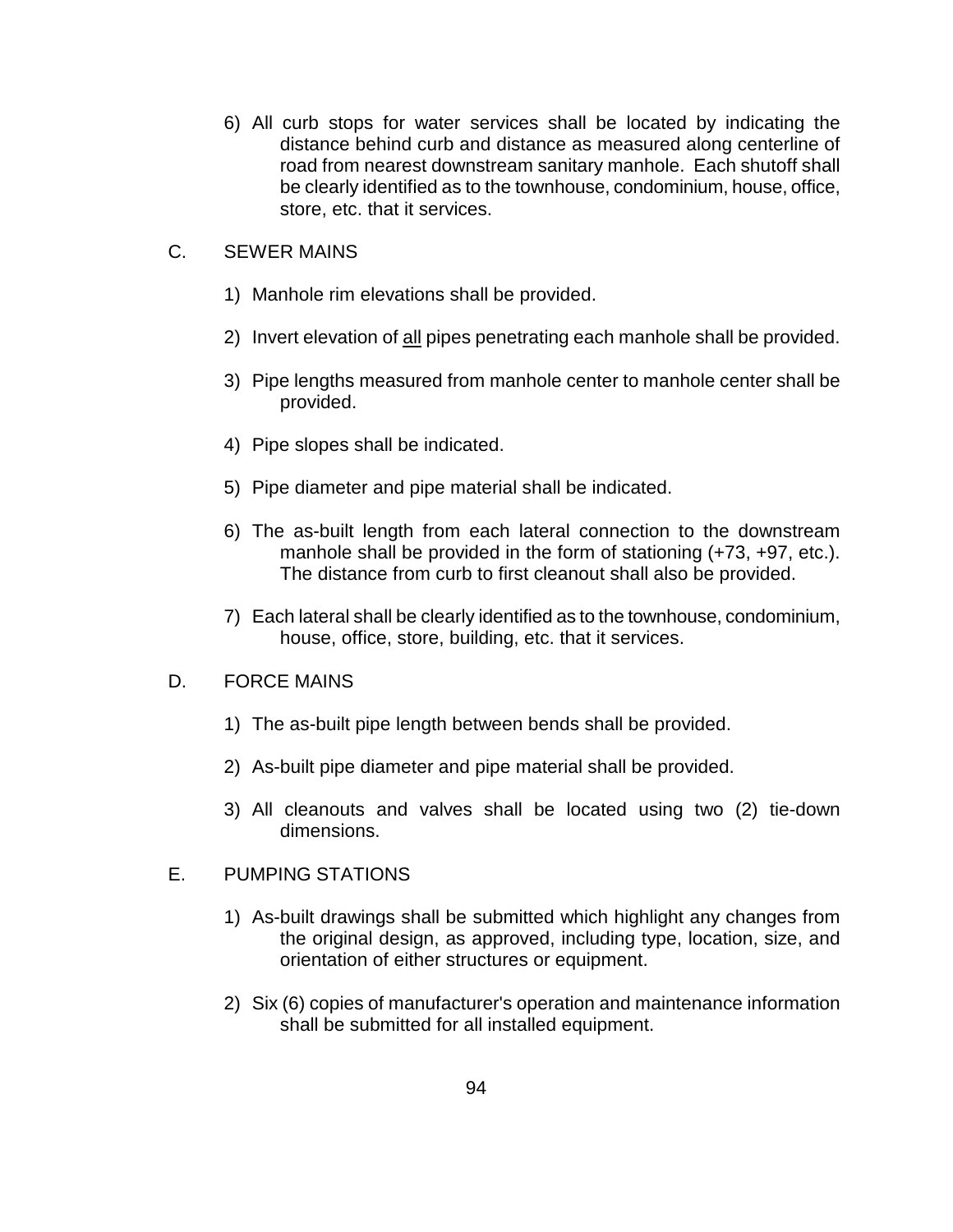6) All curb stops for water services shall be located by indicating the distance behind curb and distance as measured along centerline of road from nearest downstream sanitary manhole. Each shutoff shall be clearly identified as to the townhouse, condominium, house, office, store, etc. that it services.

C. SEWER MAINS

1) Manhole rim elevations shall be provided.

2) Invert elevation of <u>all</u> pipes penetrating each manhole shall be provided.

3) Pipe lengths measured from manhole center to manhole center shall be provided.

4) Pipe slopes shall be indicated.

5) Pipe diameter and pipe material shall be indicated.

6) The as-built length from each lateral connection to the downstream manhole shall be provided in the form of stationing (+73, +97, etc.). The distance from curb to first cleanout shall also be provided.

7) Each lateral shall be clearly identified as to the townhouse, condominium, house, office, store, building, etc. that it services.

D. FORCE MAINS

1) The as-built pipe length between bends shall be provided.

2) As-built pipe diameter and pipe material shall be provided.

3) All cleanouts and valves shall be located using two (2) tie-down dimensions.

E. PUMPING STATIONS

1) As-built drawings shall be submitted which highlight any changes from the original design, as approved, including type, location, size, and orientation of either structures or equipment.

2) Six (6) copies of manufacturer's operation and maintenance information shall be submitted for all installed equipment.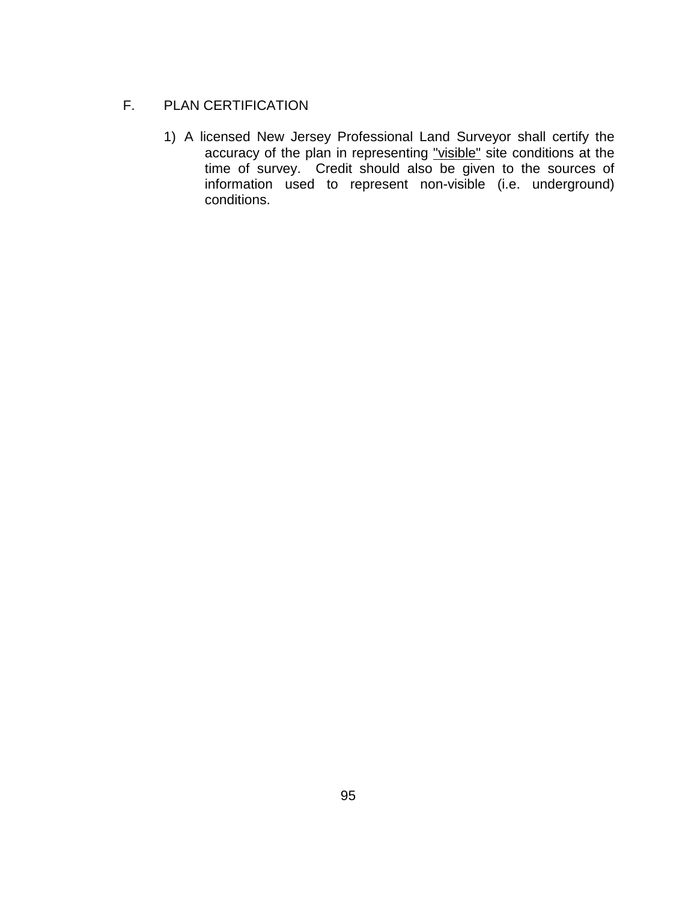## F. PLAN CERTIFICATION

1) A licensed New Jersey Professional Land Surveyor shall certify the accuracy of the plan in representing <u>"visible"</u> site conditions at the time of survey. Credit should also be given to the sources of information used to represent non-visible (i.e. underground) conditions.